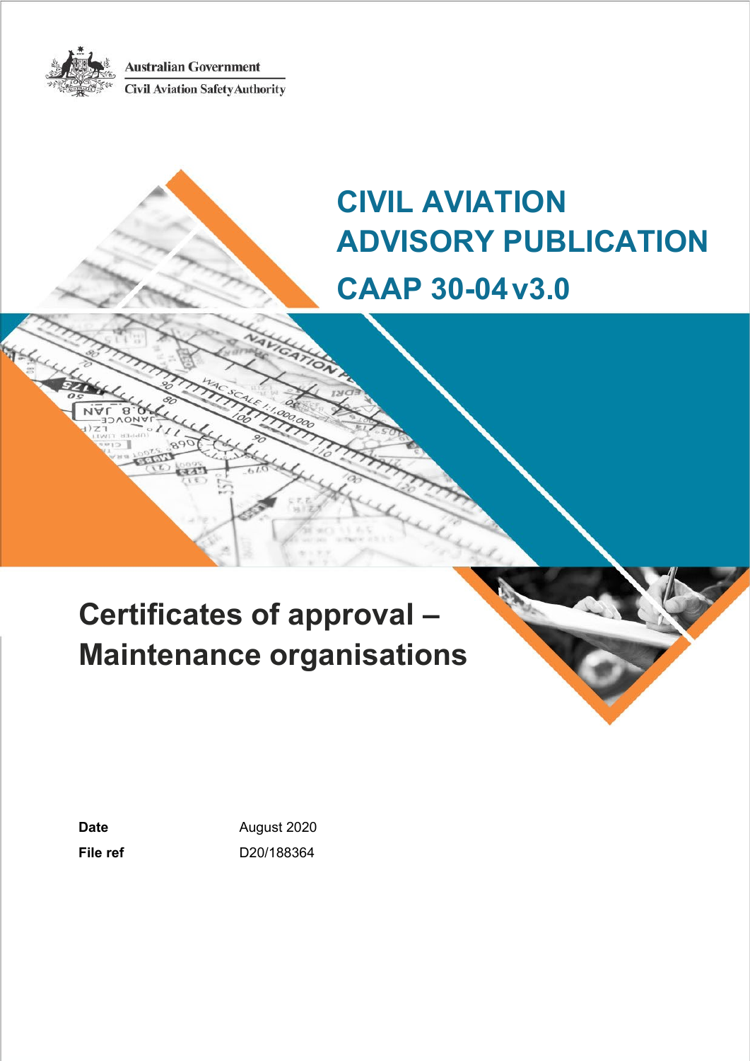Australian Government

Civil Aviation Safety Authority

# CIVIL AVIATION ADVISORY PUBLICATION

# CAAP 30-04 v3.0

## Certificates of approval – Maintenance organisations

| | |
|---|---|
| **Date** | August 2020 |
| **File ref** | D20/188364 |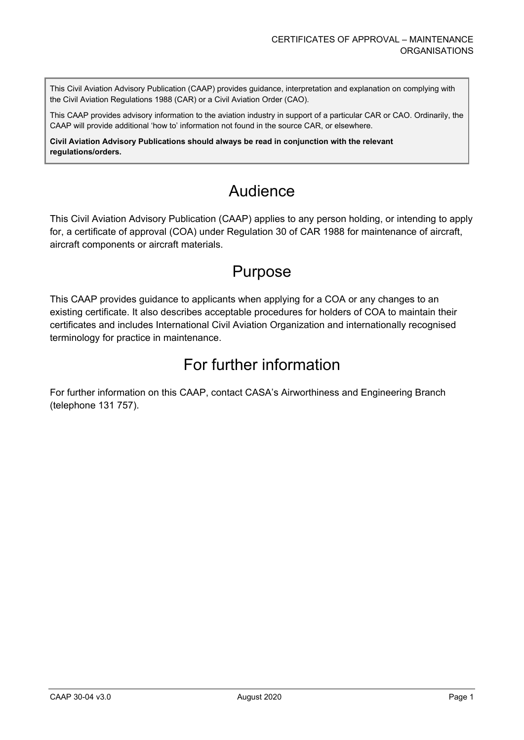This Civil Aviation Advisory Publication (CAAP) provides guidance, interpretation and explanation on complying with the Civil Aviation Regulations 1988 (CAR) or a Civil Aviation Order (CAO).

This CAAP provides advisory information to the aviation industry in support of a particular CAR or CAO. Ordinarily, the CAAP will provide additional 'how to' information not found in the source CAR, or elsewhere.

**Civil Aviation Advisory Publications should always be read in conjunction with the relevant regulations/orders.**

# Audience

This Civil Aviation Advisory Publication (CAAP) applies to any person holding, or intending to apply for, a certificate of approval (COA) under Regulation 30 of CAR 1988 for maintenance of aircraft, aircraft components or aircraft materials.

# Purpose

This CAAP provides guidance to applicants when applying for a COA or any changes to an existing certificate. It also describes acceptable procedures for holders of COA to maintain their certificates and includes International Civil Aviation Organization and internationally recognised terminology for practice in maintenance.

# For further information

For further information on this CAAP, contact CASA's Airworthiness and Engineering Branch (telephone 131 757).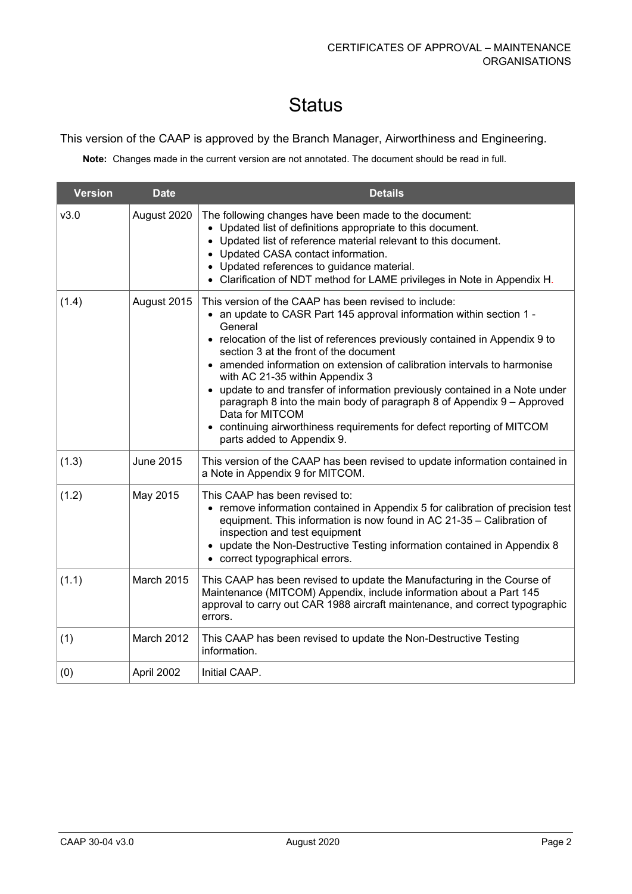# Status

This version of the CAAP is approved by the Branch Manager, Airworthiness and Engineering.

**Note:** Changes made in the current version are not annotated. The document should be read in full.

| Version | Date | Details |
|---|---|---|
| v3.0 | August 2020 | The following changes have been made to the document:<br>• Updated list of definitions appropriate to this document.<br>• Updated list of reference material relevant to this document.<br>• Updated CASA contact information.<br>• Updated references to guidance material.<br>• Clarification of NDT method for LAME privileges in Note in Appendix H. |
| (1.4) | August 2015 | This version of the CAAP has been revised to include:<br>• an update to CASR Part 145 approval information within section 1 - General<br>• relocation of the list of references previously contained in Appendix 9 to section 3 at the front of the document<br>• amended information on extension of calibration intervals to harmonise with AC 21-35 within Appendix 3<br>• update to and transfer of information previously contained in a Note under paragraph 8 into the main body of paragraph 8 of Appendix 9 – Approved Data for MITCOM<br>• continuing airworthiness requirements for defect reporting of MITCOM parts added to Appendix 9. |
| (1.3) | June 2015 | This version of the CAAP has been revised to update information contained in a Note in Appendix 9 for MITCOM. |
| (1.2) | May 2015 | This CAAP has been revised to:<br>• remove information contained in Appendix 5 for calibration of precision test equipment. This information is now found in AC 21-35 – Calibration of inspection and test equipment<br>• update the Non-Destructive Testing information contained in Appendix 8<br>• correct typographical errors. |
| (1.1) | March 2015 | This CAAP has been revised to update the Manufacturing in the Course of Maintenance (MITCOM) Appendix, include information about a Part 145 approval to carry out CAR 1988 aircraft maintenance, and correct typographic errors. |
| (1) | March 2012 | This CAAP has been revised to update the Non-Destructive Testing information. |
| (0) | April 2002 | Initial CAAP. |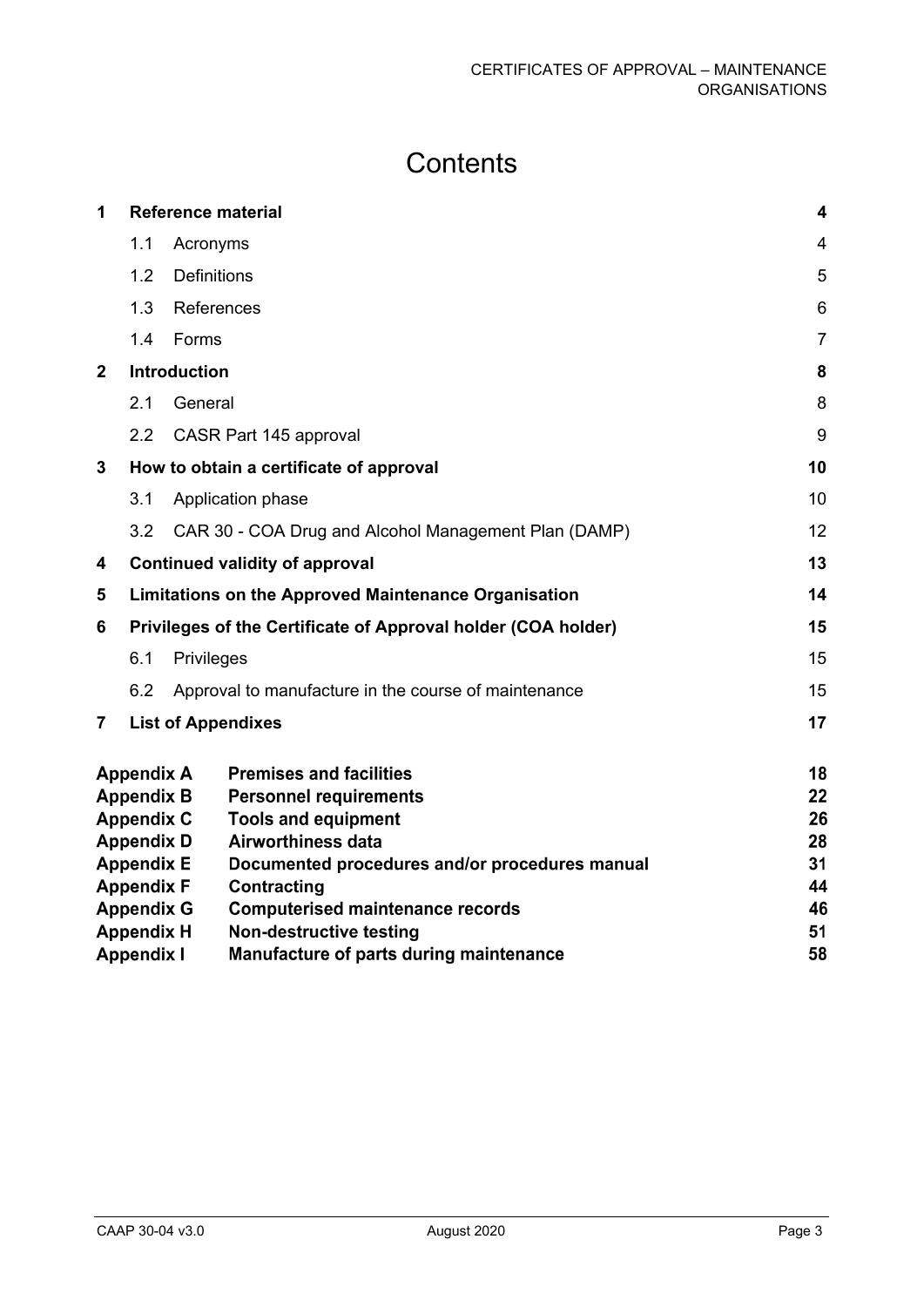# Contents

| | | |
|---|---|---|
| **1** | **Reference material** | **4** |
| 1.1 | Acronyms | 4 |
| 1.2 | Definitions | 5 |
| 1.3 | References | 6 |
| 1.4 | Forms | 7 |
| **2** | **Introduction** | **8** |
| 2.1 | General | 8 |
| 2.2 | CASR Part 145 approval | 9 |
| **3** | **How to obtain a certificate of approval** | **10** |
| 3.1 | Application phase | 10 |
| 3.2 | CAR 30 - COA Drug and Alcohol Management Plan (DAMP) | 12 |
| **4** | **Continued validity of approval** | **13** |
| **5** | **Limitations on the Approved Maintenance Organisation** | **14** |
| **6** | **Privileges of the Certificate of Approval holder (COA holder)** | **15** |
| 6.1 | Privileges | 15 |
| 6.2 | Approval to manufacture in the course of maintenance | 15 |
| **7** | **List of Appendixes** | **17** |
| **Appendix A** | **Premises and facilities** | **18** |
| **Appendix B** | **Personnel requirements** | **22** |
| **Appendix C** | **Tools and equipment** | **26** |
| **Appendix D** | **Airworthiness data** | **28** |
| **Appendix E** | **Documented procedures and/or procedures manual** | **31** |
| **Appendix F** | **Contracting** | **44** |
| **Appendix G** | **Computerised maintenance records** | **46** |
| **Appendix H** | **Non-destructive testing** | **51** |
| **Appendix I** | **Manufacture of parts during maintenance** | **58** |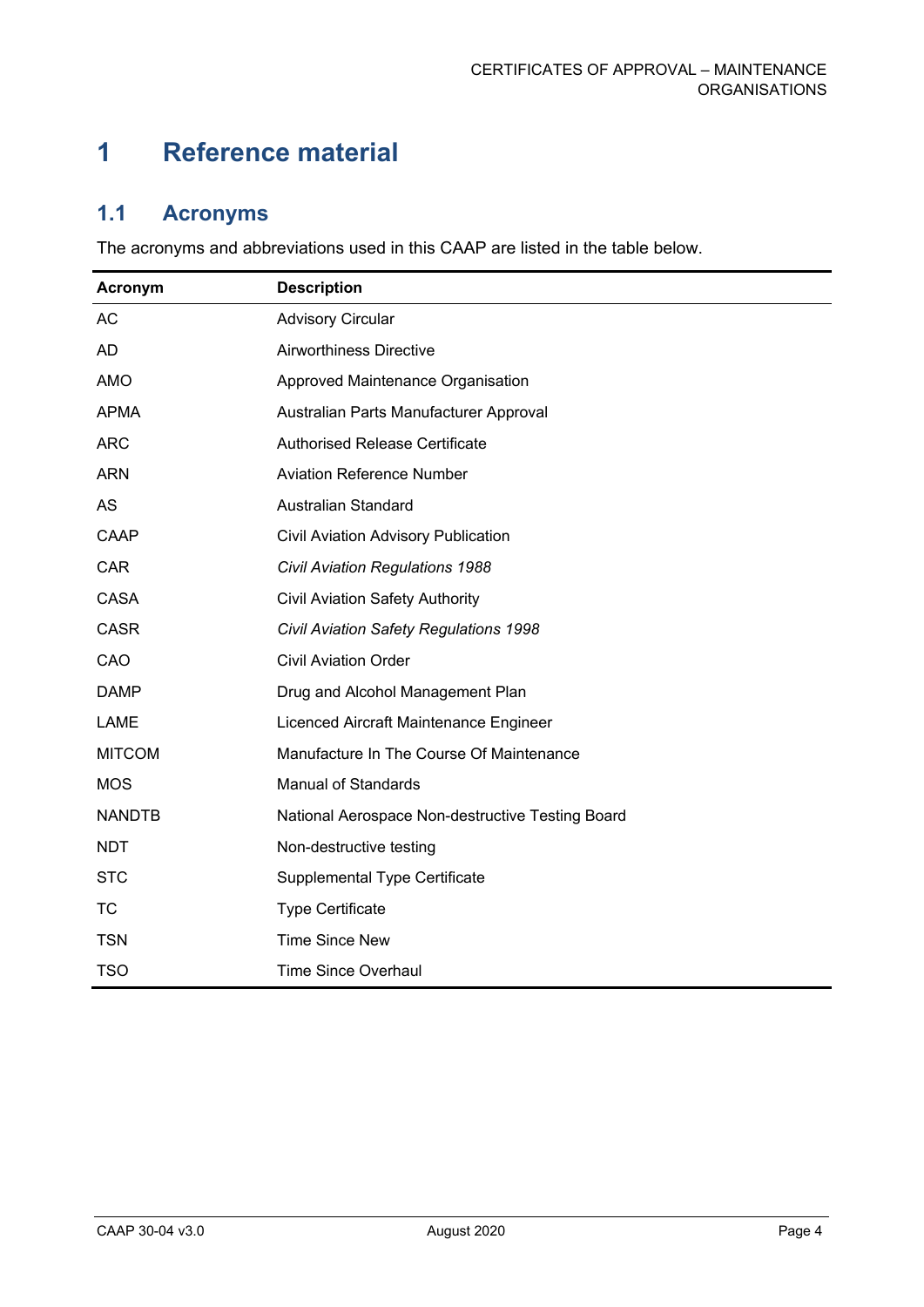# 1 Reference material

## 1.1 Acronyms

The acronyms and abbreviations used in this CAAP are listed in the table below.

| Acronym | Description |
| --- | --- |
| AC | Advisory Circular |
| AD | Airworthiness Directive |
| AMO | Approved Maintenance Organisation |
| APMA | Australian Parts Manufacturer Approval |
| ARC | Authorised Release Certificate |
| ARN | Aviation Reference Number |
| AS | Australian Standard |
| CAAP | Civil Aviation Advisory Publication |
| CAR | *Civil Aviation Regulations 1988* |
| CASA | Civil Aviation Safety Authority |
| CASR | *Civil Aviation Safety Regulations 1998* |
| CAO | Civil Aviation Order |
| DAMP | Drug and Alcohol Management Plan |
| LAME | Licenced Aircraft Maintenance Engineer |
| MITCOM | Manufacture In The Course Of Maintenance |
| MOS | Manual of Standards |
| NANDTB | National Aerospace Non-destructive Testing Board |
| NDT | Non-destructive testing |
| STC | Supplemental Type Certificate |
| TC | Type Certificate |
| TSN | Time Since New |
| TSO | Time Since Overhaul |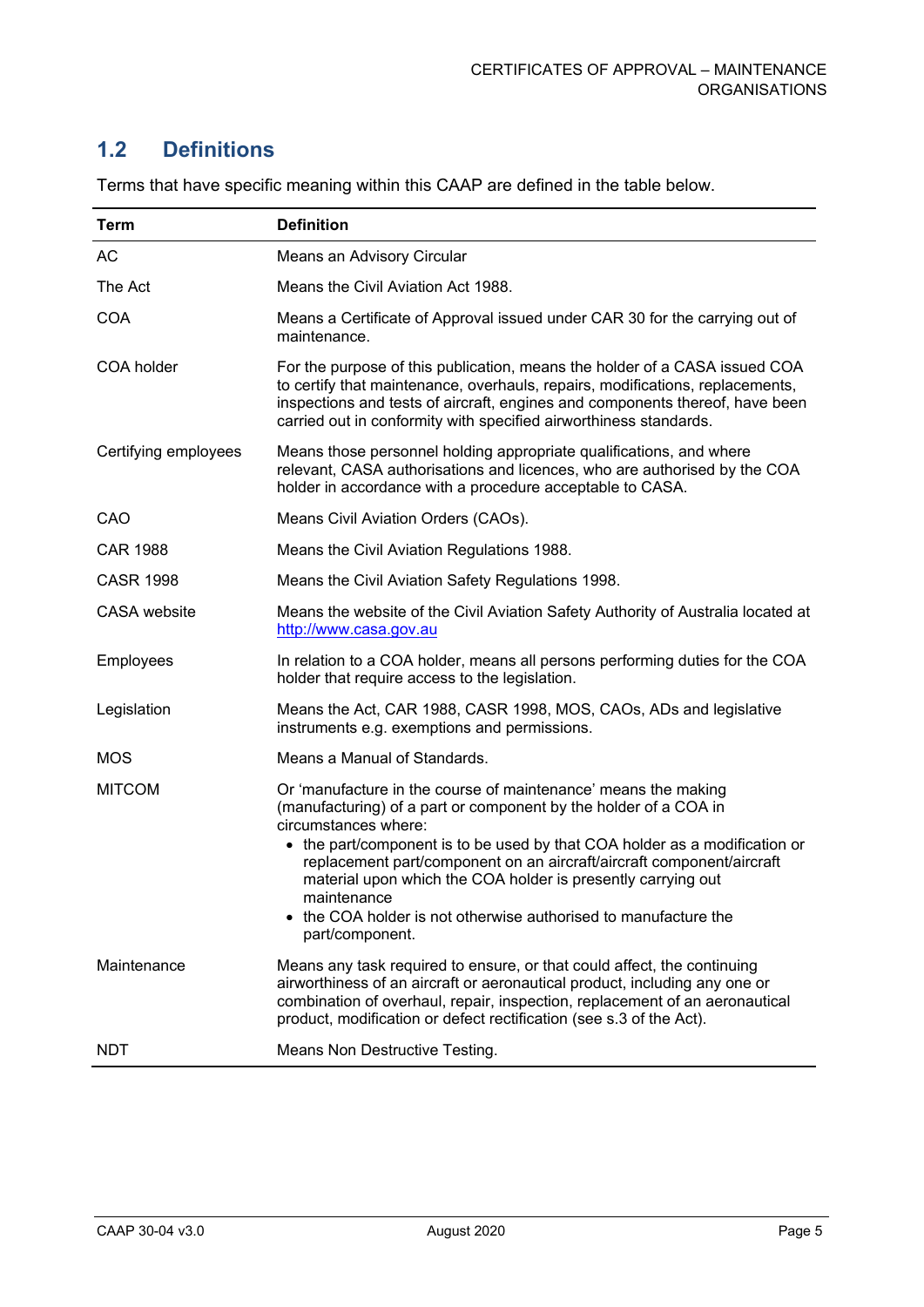## 1.2 Definitions

Terms that have specific meaning within this CAAP are defined in the table below.

| Term | Definition |
| --- | --- |
| AC | Means an Advisory Circular |
| The Act | Means the Civil Aviation Act 1988. |
| COA | Means a Certificate of Approval issued under CAR 30 for the carrying out of maintenance. |
| COA holder | For the purpose of this publication, means the holder of a CASA issued COA to certify that maintenance, overhauls, repairs, modifications, replacements, inspections and tests of aircraft, engines and components thereof, have been carried out in conformity with specified airworthiness standards. |
| Certifying employees | Means those personnel holding appropriate qualifications, and where relevant, CASA authorisations and licences, who are authorised by the COA holder in accordance with a procedure acceptable to CASA. |
| CAO | Means Civil Aviation Orders (CAOs). |
| CAR 1988 | Means the Civil Aviation Regulations 1988. |
| CASR 1998 | Means the Civil Aviation Safety Regulations 1998. |
| CASA website | Means the website of the Civil Aviation Safety Authority of Australia located at http://www.casa.gov.au |
| Employees | In relation to a COA holder, means all persons performing duties for the COA holder that require access to the legislation. |
| Legislation | Means the Act, CAR 1988, CASR 1998, MOS, CAOs, ADs and legislative instruments e.g. exemptions and permissions. |
| MOS | Means a Manual of Standards. |
| MITCOM | Or 'manufacture in the course of maintenance' means the making (manufacturing) of a part or component by the holder of a COA in circumstances where:<br>• the part/component is to be used by that COA holder as a modification or replacement part/component on an aircraft/aircraft component/aircraft material upon which the COA holder is presently carrying out maintenance<br>• the COA holder is not otherwise authorised to manufacture the part/component. |
| Maintenance | Means any task required to ensure, or that could affect, the continuing airworthiness of an aircraft or aeronautical product, including any one or combination of overhaul, repair, inspection, replacement of an aeronautical product, modification or defect rectification (see s.3 of the Act). |
| NDT | Means Non Destructive Testing. |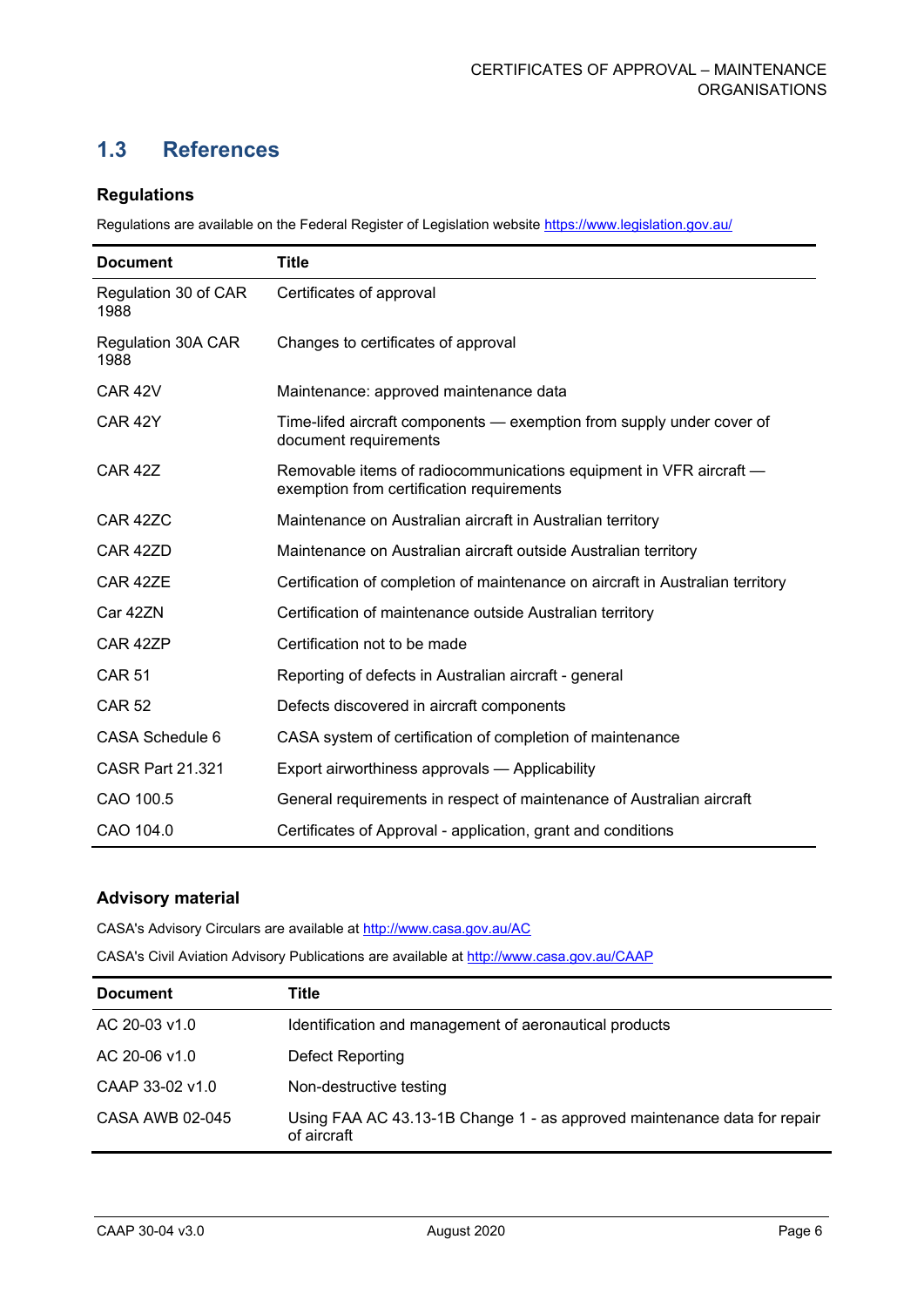## 1.3 References

### Regulations

Regulations are available on the Federal Register of Legislation website https://www.legislation.gov.au/

| Document | Title |
|---|---|
| Regulation 30 of CAR 1988 | Certificates of approval |
| Regulation 30A CAR 1988 | Changes to certificates of approval |
| CAR 42V | Maintenance: approved maintenance data |
| CAR 42Y | Time-lifed aircraft components — exemption from supply under cover of document requirements |
| CAR 42Z | Removable items of radiocommunications equipment in VFR aircraft — exemption from certification requirements |
| CAR 42ZC | Maintenance on Australian aircraft in Australian territory |
| CAR 42ZD | Maintenance on Australian aircraft outside Australian territory |
| CAR 42ZE | Certification of completion of maintenance on aircraft in Australian territory |
| Car 42ZN | Certification of maintenance outside Australian territory |
| CAR 42ZP | Certification not to be made |
| CAR 51 | Reporting of defects in Australian aircraft - general |
| CAR 52 | Defects discovered in aircraft components |
| CASA Schedule 6 | CASA system of certification of completion of maintenance |
| CASR Part 21.321 | Export airworthiness approvals — Applicability |
| CAO 100.5 | General requirements in respect of maintenance of Australian aircraft |
| CAO 104.0 | Certificates of Approval - application, grant and conditions |

### Advisory material

CASA's Advisory Circulars are available at http://www.casa.gov.au/AC

CASA's Civil Aviation Advisory Publications are available at http://www.casa.gov.au/CAAP

| Document | Title |
|---|---|
| AC 20-03 v1.0 | Identification and management of aeronautical products |
| AC 20-06 v1.0 | Defect Reporting |
| CAAP 33-02 v1.0 | Non-destructive testing |
| CASA AWB 02-045 | Using FAA AC 43.13-1B Change 1 - as approved maintenance data for repair of aircraft |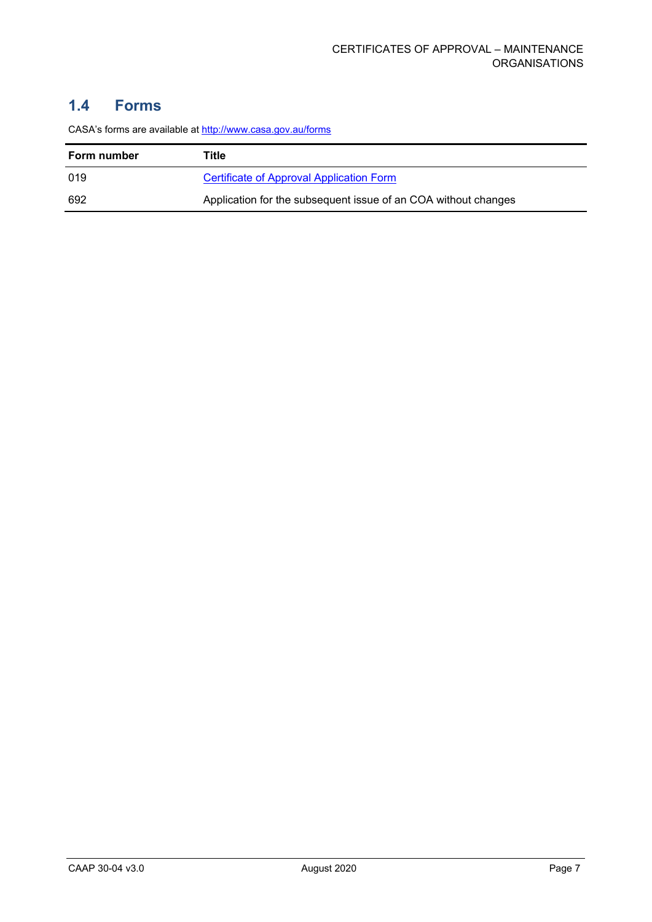## 1.4 Forms

CASA's forms are available at http://www.casa.gov.au/forms

| Form number | Title |
| --- | --- |
| 019 | Certificate of Approval Application Form |
| 692 | Application for the subsequent issue of an COA without changes |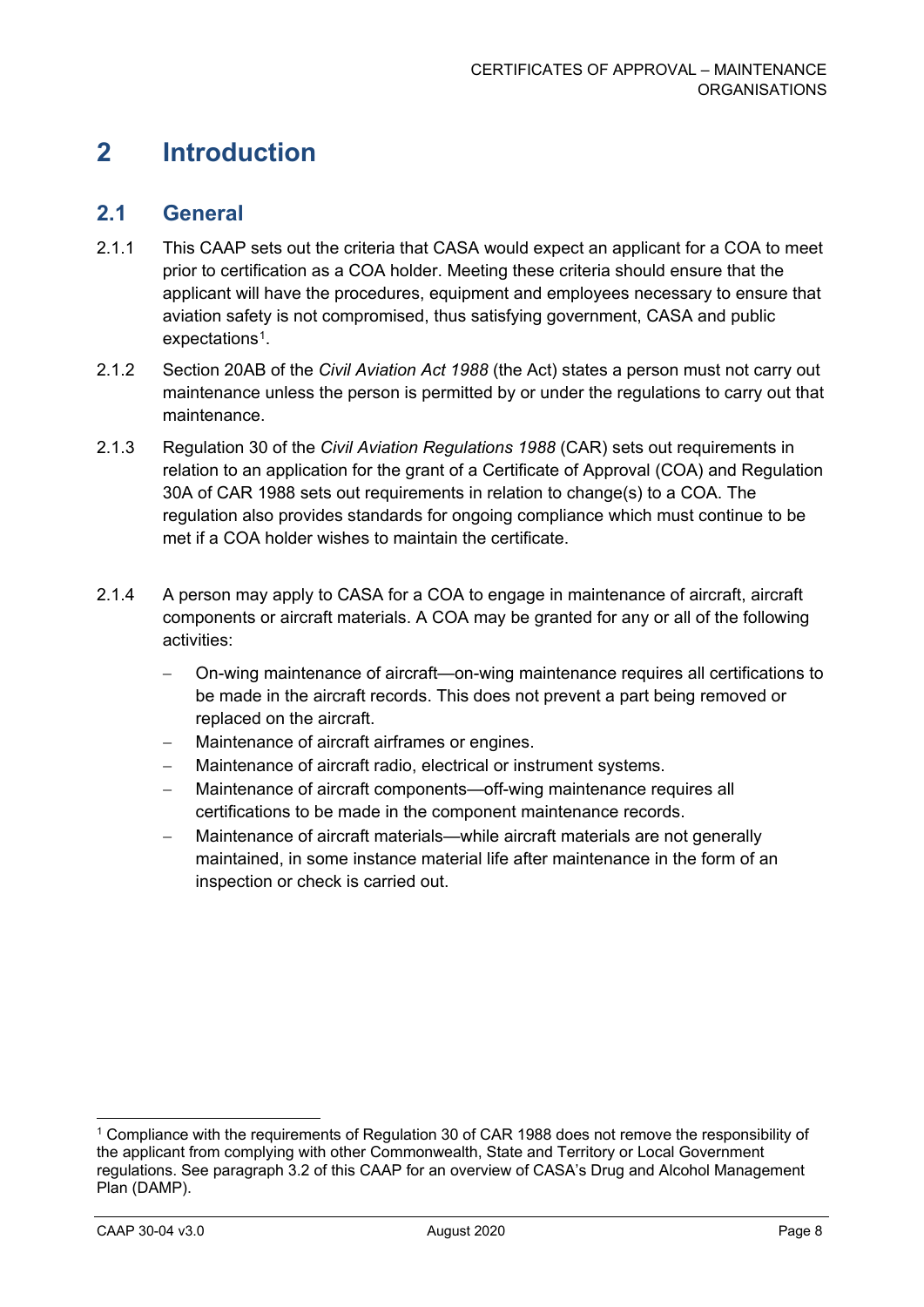# 2 Introduction

## 2.1 General

2.1.1 This CAAP sets out the criteria that CASA would expect an applicant for a COA to meet prior to certification as a COA holder. Meeting these criteria should ensure that the applicant will have the procedures, equipment and employees necessary to ensure that aviation safety is not compromised, thus satisfying government, CASA and public expectations[1].

2.1.2 Section 20AB of the *Civil Aviation Act 1988* (the Act) states a person must not carry out maintenance unless the person is permitted by or under the regulations to carry out that maintenance.

2.1.3 Regulation 30 of the *Civil Aviation Regulations 1988* (CAR) sets out requirements in relation to an application for the grant of a Certificate of Approval (COA) and Regulation 30A of CAR 1988 sets out requirements in relation to change(s) to a COA. The regulation also provides standards for ongoing compliance which must continue to be met if a COA holder wishes to maintain the certificate.

2.1.4 A person may apply to CASA for a COA to engage in maintenance of aircraft, aircraft components or aircraft materials. A COA may be granted for any or all of the following activities:

- On-wing maintenance of aircraft—on-wing maintenance requires all certifications to be made in the aircraft records. This does not prevent a part being removed or replaced on the aircraft.
- Maintenance of aircraft airframes or engines.
- Maintenance of aircraft radio, electrical or instrument systems.
- Maintenance of aircraft components—off-wing maintenance requires all certifications to be made in the component maintenance records.
- Maintenance of aircraft materials—while aircraft materials are not generally maintained, in some instance material life after maintenance in the form of an inspection or check is carried out.

[1] Compliance with the requirements of Regulation 30 of CAR 1988 does not remove the responsibility of the applicant from complying with other Commonwealth, State and Territory or Local Government regulations. See paragraph 3.2 of this CAAP for an overview of CASA's Drug and Alcohol Management Plan (DAMP).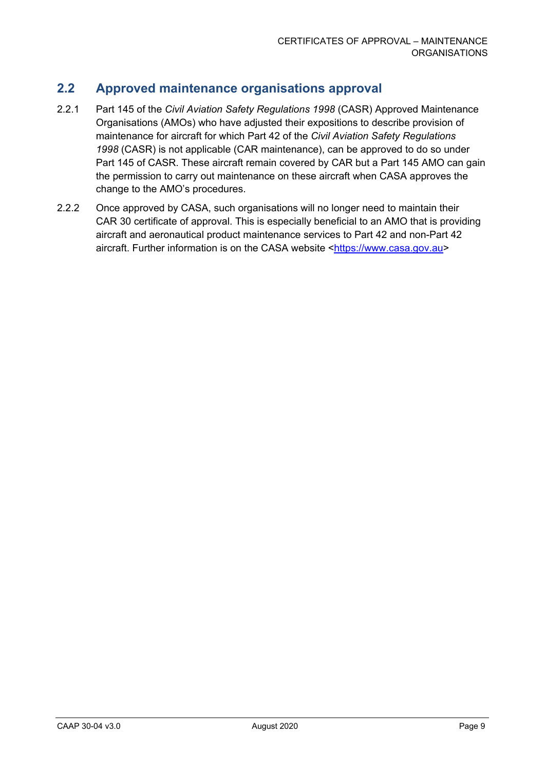## 2.2 Approved maintenance organisations approval

2.2.1 Part 145 of the *Civil Aviation Safety Regulations 1998* (CASR) Approved Maintenance Organisations (AMOs) who have adjusted their expositions to describe provision of maintenance for aircraft for which Part 42 of the *Civil Aviation Safety Regulations 1998* (CASR) is not applicable (CAR maintenance), can be approved to do so under Part 145 of CASR. These aircraft remain covered by CAR but a Part 145 AMO can gain the permission to carry out maintenance on these aircraft when CASA approves the change to the AMO's procedures.

2.2.2 Once approved by CASA, such organisations will no longer need to maintain their CAR 30 certificate of approval. This is especially beneficial to an AMO that is providing aircraft and aeronautical product maintenance services to Part 42 and non-Part 42 aircraft. Further information is on the CASA website <https://www.casa.gov.au>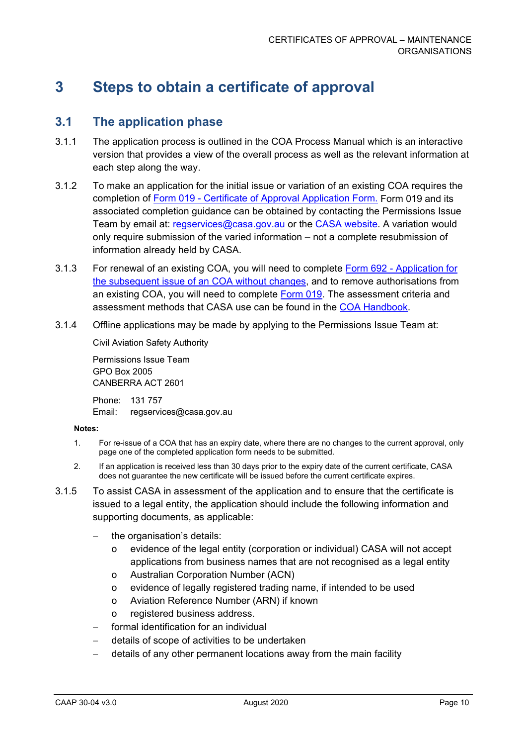# 3 Steps to obtain a certificate of approval

## 3.1 The application phase

3.1.1 The application process is outlined in the COA Process Manual which is an interactive version that provides a view of the overall process as well as the relevant information at each step along the way.

3.1.2 To make an application for the initial issue or variation of an existing COA requires the completion of Form 019 - Certificate of Approval Application Form. Form 019 and its associated completion guidance can be obtained by contacting the Permissions Issue Team by email at: regservices@casa.gov.au or the CASA website. A variation would only require submission of the varied information – not a complete resubmission of information already held by CASA.

3.1.3 For renewal of an existing COA, you will need to complete Form 692 - Application for the subsequent issue of an COA without changes, and to remove authorisations from an existing COA, you will need to complete Form 019. The assessment criteria and assessment methods that CASA use can be found in the COA Handbook.

3.1.4 Offline applications may be made by applying to the Permissions Issue Team at:

Civil Aviation Safety Authority

Permissions Issue Team
GPO Box 2005
CANBERRA ACT 2601

Phone: 131 757
Email: regservices@casa.gov.au

**Notes:**

1. For re-issue of a COA that has an expiry date, where there are no changes to the current approval, only page one of the completed application form needs to be submitted.
2. If an application is received less than 30 days prior to the expiry date of the current certificate, CASA does not guarantee the new certificate will be issued before the current certificate expires.

3.1.5 To assist CASA in assessment of the application and to ensure that the certificate is issued to a legal entity, the application should include the following information and supporting documents, as applicable:

- the organisation's details:
  - evidence of the legal entity (corporation or individual) CASA will not accept applications from business names that are not recognised as a legal entity
  - Australian Corporation Number (ACN)
  - evidence of legally registered trading name, if intended to be used
  - Aviation Reference Number (ARN) if known
  - registered business address.
- formal identification for an individual
- details of scope of activities to be undertaken
- details of any other permanent locations away from the main facility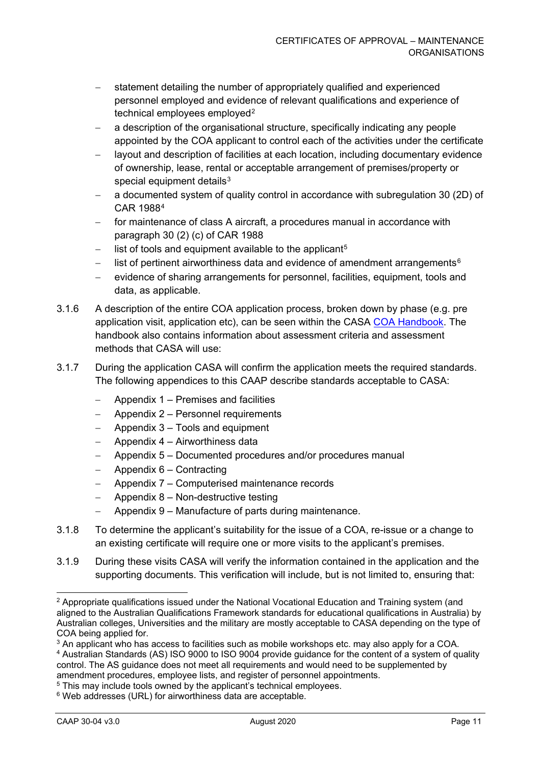- statement detailing the number of appropriately qualified and experienced personnel employed and evidence of relevant qualifications and experience of technical employees employed[2]
- a description of the organisational structure, specifically indicating any people appointed by the COA applicant to control each of the activities under the certificate
- layout and description of facilities at each location, including documentary evidence of ownership, lease, rental or acceptable arrangement of premises/property or special equipment details[3]
- a documented system of quality control in accordance with subregulation 30 (2D) of CAR 1988[4]
- for maintenance of class A aircraft, a procedures manual in accordance with paragraph 30 (2) (c) of CAR 1988
- list of tools and equipment available to the applicant[5]
- list of pertinent airworthiness data and evidence of amendment arrangements[6]
- evidence of sharing arrangements for personnel, facilities, equipment, tools and data, as applicable.

3.1.6 A description of the entire COA application process, broken down by phase (e.g. pre application visit, application etc), can be seen within the CASA [COA Handbook](). The handbook also contains information about assessment criteria and assessment methods that CASA will use:

3.1.7 During the application CASA will confirm the application meets the required standards. The following appendices to this CAAP describe standards acceptable to CASA:

- Appendix 1 – Premises and facilities
- Appendix 2 – Personnel requirements
- Appendix 3 – Tools and equipment
- Appendix 4 – Airworthiness data
- Appendix 5 – Documented procedures and/or procedures manual
- Appendix 6 – Contracting
- Appendix 7 – Computerised maintenance records
- Appendix 8 – Non-destructive testing
- Appendix 9 – Manufacture of parts during maintenance.

3.1.8 To determine the applicant's suitability for the issue of a COA, re-issue or a change to an existing certificate will require one or more visits to the applicant's premises.

3.1.9 During these visits CASA will verify the information contained in the application and the supporting documents. This verification will include, but is not limited to, ensuring that:

---

[2] Appropriate qualifications issued under the National Vocational Education and Training system (and aligned to the Australian Qualifications Framework standards for educational qualifications in Australia) by Australian colleges, Universities and the military are mostly acceptable to CASA depending on the type of COA being applied for.

[3] An applicant who has access to facilities such as mobile workshops etc. may also apply for a COA.

[4] Australian Standards (AS) ISO 9000 to ISO 9004 provide guidance for the content of a system of quality control. The AS guidance does not meet all requirements and would need to be supplemented by amendment procedures, employee lists, and register of personnel appointments.

[5] This may include tools owned by the applicant's technical employees.

[6] Web addresses (URL) for airworthiness data are acceptable.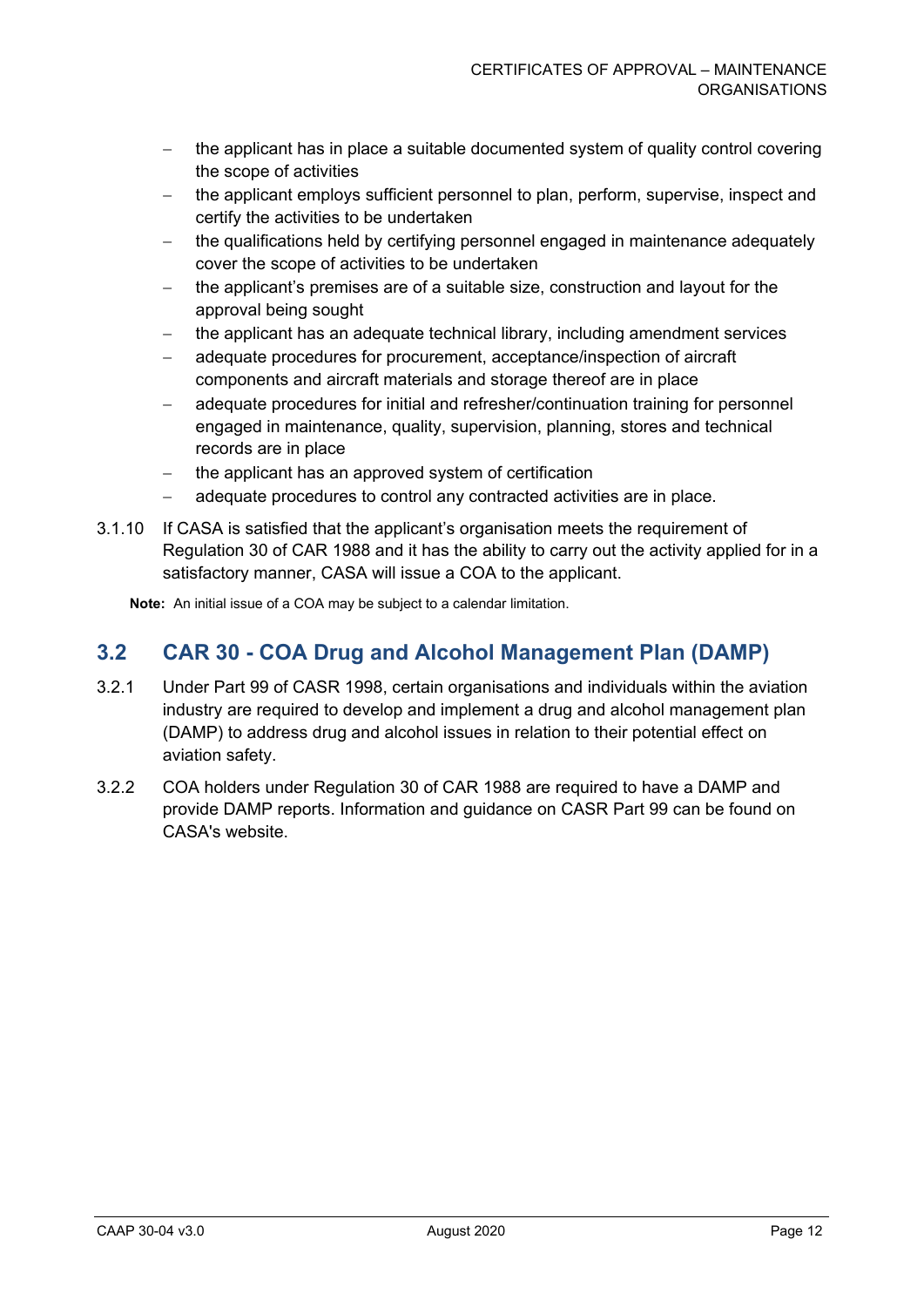- the applicant has in place a suitable documented system of quality control covering the scope of activities
- the applicant employs sufficient personnel to plan, perform, supervise, inspect and certify the activities to be undertaken
- the qualifications held by certifying personnel engaged in maintenance adequately cover the scope of activities to be undertaken
- the applicant's premises are of a suitable size, construction and layout for the approval being sought
- the applicant has an adequate technical library, including amendment services
- adequate procedures for procurement, acceptance/inspection of aircraft components and aircraft materials and storage thereof are in place
- adequate procedures for initial and refresher/continuation training for personnel engaged in maintenance, quality, supervision, planning, stores and technical records are in place
- the applicant has an approved system of certification
- adequate procedures to control any contracted activities are in place.

3.1.10 If CASA is satisfied that the applicant's organisation meets the requirement of Regulation 30 of CAR 1988 and it has the ability to carry out the activity applied for in a satisfactory manner, CASA will issue a COA to the applicant.

**Note:** An initial issue of a COA may be subject to a calendar limitation.

## 3.2 CAR 30 - COA Drug and Alcohol Management Plan (DAMP)

3.2.1 Under Part 99 of CASR 1998, certain organisations and individuals within the aviation industry are required to develop and implement a drug and alcohol management plan (DAMP) to address drug and alcohol issues in relation to their potential effect on aviation safety.

3.2.2 COA holders under Regulation 30 of CAR 1988 are required to have a DAMP and provide DAMP reports. Information and guidance on CASR Part 99 can be found on CASA's website.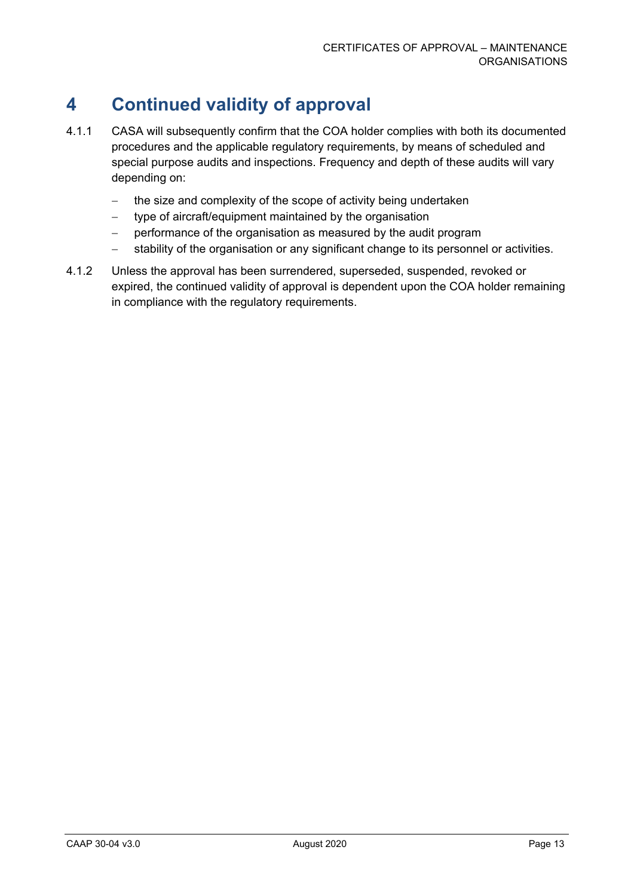# 4 Continued validity of approval

4.1.1 CASA will subsequently confirm that the COA holder complies with both its documented procedures and the applicable regulatory requirements, by means of scheduled and special purpose audits and inspections. Frequency and depth of these audits will vary depending on:

- the size and complexity of the scope of activity being undertaken
- type of aircraft/equipment maintained by the organisation
- performance of the organisation as measured by the audit program
- stability of the organisation or any significant change to its personnel or activities.

4.1.2 Unless the approval has been surrendered, superseded, suspended, revoked or expired, the continued validity of approval is dependent upon the COA holder remaining in compliance with the regulatory requirements.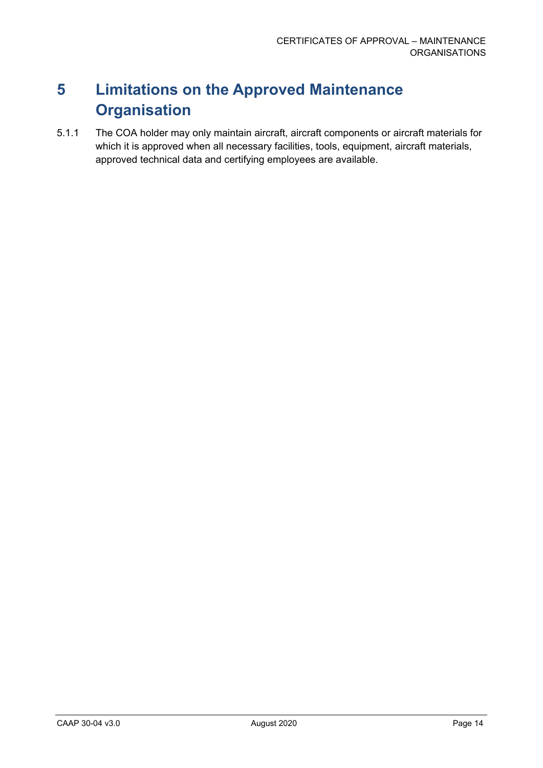# 5 Limitations on the Approved Maintenance Organisation

5.1.1 The COA holder may only maintain aircraft, aircraft components or aircraft materials for which it is approved when all necessary facilities, tools, equipment, aircraft materials, approved technical data and certifying employees are available.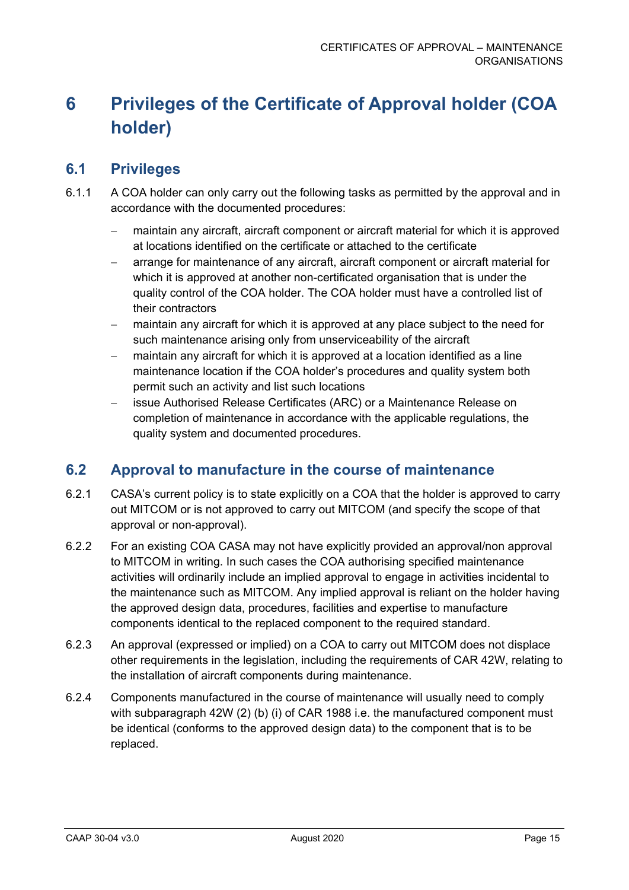# 6 Privileges of the Certificate of Approval holder (COA holder)

## 6.1 Privileges

6.1.1 A COA holder can only carry out the following tasks as permitted by the approval and in accordance with the documented procedures:

- maintain any aircraft, aircraft component or aircraft material for which it is approved at locations identified on the certificate or attached to the certificate
- arrange for maintenance of any aircraft, aircraft component or aircraft material for which it is approved at another non-certificated organisation that is under the quality control of the COA holder. The COA holder must have a controlled list of their contractors
- maintain any aircraft for which it is approved at any place subject to the need for such maintenance arising only from unserviceability of the aircraft
- maintain any aircraft for which it is approved at a location identified as a line maintenance location if the COA holder's procedures and quality system both permit such an activity and list such locations
- issue Authorised Release Certificates (ARC) or a Maintenance Release on completion of maintenance in accordance with the applicable regulations, the quality system and documented procedures.

## 6.2 Approval to manufacture in the course of maintenance

6.2.1 CASA's current policy is to state explicitly on a COA that the holder is approved to carry out MITCOM or is not approved to carry out MITCOM (and specify the scope of that approval or non-approval).

6.2.2 For an existing COA CASA may not have explicitly provided an approval/non approval to MITCOM in writing. In such cases the COA authorising specified maintenance activities will ordinarily include an implied approval to engage in activities incidental to the maintenance such as MITCOM. Any implied approval is reliant on the holder having the approved design data, procedures, facilities and expertise to manufacture components identical to the replaced component to the required standard.

6.2.3 An approval (expressed or implied) on a COA to carry out MITCOM does not displace other requirements in the legislation, including the requirements of CAR 42W, relating to the installation of aircraft components during maintenance.

6.2.4 Components manufactured in the course of maintenance will usually need to comply with subparagraph 42W (2) (b) (i) of CAR 1988 i.e. the manufactured component must be identical (conforms to the approved design data) to the component that is to be replaced.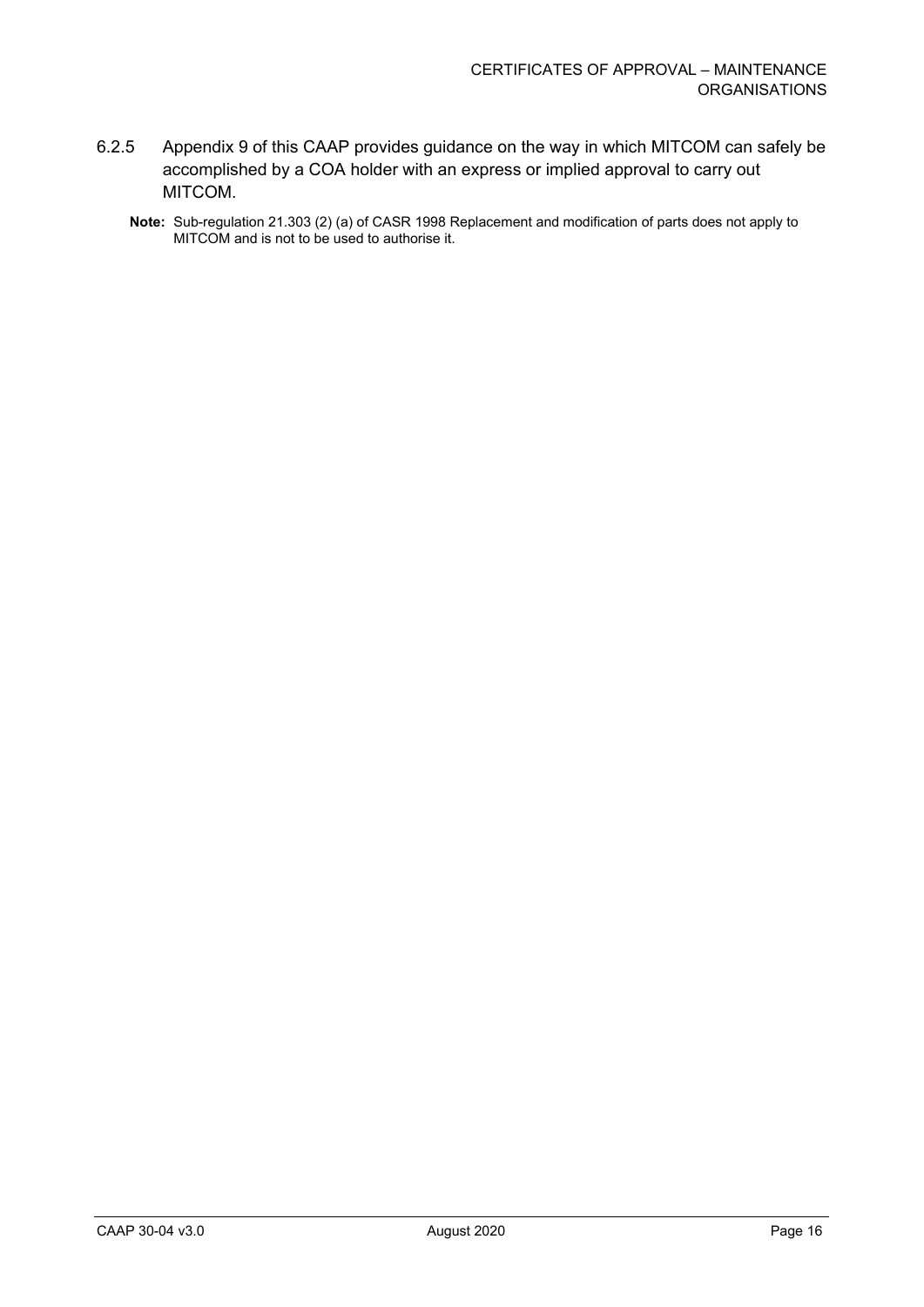6.2.5 Appendix 9 of this CAAP provides guidance on the way in which MITCOM can safely be accomplished by a COA holder with an express or implied approval to carry out MITCOM.

**Note:** Sub-regulation 21.303 (2) (a) of CASR 1998 Replacement and modification of parts does not apply to MITCOM and is not to be used to authorise it.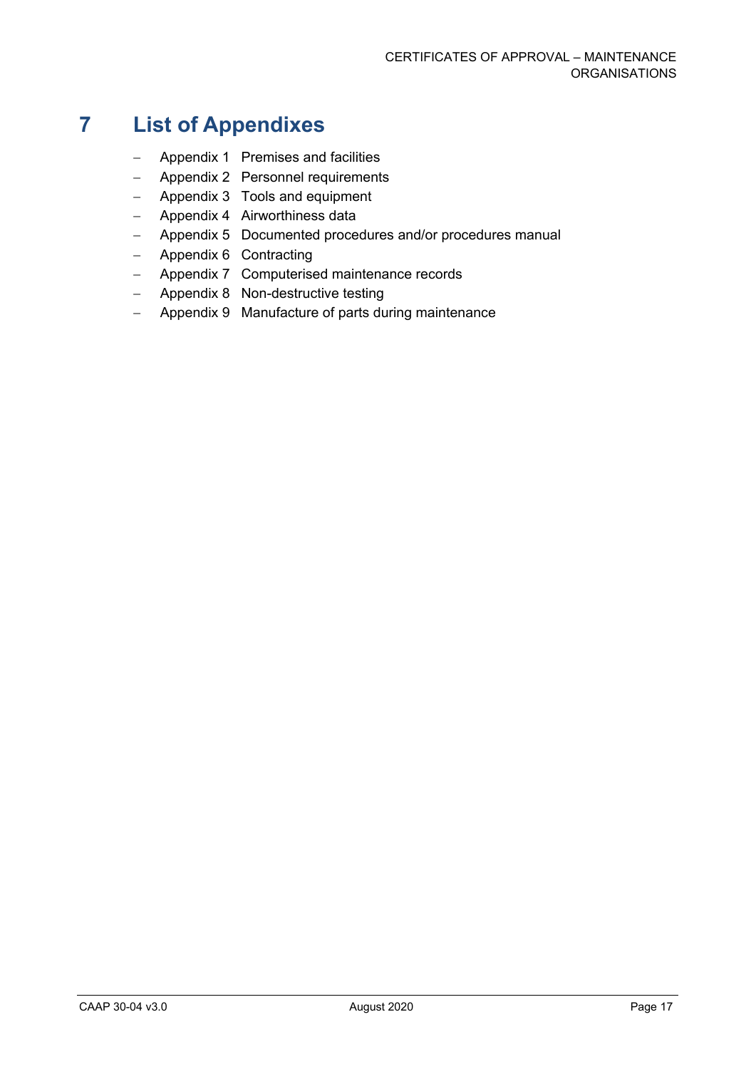# 7 List of Appendixes

- Appendix 1 Premises and facilities
- Appendix 2 Personnel requirements
- Appendix 3 Tools and equipment
- Appendix 4 Airworthiness data
- Appendix 5 Documented procedures and/or procedures manual
- Appendix 6 Contracting
- Appendix 7 Computerised maintenance records
- Appendix 8 Non-destructive testing
- Appendix 9 Manufacture of parts during maintenance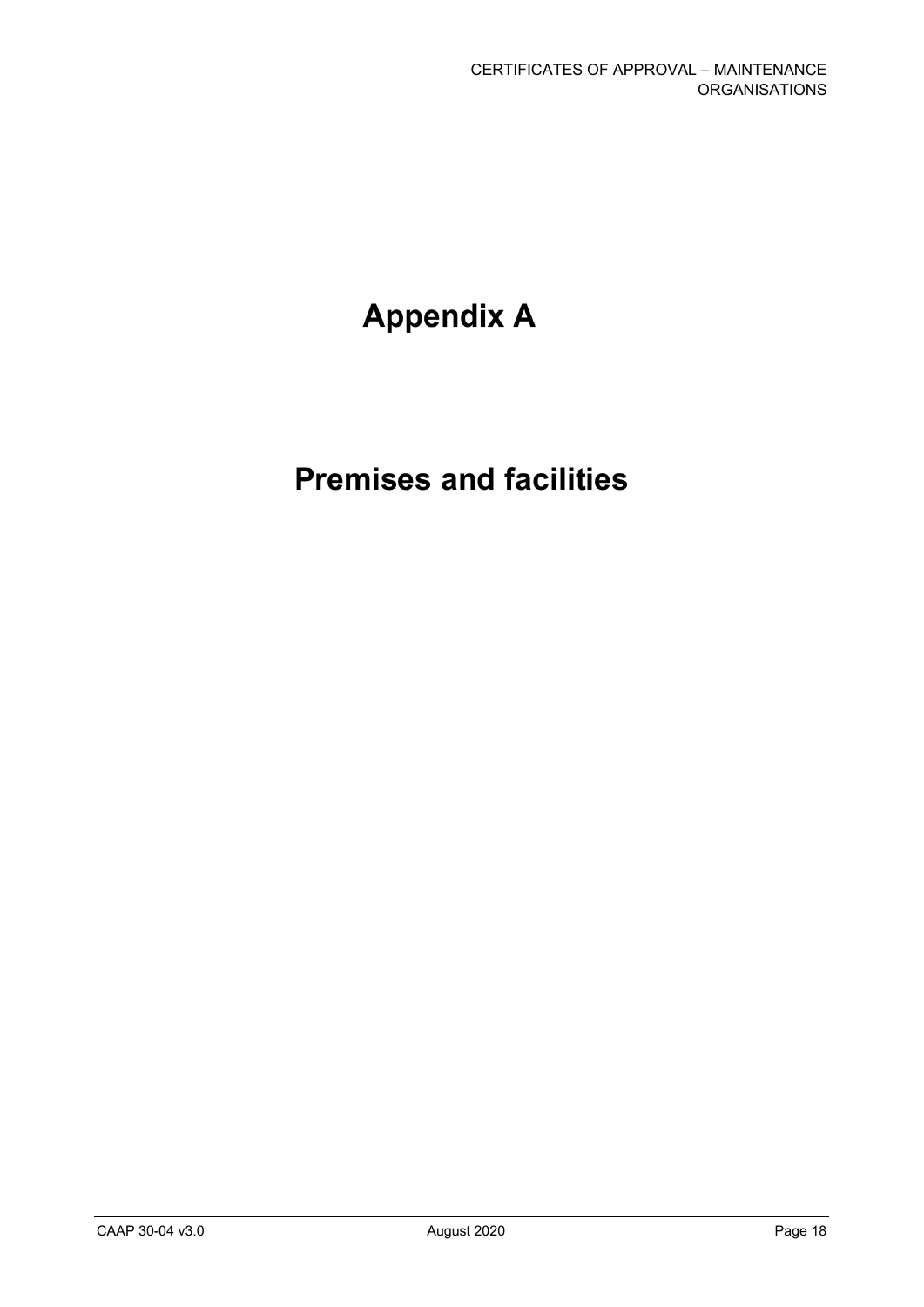# Appendix A

# Premises and facilities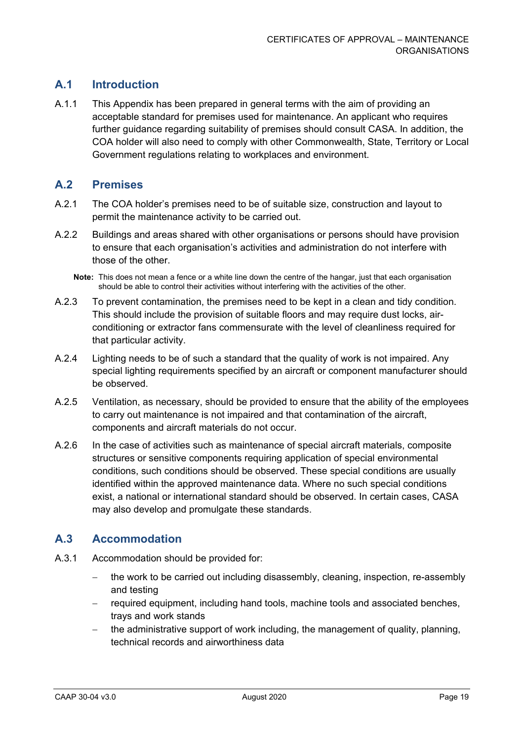## A.1 Introduction

A.1.1 This Appendix has been prepared in general terms with the aim of providing an acceptable standard for premises used for maintenance. An applicant who requires further guidance regarding suitability of premises should consult CASA. In addition, the COA holder will also need to comply with other Commonwealth, State, Territory or Local Government regulations relating to workplaces and environment.

## A.2 Premises

A.2.1 The COA holder's premises need to be of suitable size, construction and layout to permit the maintenance activity to be carried out.

A.2.2 Buildings and areas shared with other organisations or persons should have provision to ensure that each organisation's activities and administration do not interfere with those of the other.

**Note:** This does not mean a fence or a white line down the centre of the hangar, just that each organisation should be able to control their activities without interfering with the activities of the other.

A.2.3 To prevent contamination, the premises need to be kept in a clean and tidy condition. This should include the provision of suitable floors and may require dust locks, air-conditioning or extractor fans commensurate with the level of cleanliness required for that particular activity.

A.2.4 Lighting needs to be of such a standard that the quality of work is not impaired. Any special lighting requirements specified by an aircraft or component manufacturer should be observed.

A.2.5 Ventilation, as necessary, should be provided to ensure that the ability of the employees to carry out maintenance is not impaired and that contamination of the aircraft, components and aircraft materials do not occur.

A.2.6 In the case of activities such as maintenance of special aircraft materials, composite structures or sensitive components requiring application of special environmental conditions, such conditions should be observed. These special conditions are usually identified within the approved maintenance data. Where no such special conditions exist, a national or international standard should be observed. In certain cases, CASA may also develop and promulgate these standards.

## A.3 Accommodation

A.3.1 Accommodation should be provided for:

- the work to be carried out including disassembly, cleaning, inspection, re-assembly and testing
- required equipment, including hand tools, machine tools and associated benches, trays and work stands
- the administrative support of work including, the management of quality, planning, technical records and airworthiness data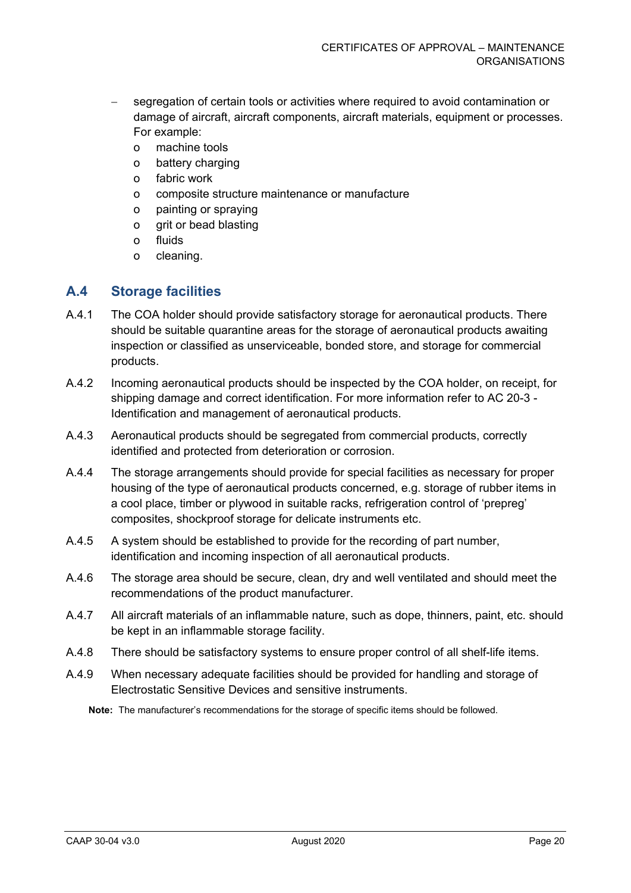- segregation of certain tools or activities where required to avoid contamination or damage of aircraft, aircraft components, aircraft materials, equipment or processes. For example:
  - machine tools
  - battery charging
  - fabric work
  - composite structure maintenance or manufacture
  - painting or spraying
  - grit or bead blasting
  - fluids
  - cleaning.

## A.4 Storage facilities

A.4.1 The COA holder should provide satisfactory storage for aeronautical products. There should be suitable quarantine areas for the storage of aeronautical products awaiting inspection or classified as unserviceable, bonded store, and storage for commercial products.

A.4.2 Incoming aeronautical products should be inspected by the COA holder, on receipt, for shipping damage and correct identification. For more information refer to AC 20-3 - Identification and management of aeronautical products.

A.4.3 Aeronautical products should be segregated from commercial products, correctly identified and protected from deterioration or corrosion.

A.4.4 The storage arrangements should provide for special facilities as necessary for proper housing of the type of aeronautical products concerned, e.g. storage of rubber items in a cool place, timber or plywood in suitable racks, refrigeration control of 'prepreg' composites, shockproof storage for delicate instruments etc.

A.4.5 A system should be established to provide for the recording of part number, identification and incoming inspection of all aeronautical products.

A.4.6 The storage area should be secure, clean, dry and well ventilated and should meet the recommendations of the product manufacturer.

A.4.7 All aircraft materials of an inflammable nature, such as dope, thinners, paint, etc. should be kept in an inflammable storage facility.

A.4.8 There should be satisfactory systems to ensure proper control of all shelf-life items.

A.4.9 When necessary adequate facilities should be provided for handling and storage of Electrostatic Sensitive Devices and sensitive instruments.

**Note:** The manufacturer's recommendations for the storage of specific items should be followed.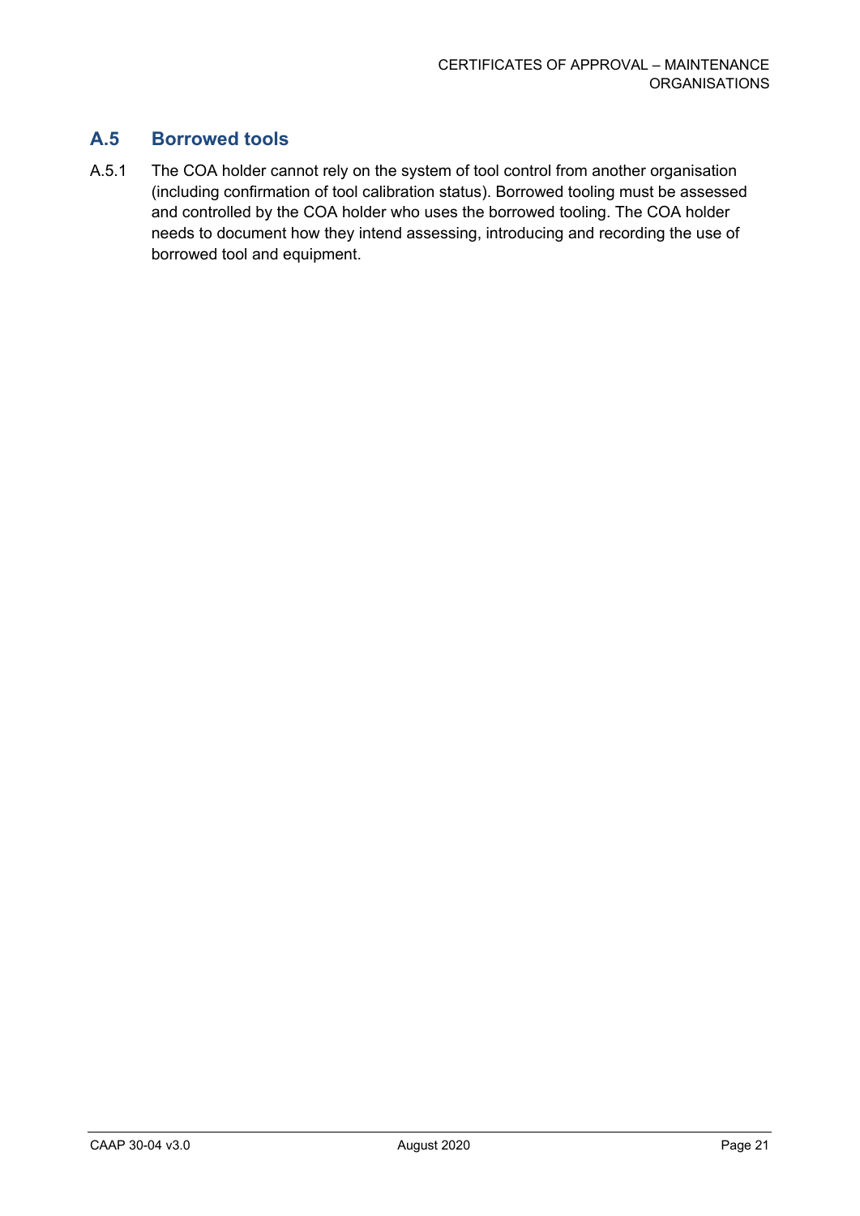## A.5 Borrowed tools

A.5.1 The COA holder cannot rely on the system of tool control from another organisation (including confirmation of tool calibration status). Borrowed tooling must be assessed and controlled by the COA holder who uses the borrowed tooling. The COA holder needs to document how they intend assessing, introducing and recording the use of borrowed tool and equipment.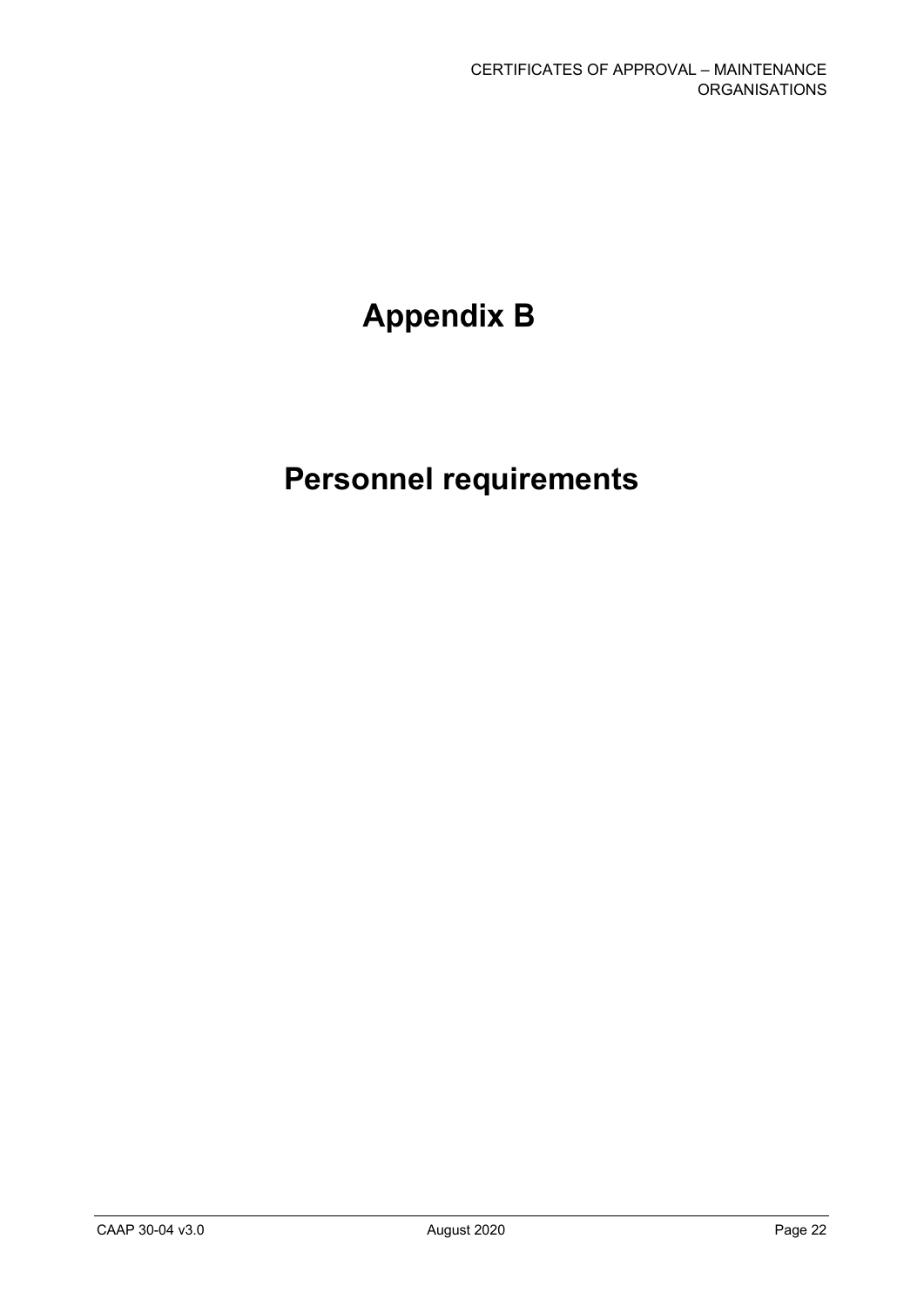# Appendix B

# Personnel requirements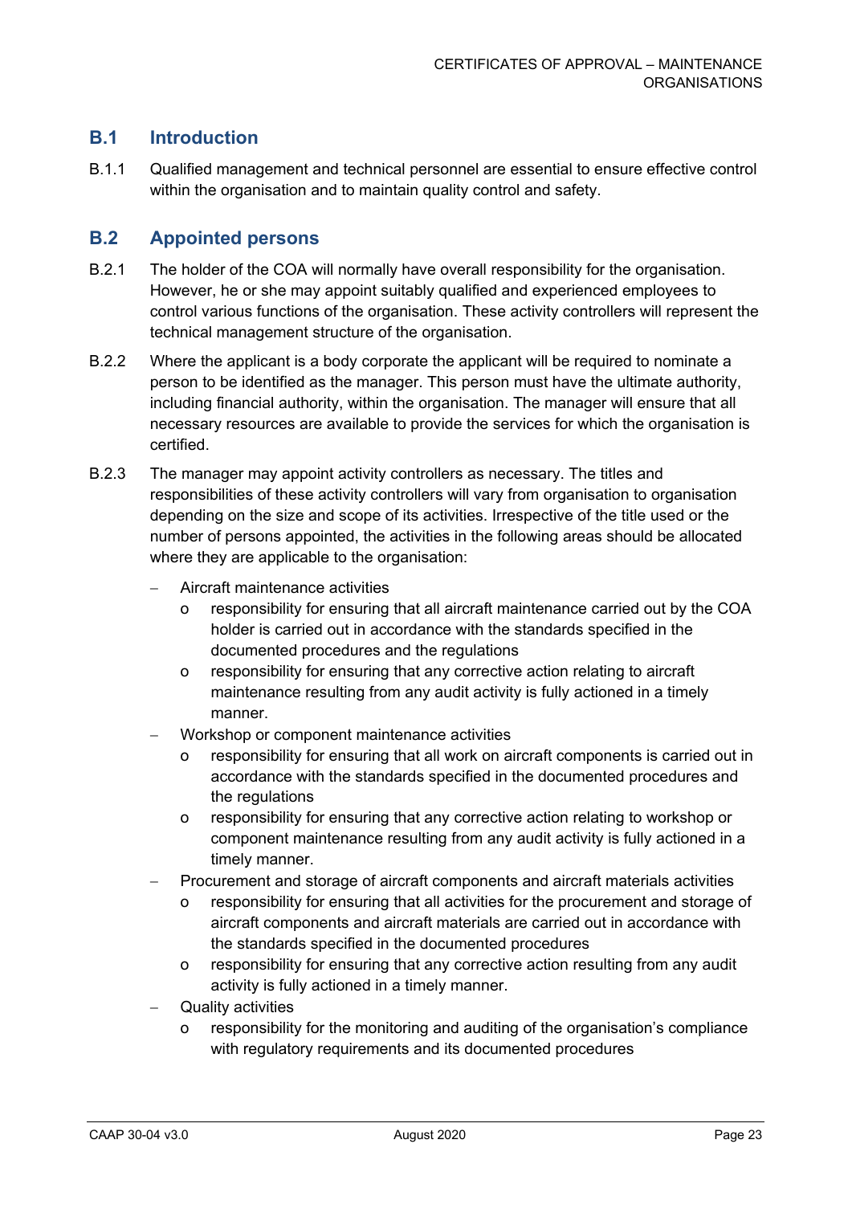## B.1 Introduction

B.1.1 Qualified management and technical personnel are essential to ensure effective control within the organisation and to maintain quality control and safety.

## B.2 Appointed persons

B.2.1 The holder of the COA will normally have overall responsibility for the organisation. However, he or she may appoint suitably qualified and experienced employees to control various functions of the organisation. These activity controllers will represent the technical management structure of the organisation.

B.2.2 Where the applicant is a body corporate the applicant will be required to nominate a person to be identified as the manager. This person must have the ultimate authority, including financial authority, within the organisation. The manager will ensure that all necessary resources are available to provide the services for which the organisation is certified.

B.2.3 The manager may appoint activity controllers as necessary. The titles and responsibilities of these activity controllers will vary from organisation to organisation depending on the size and scope of its activities. Irrespective of the title used or the number of persons appointed, the activities in the following areas should be allocated where they are applicable to the organisation:

- Aircraft maintenance activities
  - responsibility for ensuring that all aircraft maintenance carried out by the COA holder is carried out in accordance with the standards specified in the documented procedures and the regulations
  - responsibility for ensuring that any corrective action relating to aircraft maintenance resulting from any audit activity is fully actioned in a timely manner.
- Workshop or component maintenance activities
  - responsibility for ensuring that all work on aircraft components is carried out in accordance with the standards specified in the documented procedures and the regulations
  - responsibility for ensuring that any corrective action relating to workshop or component maintenance resulting from any audit activity is fully actioned in a timely manner.
- Procurement and storage of aircraft components and aircraft materials activities
  - responsibility for ensuring that all activities for the procurement and storage of aircraft components and aircraft materials are carried out in accordance with the standards specified in the documented procedures
  - responsibility for ensuring that any corrective action resulting from any audit activity is fully actioned in a timely manner.
- Quality activities
  - responsibility for the monitoring and auditing of the organisation's compliance with regulatory requirements and its documented procedures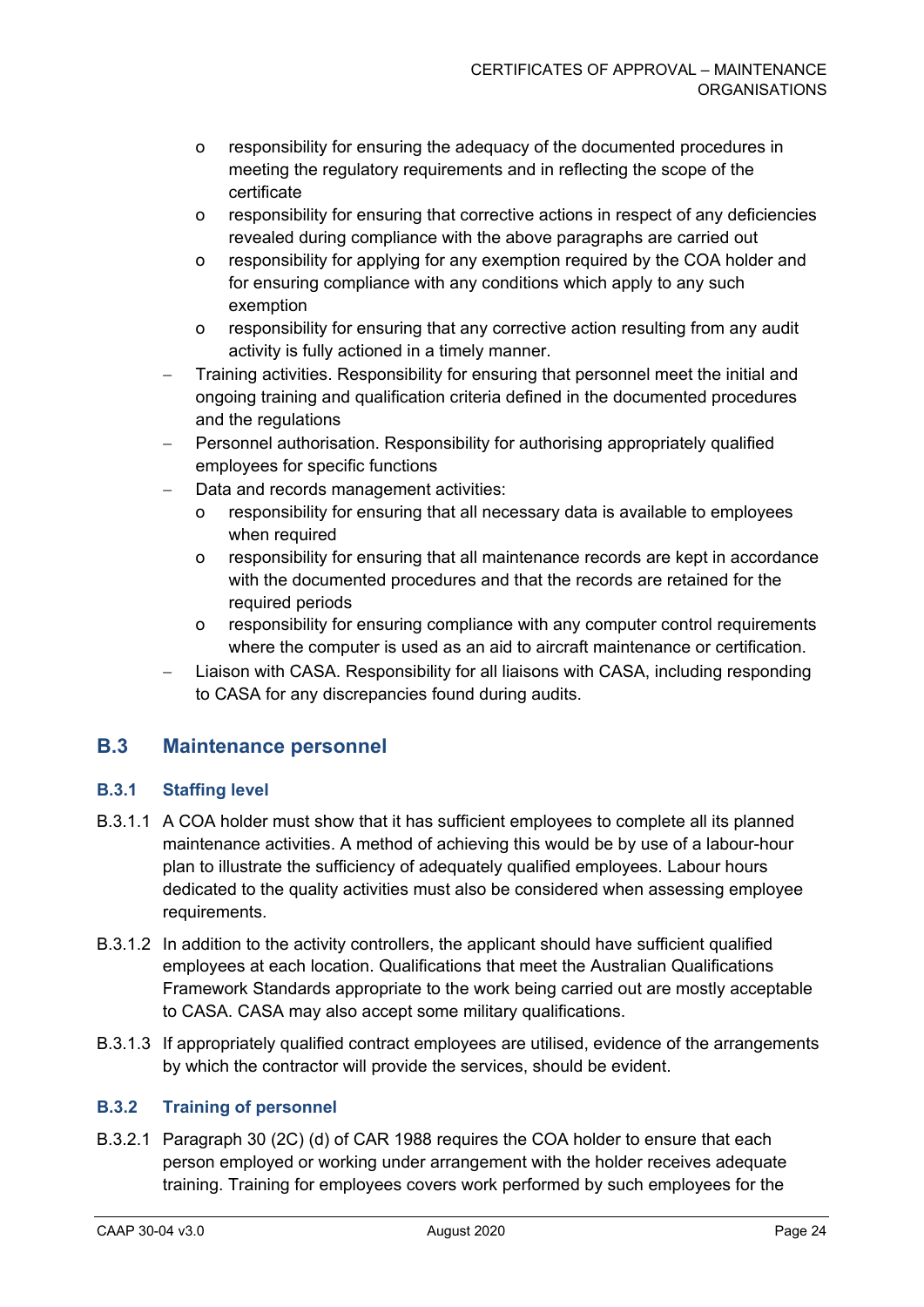- responsibility for ensuring the adequacy of the documented procedures in meeting the regulatory requirements and in reflecting the scope of the certificate
  - responsibility for ensuring that corrective actions in respect of any deficiencies revealed during compliance with the above paragraphs are carried out
  - responsibility for applying for any exemption required by the COA holder and for ensuring compliance with any conditions which apply to any such exemption
  - responsibility for ensuring that any corrective action resulting from any audit activity is fully actioned in a timely manner.
- Training activities. Responsibility for ensuring that personnel meet the initial and ongoing training and qualification criteria defined in the documented procedures and the regulations
- Personnel authorisation. Responsibility for authorising appropriately qualified employees for specific functions
- Data and records management activities:
  - responsibility for ensuring that all necessary data is available to employees when required
  - responsibility for ensuring that all maintenance records are kept in accordance with the documented procedures and that the records are retained for the required periods
  - responsibility for ensuring compliance with any computer control requirements where the computer is used as an aid to aircraft maintenance or certification.
- Liaison with CASA. Responsibility for all liaisons with CASA, including responding to CASA for any discrepancies found during audits.

## B.3 Maintenance personnel

### B.3.1 Staffing level

B.3.1.1 A COA holder must show that it has sufficient employees to complete all its planned maintenance activities. A method of achieving this would be by use of a labour-hour plan to illustrate the sufficiency of adequately qualified employees. Labour hours dedicated to the quality activities must also be considered when assessing employee requirements.

B.3.1.2 In addition to the activity controllers, the applicant should have sufficient qualified employees at each location. Qualifications that meet the Australian Qualifications Framework Standards appropriate to the work being carried out are mostly acceptable to CASA. CASA may also accept some military qualifications.

B.3.1.3 If appropriately qualified contract employees are utilised, evidence of the arrangements by which the contractor will provide the services, should be evident.

### B.3.2 Training of personnel

B.3.2.1 Paragraph 30 (2C) (d) of CAR 1988 requires the COA holder to ensure that each person employed or working under arrangement with the holder receives adequate training. Training for employees covers work performed by such employees for the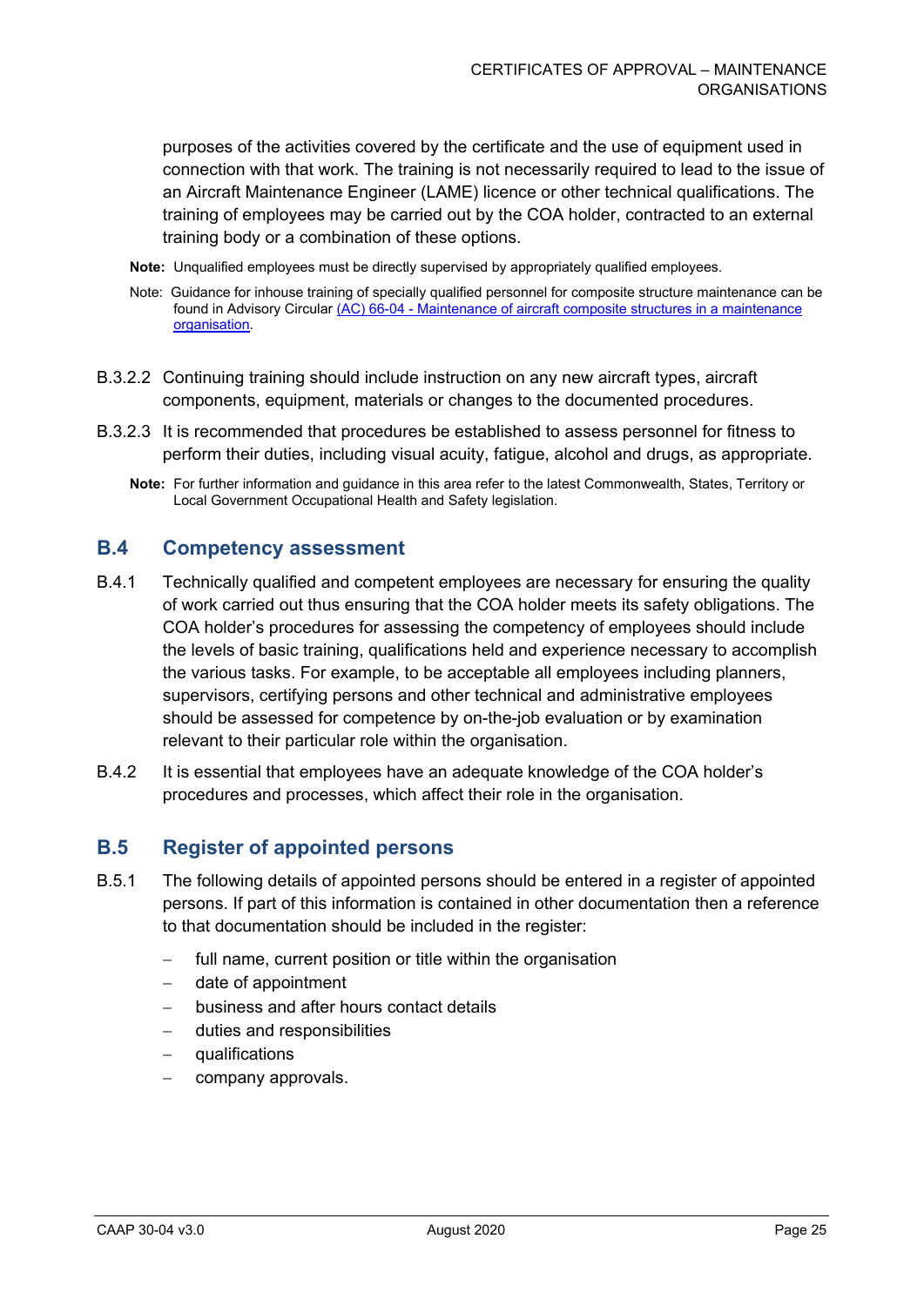purposes of the activities covered by the certificate and the use of equipment used in connection with that work. The training is not necessarily required to lead to the issue of an Aircraft Maintenance Engineer (LAME) licence or other technical qualifications. The training of employees may be carried out by the COA holder, contracted to an external training body or a combination of these options.

**Note:** Unqualified employees must be directly supervised by appropriately qualified employees.

Note: Guidance for inhouse training of specially qualified personnel for composite structure maintenance can be found in Advisory Circular [(AC) 66-04 - Maintenance of aircraft composite structures in a maintenance organisation](#).

B.3.2.2 Continuing training should include instruction on any new aircraft types, aircraft components, equipment, materials or changes to the documented procedures.

B.3.2.3 It is recommended that procedures be established to assess personnel for fitness to perform their duties, including visual acuity, fatigue, alcohol and drugs, as appropriate.

**Note:** For further information and guidance in this area refer to the latest Commonwealth, States, Territory or Local Government Occupational Health and Safety legislation.

## B.4 Competency assessment

B.4.1 Technically qualified and competent employees are necessary for ensuring the quality of work carried out thus ensuring that the COA holder meets its safety obligations. The COA holder's procedures for assessing the competency of employees should include the levels of basic training, qualifications held and experience necessary to accomplish the various tasks. For example, to be acceptable all employees including planners, supervisors, certifying persons and other technical and administrative employees should be assessed for competence by on-the-job evaluation or by examination relevant to their particular role within the organisation.

B.4.2 It is essential that employees have an adequate knowledge of the COA holder's procedures and processes, which affect their role in the organisation.

## B.5 Register of appointed persons

B.5.1 The following details of appointed persons should be entered in a register of appointed persons. If part of this information is contained in other documentation then a reference to that documentation should be included in the register:

- full name, current position or title within the organisation
- date of appointment
- business and after hours contact details
- duties and responsibilities
- qualifications
- company approvals.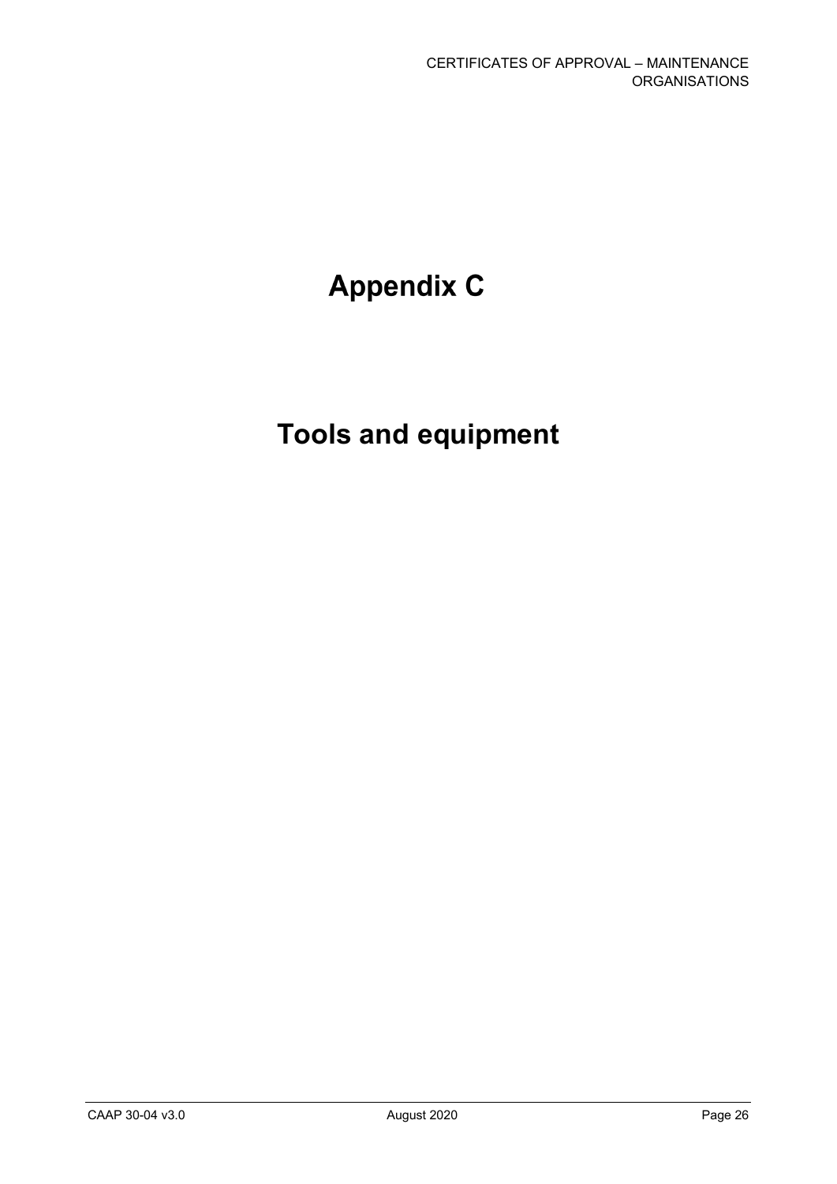# Appendix C

# Tools and equipment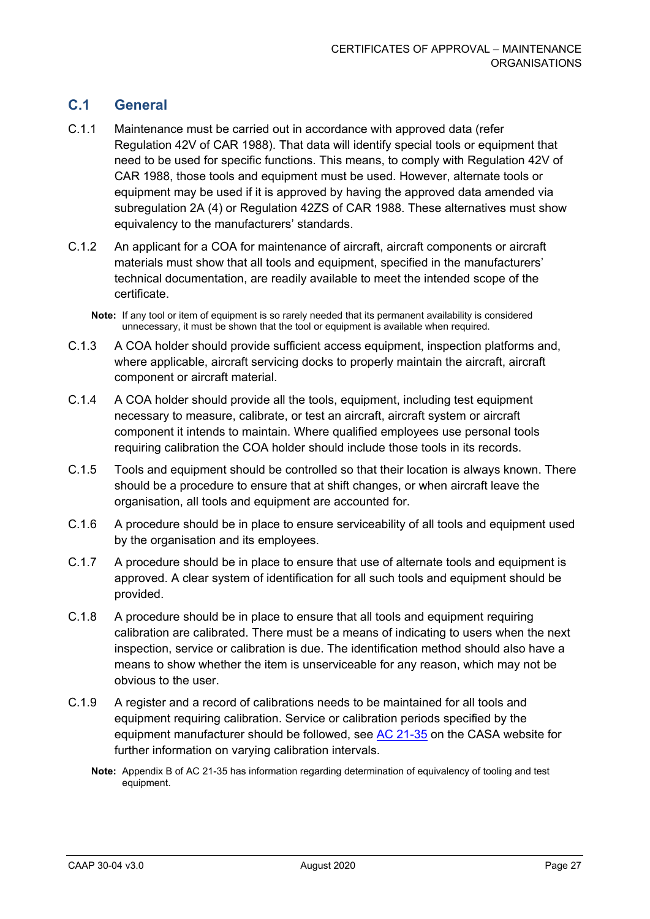## C.1 General

C.1.1 Maintenance must be carried out in accordance with approved data (refer Regulation 42V of CAR 1988). That data will identify special tools or equipment that need to be used for specific functions. This means, to comply with Regulation 42V of CAR 1988, those tools and equipment must be used. However, alternate tools or equipment may be used if it is approved by having the approved data amended via subregulation 2A (4) or Regulation 42ZS of CAR 1988. These alternatives must show equivalency to the manufacturers' standards.

C.1.2 An applicant for a COA for maintenance of aircraft, aircraft components or aircraft materials must show that all tools and equipment, specified in the manufacturers' technical documentation, are readily available to meet the intended scope of the certificate.

**Note:** If any tool or item of equipment is so rarely needed that its permanent availability is considered unnecessary, it must be shown that the tool or equipment is available when required.

C.1.3 A COA holder should provide sufficient access equipment, inspection platforms and, where applicable, aircraft servicing docks to properly maintain the aircraft, aircraft component or aircraft material.

C.1.4 A COA holder should provide all the tools, equipment, including test equipment necessary to measure, calibrate, or test an aircraft, aircraft system or aircraft component it intends to maintain. Where qualified employees use personal tools requiring calibration the COA holder should include those tools in its records.

C.1.5 Tools and equipment should be controlled so that their location is always known. There should be a procedure to ensure that at shift changes, or when aircraft leave the organisation, all tools and equipment are accounted for.

C.1.6 A procedure should be in place to ensure serviceability of all tools and equipment used by the organisation and its employees.

C.1.7 A procedure should be in place to ensure that use of alternate tools and equipment is approved. A clear system of identification for all such tools and equipment should be provided.

C.1.8 A procedure should be in place to ensure that all tools and equipment requiring calibration are calibrated. There must be a means of indicating to users when the next inspection, service or calibration is due. The identification method should also have a means to show whether the item is unserviceable for any reason, which may not be obvious to the user.

C.1.9 A register and a record of calibrations needs to be maintained for all tools and equipment requiring calibration. Service or calibration periods specified by the equipment manufacturer should be followed, see AC 21-35 on the CASA website for further information on varying calibration intervals.

**Note:** Appendix B of AC 21-35 has information regarding determination of equivalency of tooling and test equipment.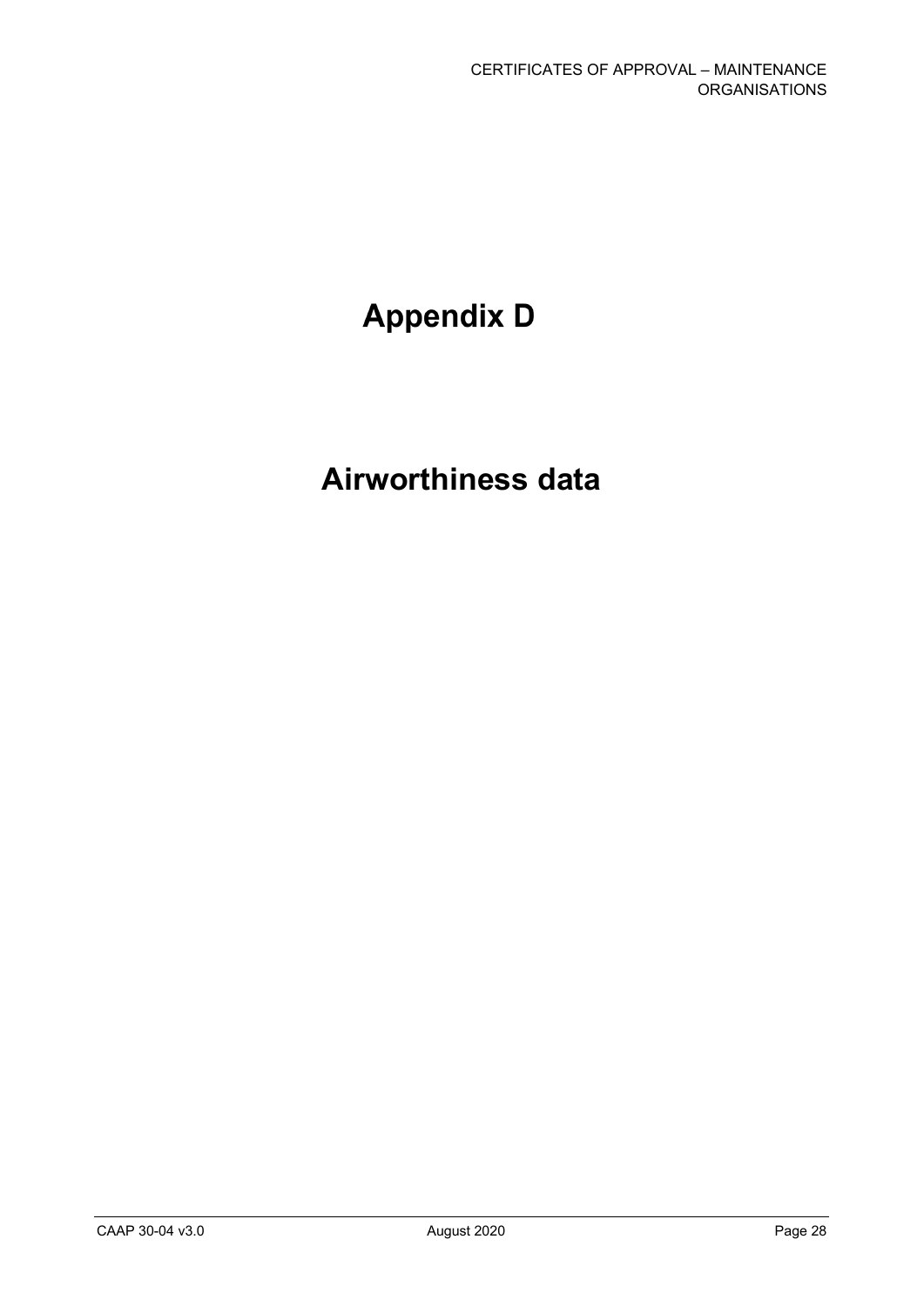# Appendix D

# Airworthiness data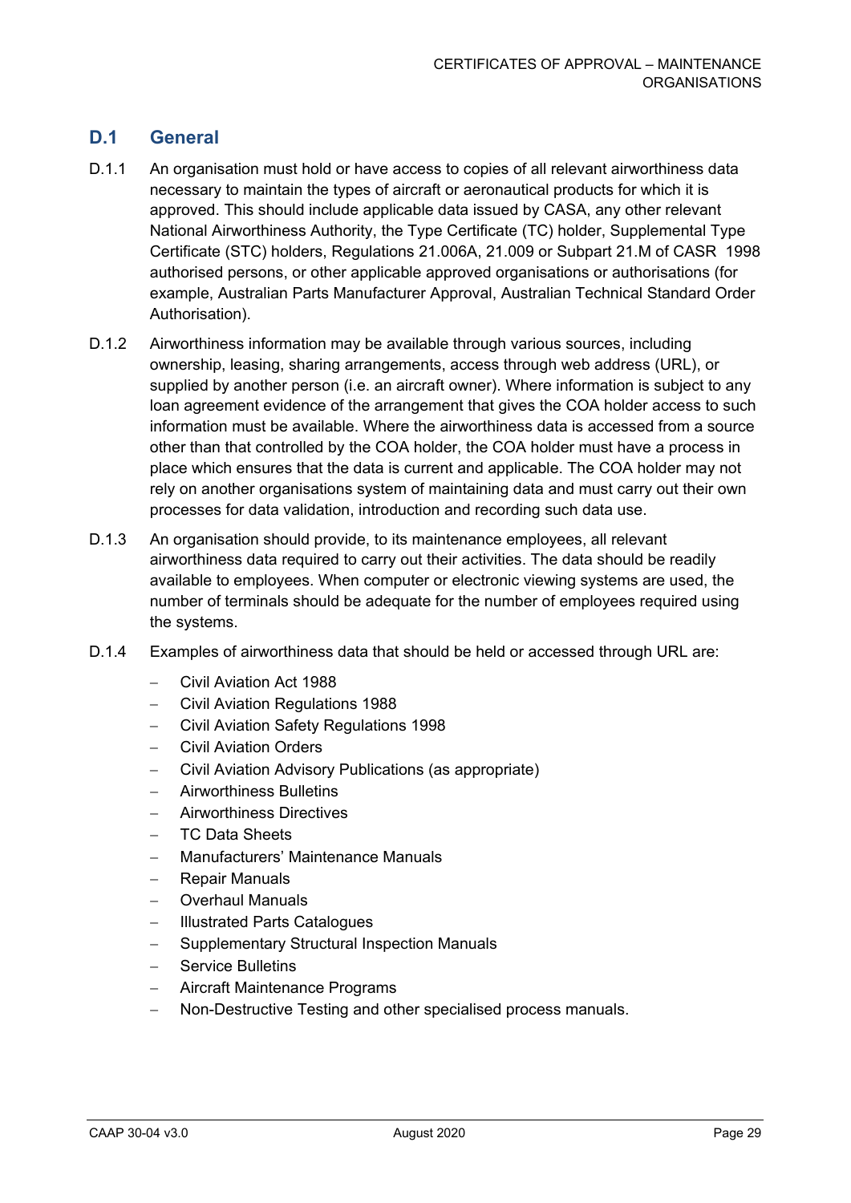## D.1 General

D.1.1 An organisation must hold or have access to copies of all relevant airworthiness data necessary to maintain the types of aircraft or aeronautical products for which it is approved. This should include applicable data issued by CASA, any other relevant National Airworthiness Authority, the Type Certificate (TC) holder, Supplemental Type Certificate (STC) holders, Regulations 21.006A, 21.009 or Subpart 21.M of CASR 1998 authorised persons, or other applicable approved organisations or authorisations (for example, Australian Parts Manufacturer Approval, Australian Technical Standard Order Authorisation).

D.1.2 Airworthiness information may be available through various sources, including ownership, leasing, sharing arrangements, access through web address (URL), or supplied by another person (i.e. an aircraft owner). Where information is subject to any loan agreement evidence of the arrangement that gives the COA holder access to such information must be available. Where the airworthiness data is accessed from a source other than that controlled by the COA holder, the COA holder must have a process in place which ensures that the data is current and applicable. The COA holder may not rely on another organisations system of maintaining data and must carry out their own processes for data validation, introduction and recording such data use.

D.1.3 An organisation should provide, to its maintenance employees, all relevant airworthiness data required to carry out their activities. The data should be readily available to employees. When computer or electronic viewing systems are used, the number of terminals should be adequate for the number of employees required using the systems.

D.1.4 Examples of airworthiness data that should be held or accessed through URL are:

- Civil Aviation Act 1988
- Civil Aviation Regulations 1988
- Civil Aviation Safety Regulations 1998
- Civil Aviation Orders
- Civil Aviation Advisory Publications (as appropriate)
- Airworthiness Bulletins
- Airworthiness Directives
- TC Data Sheets
- Manufacturers' Maintenance Manuals
- Repair Manuals
- Overhaul Manuals
- Illustrated Parts Catalogues
- Supplementary Structural Inspection Manuals
- Service Bulletins
- Aircraft Maintenance Programs
- Non-Destructive Testing and other specialised process manuals.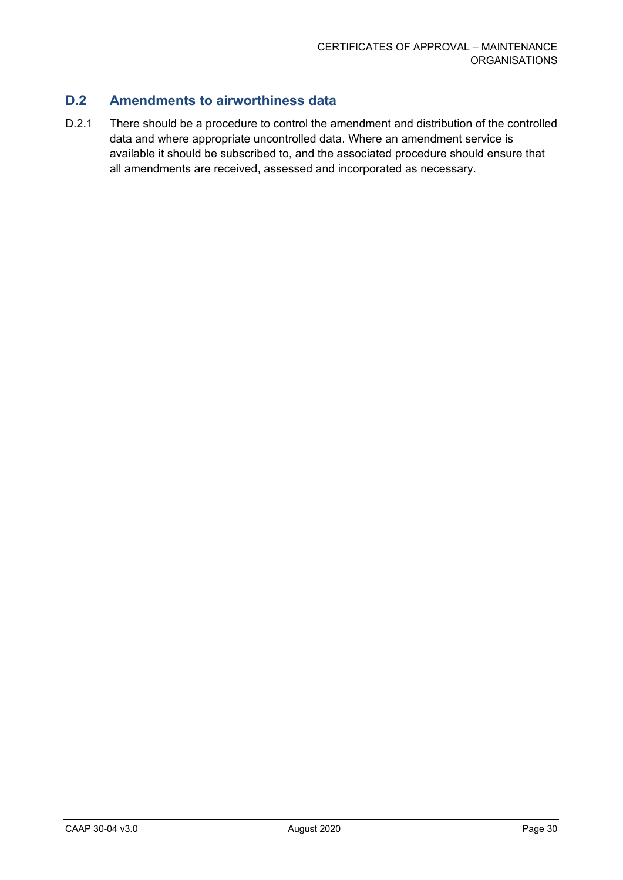## D.2 Amendments to airworthiness data

D.2.1 There should be a procedure to control the amendment and distribution of the controlled data and where appropriate uncontrolled data. Where an amendment service is available it should be subscribed to, and the associated procedure should ensure that all amendments are received, assessed and incorporated as necessary.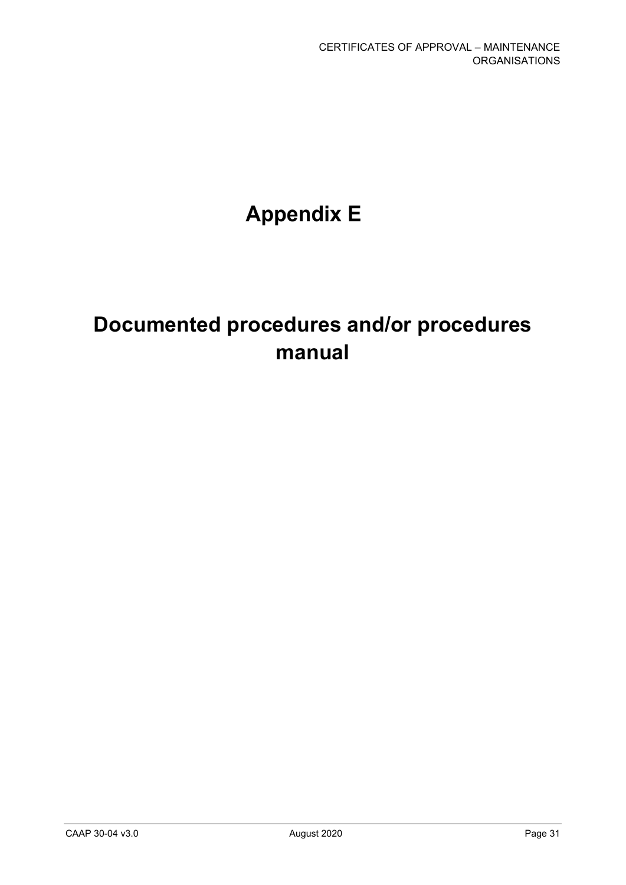# Appendix E

# Documented procedures and/or procedures manual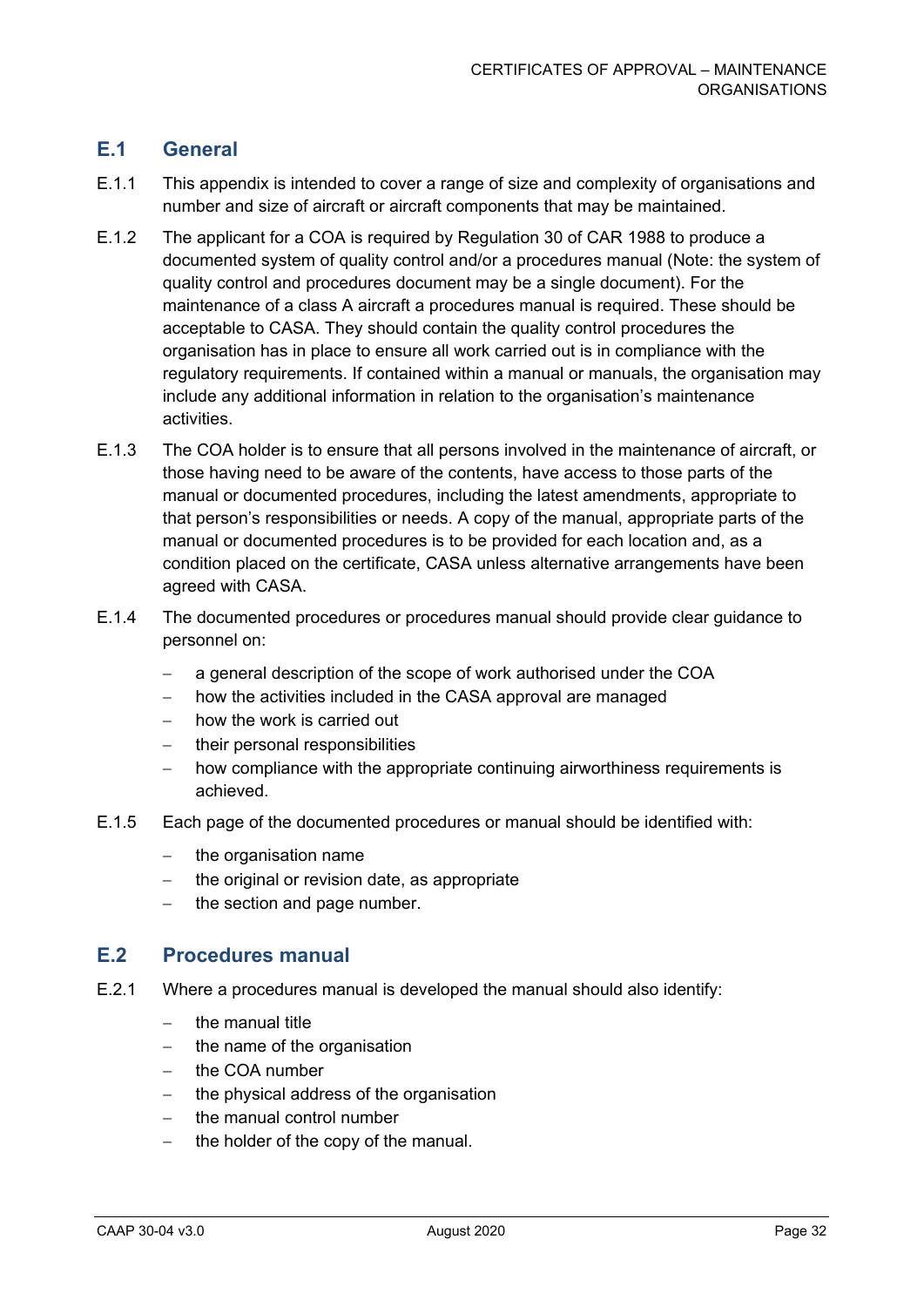## E.1 General

E.1.1 This appendix is intended to cover a range of size and complexity of organisations and number and size of aircraft or aircraft components that may be maintained.

E.1.2 The applicant for a COA is required by Regulation 30 of CAR 1988 to produce a documented system of quality control and/or a procedures manual (Note: the system of quality control and procedures document may be a single document). For the maintenance of a class A aircraft a procedures manual is required. These should be acceptable to CASA. They should contain the quality control procedures the organisation has in place to ensure all work carried out is in compliance with the regulatory requirements. If contained within a manual or manuals, the organisation may include any additional information in relation to the organisation's maintenance activities.

E.1.3 The COA holder is to ensure that all persons involved in the maintenance of aircraft, or those having need to be aware of the contents, have access to those parts of the manual or documented procedures, including the latest amendments, appropriate to that person's responsibilities or needs. A copy of the manual, appropriate parts of the manual or documented procedures is to be provided for each location and, as a condition placed on the certificate, CASA unless alternative arrangements have been agreed with CASA.

E.1.4 The documented procedures or procedures manual should provide clear guidance to personnel on:

- a general description of the scope of work authorised under the COA
- how the activities included in the CASA approval are managed
- how the work is carried out
- their personal responsibilities
- how compliance with the appropriate continuing airworthiness requirements is achieved.

E.1.5 Each page of the documented procedures or manual should be identified with:

- the organisation name
- the original or revision date, as appropriate
- the section and page number.

## E.2 Procedures manual

E.2.1 Where a procedures manual is developed the manual should also identify:

- the manual title
- the name of the organisation
- the COA number
- the physical address of the organisation
- the manual control number
- the holder of the copy of the manual.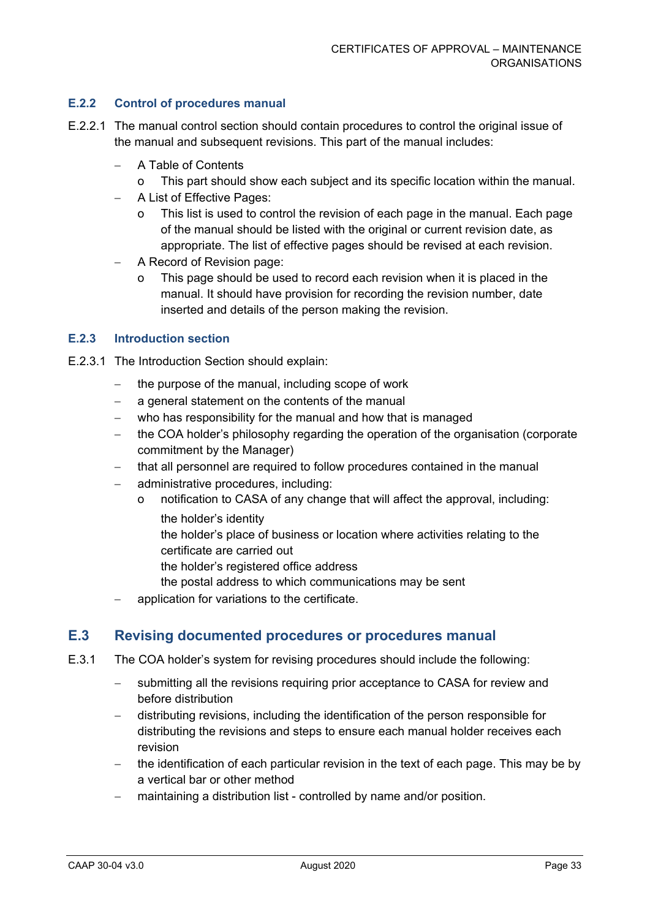### E.2.2 Control of procedures manual

E.2.2.1 The manual control section should contain procedures to control the original issue of the manual and subsequent revisions. This part of the manual includes:

- A Table of Contents
  - This part should show each subject and its specific location within the manual.
- A List of Effective Pages:
  - This list is used to control the revision of each page in the manual. Each page of the manual should be listed with the original or current revision date, as appropriate. The list of effective pages should be revised at each revision.
- A Record of Revision page:
  - This page should be used to record each revision when it is placed in the manual. It should have provision for recording the revision number, date inserted and details of the person making the revision.

### E.2.3 Introduction section

E.2.3.1 The Introduction Section should explain:

- the purpose of the manual, including scope of work
- a general statement on the contents of the manual
- who has responsibility for the manual and how that is managed
- the COA holder's philosophy regarding the operation of the organisation (corporate commitment by the Manager)
- that all personnel are required to follow procedures contained in the manual
- administrative procedures, including:
  - notification to CASA of any change that will affect the approval, including:

    the holder's identity

    the holder's place of business or location where activities relating to the certificate are carried out

    the holder's registered office address

    the postal address to which communications may be sent
- application for variations to the certificate.

## E.3 Revising documented procedures or procedures manual

E.3.1 The COA holder's system for revising procedures should include the following:

- submitting all the revisions requiring prior acceptance to CASA for review and before distribution
- distributing revisions, including the identification of the person responsible for distributing the revisions and steps to ensure each manual holder receives each revision
- the identification of each particular revision in the text of each page. This may be by a vertical bar or other method
- maintaining a distribution list - controlled by name and/or position.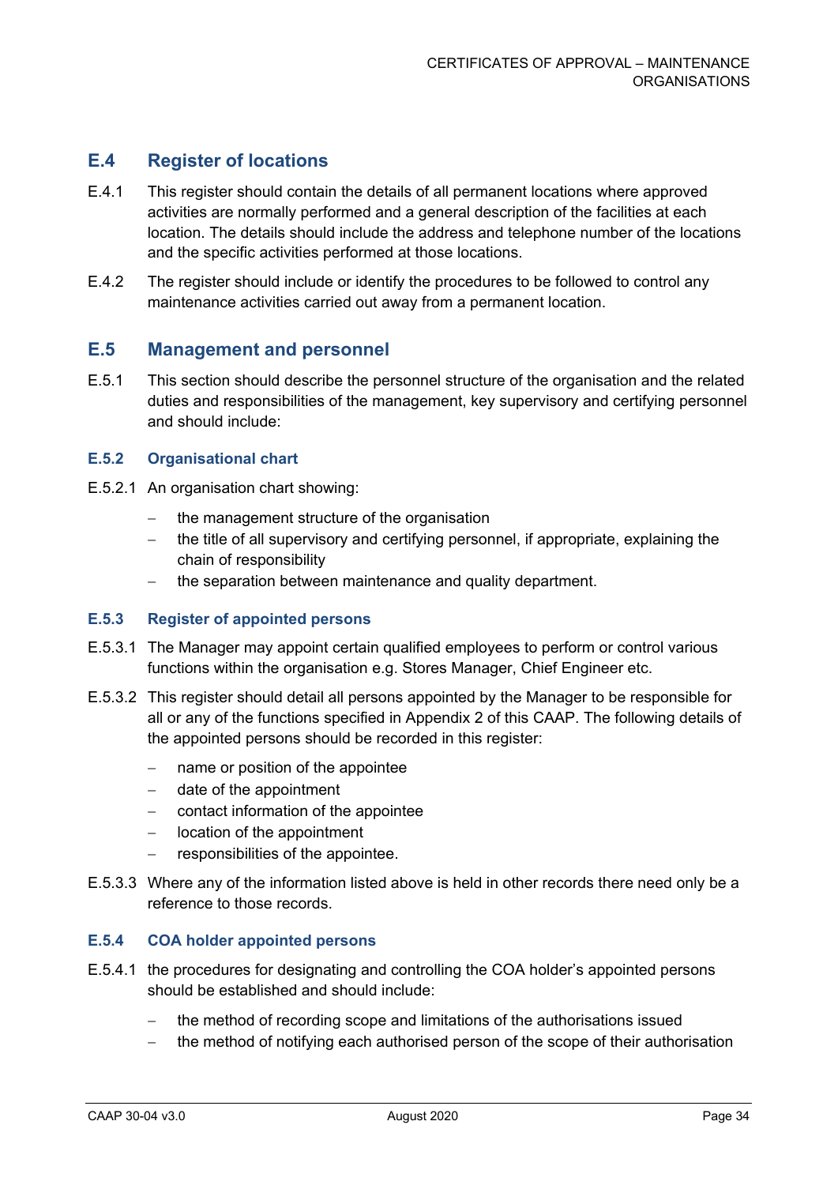## E.4 Register of locations

E.4.1 This register should contain the details of all permanent locations where approved activities are normally performed and a general description of the facilities at each location. The details should include the address and telephone number of the locations and the specific activities performed at those locations.

E.4.2 The register should include or identify the procedures to be followed to control any maintenance activities carried out away from a permanent location.

## E.5 Management and personnel

E.5.1 This section should describe the personnel structure of the organisation and the related duties and responsibilities of the management, key supervisory and certifying personnel and should include:

### E.5.2 Organisational chart

E.5.2.1 An organisation chart showing:

- the management structure of the organisation
- the title of all supervisory and certifying personnel, if appropriate, explaining the chain of responsibility
- the separation between maintenance and quality department.

### E.5.3 Register of appointed persons

E.5.3.1 The Manager may appoint certain qualified employees to perform or control various functions within the organisation e.g. Stores Manager, Chief Engineer etc.

E.5.3.2 This register should detail all persons appointed by the Manager to be responsible for all or any of the functions specified in Appendix 2 of this CAAP. The following details of the appointed persons should be recorded in this register:

- name or position of the appointee
- date of the appointment
- contact information of the appointee
- location of the appointment
- responsibilities of the appointee.

E.5.3.3 Where any of the information listed above is held in other records there need only be a reference to those records.

### E.5.4 COA holder appointed persons

E.5.4.1 the procedures for designating and controlling the COA holder's appointed persons should be established and should include:

- the method of recording scope and limitations of the authorisations issued
- the method of notifying each authorised person of the scope of their authorisation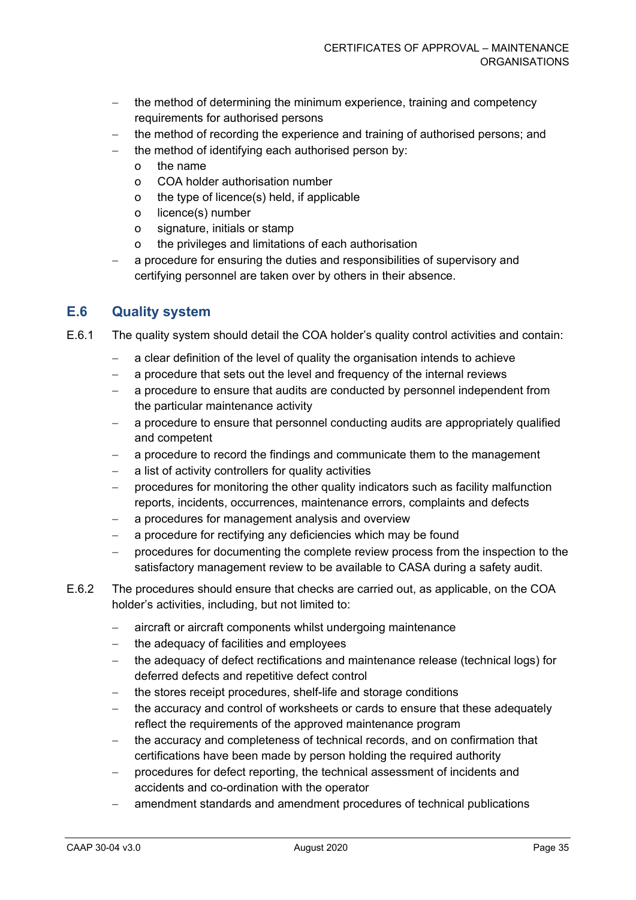- the method of determining the minimum experience, training and competency requirements for authorised persons
- the method of recording the experience and training of authorised persons; and
- the method of identifying each authorised person by:
    - the name
    - COA holder authorisation number
    - the type of licence(s) held, if applicable
    - licence(s) number
    - signature, initials or stamp
    - the privileges and limitations of each authorisation
- a procedure for ensuring the duties and responsibilities of supervisory and certifying personnel are taken over by others in their absence.

## E.6 Quality system

E.6.1 The quality system should detail the COA holder's quality control activities and contain:

- a clear definition of the level of quality the organisation intends to achieve
- a procedure that sets out the level and frequency of the internal reviews
- a procedure to ensure that audits are conducted by personnel independent from the particular maintenance activity
- a procedure to ensure that personnel conducting audits are appropriately qualified and competent
- a procedure to record the findings and communicate them to the management
- a list of activity controllers for quality activities
- procedures for monitoring the other quality indicators such as facility malfunction reports, incidents, occurrences, maintenance errors, complaints and defects
- a procedures for management analysis and overview
- a procedure for rectifying any deficiencies which may be found
- procedures for documenting the complete review process from the inspection to the satisfactory management review to be available to CASA during a safety audit.

E.6.2 The procedures should ensure that checks are carried out, as applicable, on the COA holder's activities, including, but not limited to:

- aircraft or aircraft components whilst undergoing maintenance
- the adequacy of facilities and employees
- the adequacy of defect rectifications and maintenance release (technical logs) for deferred defects and repetitive defect control
- the stores receipt procedures, shelf-life and storage conditions
- the accuracy and control of worksheets or cards to ensure that these adequately reflect the requirements of the approved maintenance program
- the accuracy and completeness of technical records, and on confirmation that certifications have been made by person holding the required authority
- procedures for defect reporting, the technical assessment of incidents and accidents and co-ordination with the operator
- amendment standards and amendment procedures of technical publications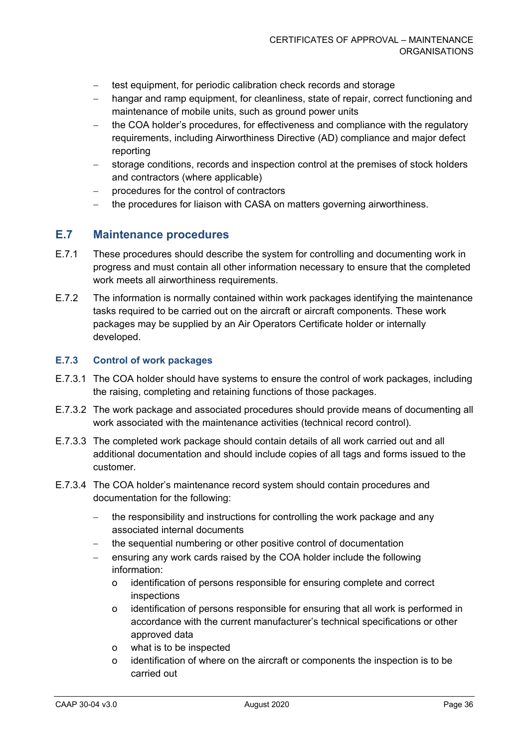- test equipment, for periodic calibration check records and storage
- hangar and ramp equipment, for cleanliness, state of repair, correct functioning and maintenance of mobile units, such as ground power units
- the COA holder's procedures, for effectiveness and compliance with the regulatory requirements, including Airworthiness Directive (AD) compliance and major defect reporting
- storage conditions, records and inspection control at the premises of stock holders and contractors (where applicable)
- procedures for the control of contractors
- the procedures for liaison with CASA on matters governing airworthiness.

## E.7 Maintenance procedures

E.7.1 These procedures should describe the system for controlling and documenting work in progress and must contain all other information necessary to ensure that the completed work meets all airworthiness requirements.

E.7.2 The information is normally contained within work packages identifying the maintenance tasks required to be carried out on the aircraft or aircraft components. These work packages may be supplied by an Air Operators Certificate holder or internally developed.

### E.7.3 Control of work packages

E.7.3.1 The COA holder should have systems to ensure the control of work packages, including the raising, completing and retaining functions of those packages.

E.7.3.2 The work package and associated procedures should provide means of documenting all work associated with the maintenance activities (technical record control).

E.7.3.3 The completed work package should contain details of all work carried out and all additional documentation and should include copies of all tags and forms issued to the customer.

E.7.3.4 The COA holder's maintenance record system should contain procedures and documentation for the following:

- the responsibility and instructions for controlling the work package and any associated internal documents
- the sequential numbering or other positive control of documentation
- ensuring any work cards raised by the COA holder include the following information:
  - identification of persons responsible for ensuring complete and correct inspections
  - identification of persons responsible for ensuring that all work is performed in accordance with the current manufacturer's technical specifications or other approved data
  - what is to be inspected
  - identification of where on the aircraft or components the inspection is to be carried out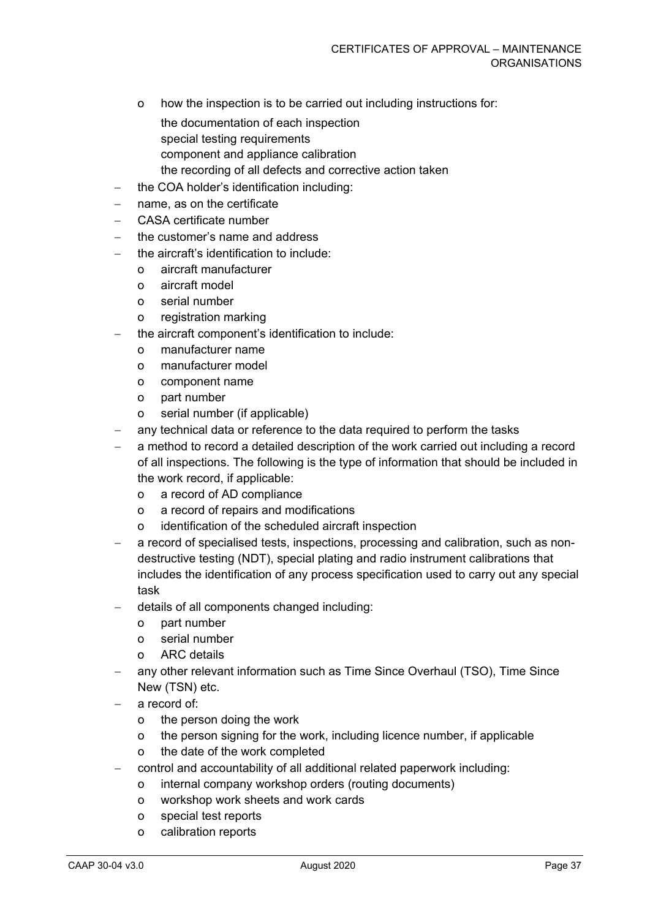- how the inspection is to be carried out including instructions for:

    the documentation of each inspection
    special testing requirements
    component and appliance calibration
    the recording of all defects and corrective action taken

- the COA holder's identification including:
- name, as on the certificate
- CASA certificate number
- the customer's name and address
- the aircraft's identification to include:
  - aircraft manufacturer
  - aircraft model
  - serial number
  - registration marking
- the aircraft component's identification to include:
  - manufacturer name
  - manufacturer model
  - component name
  - part number
  - serial number (if applicable)
- any technical data or reference to the data required to perform the tasks
- a method to record a detailed description of the work carried out including a record of all inspections. The following is the type of information that should be included in the work record, if applicable:
  - a record of AD compliance
  - a record of repairs and modifications
  - identification of the scheduled aircraft inspection
- a record of specialised tests, inspections, processing and calibration, such as non-destructive testing (NDT), special plating and radio instrument calibrations that includes the identification of any process specification used to carry out any special task
- details of all components changed including:
  - part number
  - serial number
  - ARC details
- any other relevant information such as Time Since Overhaul (TSO), Time Since New (TSN) etc.
- a record of:
  - the person doing the work
  - the person signing for the work, including licence number, if applicable
  - the date of the work completed
- control and accountability of all additional related paperwork including:
  - internal company workshop orders (routing documents)
  - workshop work sheets and work cards
  - special test reports
  - calibration reports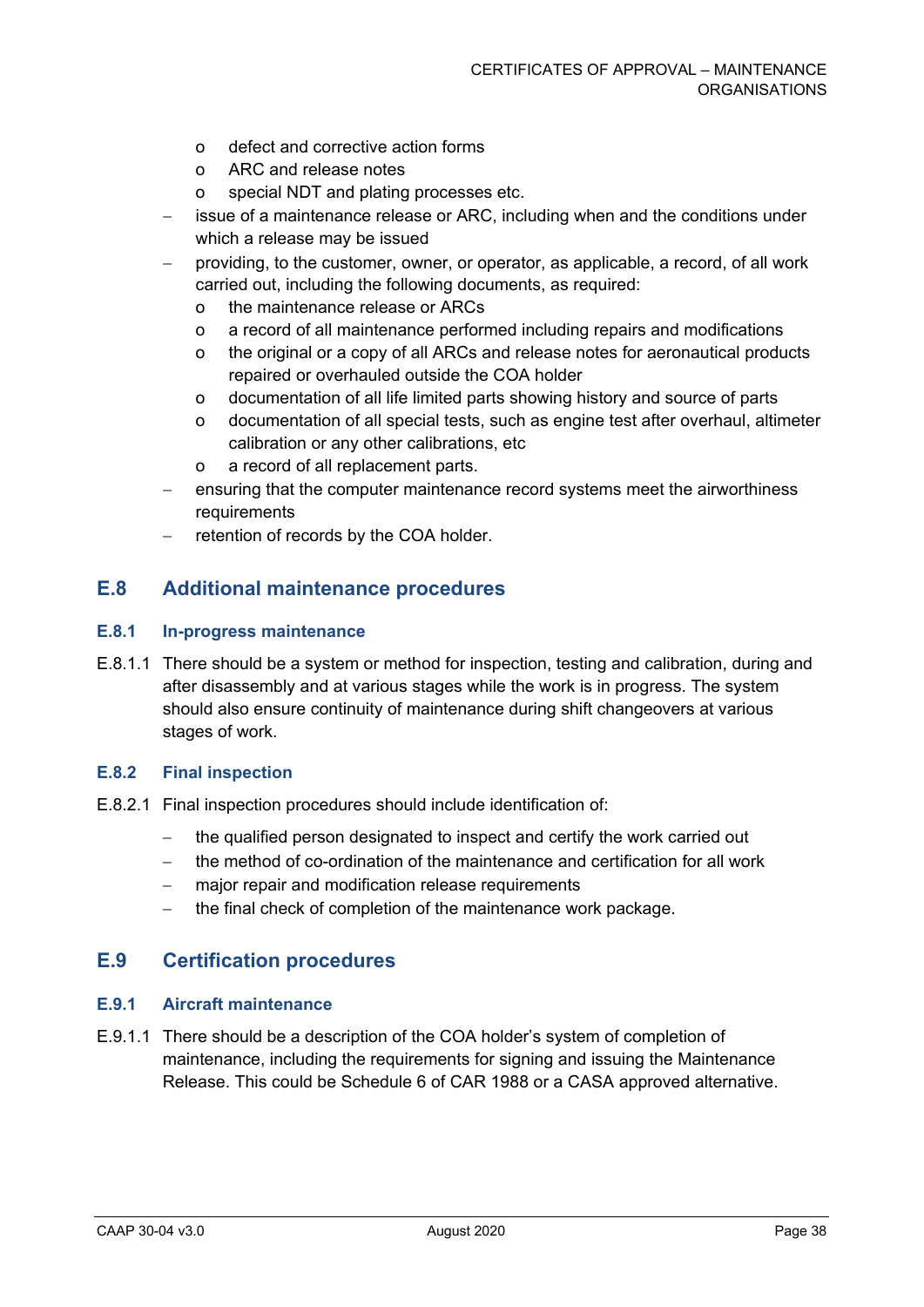- defect and corrective action forms
    - ARC and release notes
    - special NDT and plating processes etc.
- issue of a maintenance release or ARC, including when and the conditions under which a release may be issued
- providing, to the customer, owner, or operator, as applicable, a record, of all work carried out, including the following documents, as required:
    - the maintenance release or ARCs
    - a record of all maintenance performed including repairs and modifications
    - the original or a copy of all ARCs and release notes for aeronautical products repaired or overhauled outside the COA holder
    - documentation of all life limited parts showing history and source of parts
    - documentation of all special tests, such as engine test after overhaul, altimeter calibration or any other calibrations, etc
    - a record of all replacement parts.
- ensuring that the computer maintenance record systems meet the airworthiness requirements
- retention of records by the COA holder.

## E.8 Additional maintenance procedures

### E.8.1 In-progress maintenance

E.8.1.1 There should be a system or method for inspection, testing and calibration, during and after disassembly and at various stages while the work is in progress. The system should also ensure continuity of maintenance during shift changeovers at various stages of work.

### E.8.2 Final inspection

E.8.2.1 Final inspection procedures should include identification of:

- the qualified person designated to inspect and certify the work carried out
- the method of co-ordination of the maintenance and certification for all work
- major repair and modification release requirements
- the final check of completion of the maintenance work package.

## E.9 Certification procedures

### E.9.1 Aircraft maintenance

E.9.1.1 There should be a description of the COA holder's system of completion of maintenance, including the requirements for signing and issuing the Maintenance Release. This could be Schedule 6 of CAR 1988 or a CASA approved alternative.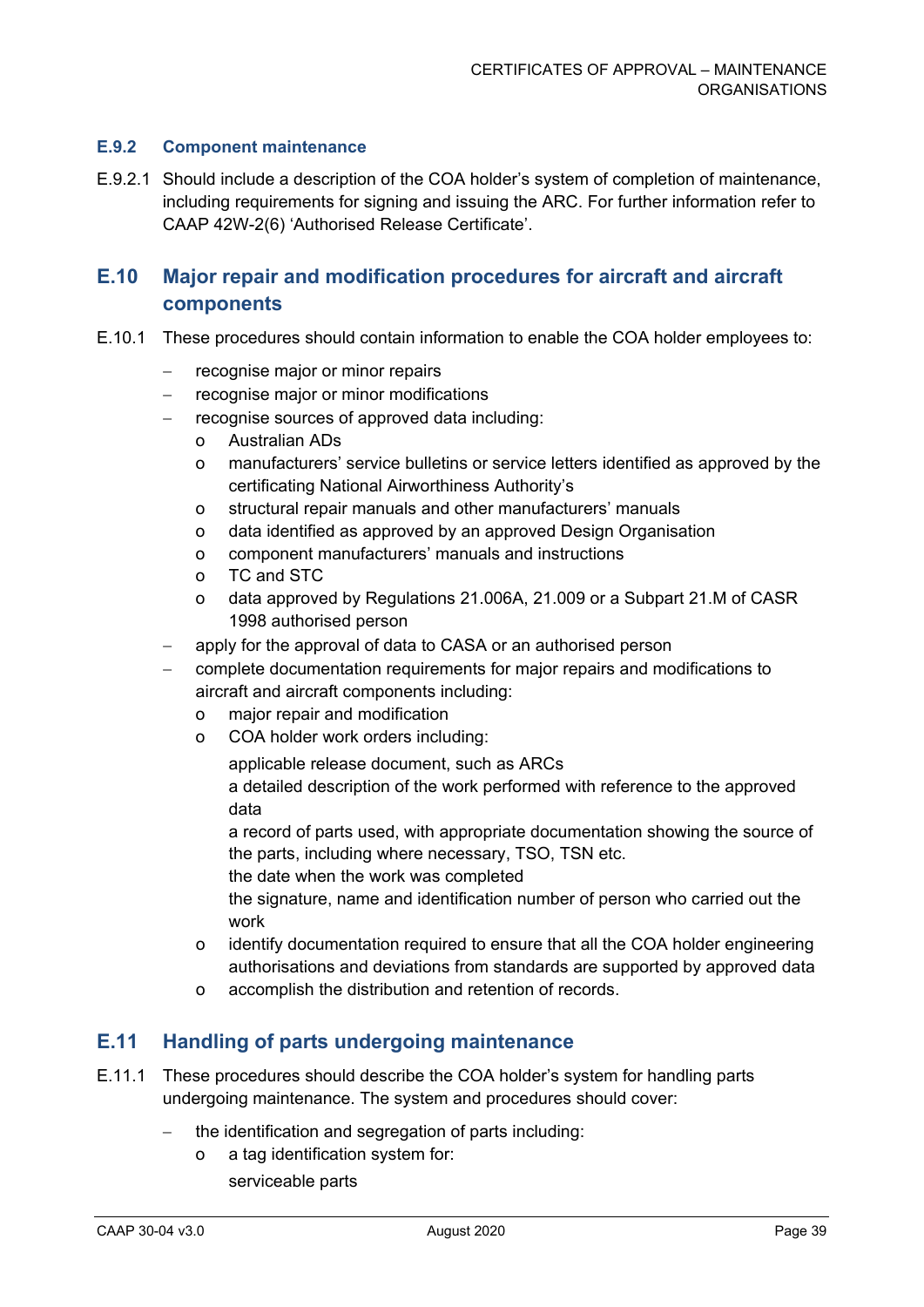### E.9.2 Component maintenance

E.9.2.1 Should include a description of the COA holder's system of completion of maintenance, including requirements for signing and issuing the ARC. For further information refer to CAAP 42W-2(6) 'Authorised Release Certificate'.

## E.10 Major repair and modification procedures for aircraft and aircraft components

E.10.1 These procedures should contain information to enable the COA holder employees to:

- recognise major or minor repairs
- recognise major or minor modifications
- recognise sources of approved data including:
  - Australian ADs
  - manufacturers' service bulletins or service letters identified as approved by the certificating National Airworthiness Authority's
  - structural repair manuals and other manufacturers' manuals
  - data identified as approved by an approved Design Organisation
  - component manufacturers' manuals and instructions
  - TC and STC
  - data approved by Regulations 21.006A, 21.009 or a Subpart 21.M of CASR 1998 authorised person
- apply for the approval of data to CASA or an authorised person
- complete documentation requirements for major repairs and modifications to aircraft and aircraft components including:
  - major repair and modification
  - COA holder work orders including:
    - applicable release document, such as ARCs
    - a detailed description of the work performed with reference to the approved data
    - a record of parts used, with appropriate documentation showing the source of the parts, including where necessary, TSO, TSN etc.
    - the date when the work was completed
    - the signature, name and identification number of person who carried out the work
  - identify documentation required to ensure that all the COA holder engineering authorisations and deviations from standards are supported by approved data
  - accomplish the distribution and retention of records.

## E.11 Handling of parts undergoing maintenance

E.11.1 These procedures should describe the COA holder's system for handling parts undergoing maintenance. The system and procedures should cover:

- the identification and segregation of parts including:
  - a tag identification system for:
    - serviceable parts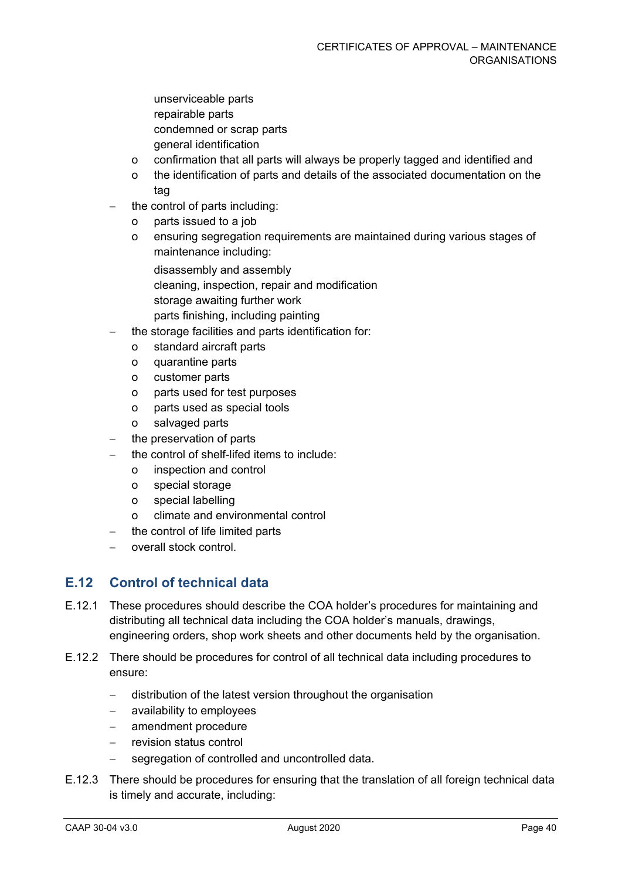- unserviceable parts
    - repairable parts
    - condemned or scrap parts
    - general identification
  - confirmation that all parts will always be properly tagged and identified and
  - the identification of parts and details of the associated documentation on the tag
- the control of parts including:
  - parts issued to a job
  - ensuring segregation requirements are maintained during various stages of maintenance including:
    - disassembly and assembly
    - cleaning, inspection, repair and modification
    - storage awaiting further work
    - parts finishing, including painting
- the storage facilities and parts identification for:
  - standard aircraft parts
  - quarantine parts
  - customer parts
  - parts used for test purposes
  - parts used as special tools
  - salvaged parts
- the preservation of parts
- the control of shelf-lifed items to include:
  - inspection and control
  - special storage
  - special labelling
  - climate and environmental control
- the control of life limited parts
- overall stock control.

## E.12 Control of technical data

E.12.1 These procedures should describe the COA holder's procedures for maintaining and distributing all technical data including the COA holder's manuals, drawings, engineering orders, shop work sheets and other documents held by the organisation.

E.12.2 There should be procedures for control of all technical data including procedures to ensure:

- distribution of the latest version throughout the organisation
- availability to employees
- amendment procedure
- revision status control
- segregation of controlled and uncontrolled data.

E.12.3 There should be procedures for ensuring that the translation of all foreign technical data is timely and accurate, including: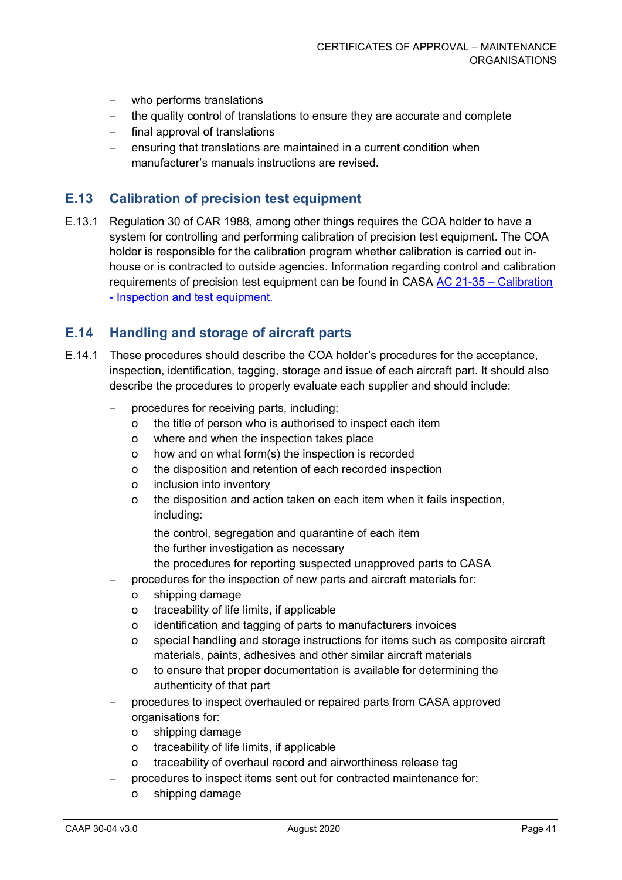- who performs translations
- the quality control of translations to ensure they are accurate and complete
- final approval of translations
- ensuring that translations are maintained in a current condition when manufacturer's manuals instructions are revised.

## E.13 Calibration of precision test equipment

E.13.1 Regulation 30 of CAR 1988, among other things requires the COA holder to have a system for controlling and performing calibration of precision test equipment. The COA holder is responsible for the calibration program whether calibration is carried out in-house or is contracted to outside agencies. Information regarding control and calibration requirements of precision test equipment can be found in CASA AC 21-35 – Calibration - Inspection and test equipment.

## E.14 Handling and storage of aircraft parts

E.14.1 These procedures should describe the COA holder's procedures for the acceptance, inspection, identification, tagging, storage and issue of each aircraft part. It should also describe the procedures to properly evaluate each supplier and should include:

- procedures for receiving parts, including:
  - the title of person who is authorised to inspect each item
  - where and when the inspection takes place
  - how and on what form(s) the inspection is recorded
  - the disposition and retention of each recorded inspection
  - inclusion into inventory
  - the disposition and action taken on each item when it fails inspection, including:

    the control, segregation and quarantine of each item
    the further investigation as necessary
    the procedures for reporting suspected unapproved parts to CASA
- procedures for the inspection of new parts and aircraft materials for:
  - shipping damage
  - traceability of life limits, if applicable
  - identification and tagging of parts to manufacturers invoices
  - special handling and storage instructions for items such as composite aircraft materials, paints, adhesives and other similar aircraft materials
  - to ensure that proper documentation is available for determining the authenticity of that part
- procedures to inspect overhauled or repaired parts from CASA approved organisations for:
  - shipping damage
  - traceability of life limits, if applicable
  - traceability of overhaul record and airworthiness release tag
- procedures to inspect items sent out for contracted maintenance for:
  - shipping damage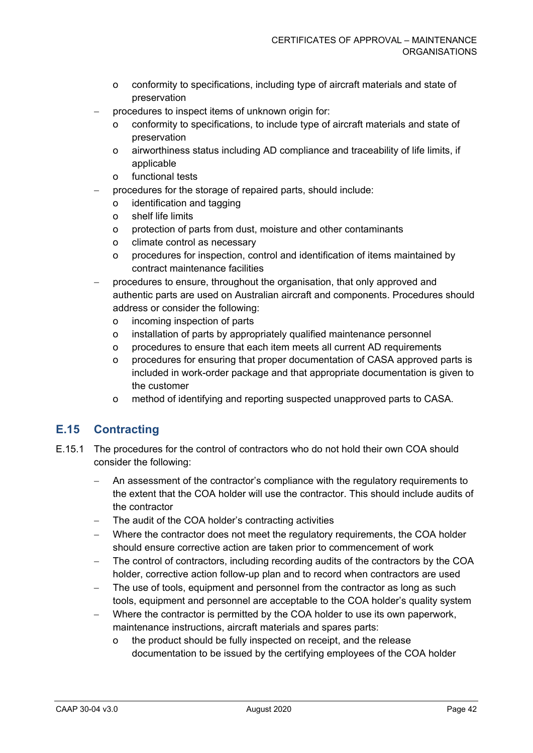- conformity to specifications, including type of aircraft materials and state of preservation
- procedures to inspect items of unknown origin for:
    - conformity to specifications, to include type of aircraft materials and state of preservation
    - airworthiness status including AD compliance and traceability of life limits, if applicable
    - functional tests
- procedures for the storage of repaired parts, should include:
    - identification and tagging
    - shelf life limits
    - protection of parts from dust, moisture and other contaminants
    - climate control as necessary
    - procedures for inspection, control and identification of items maintained by contract maintenance facilities
- procedures to ensure, throughout the organisation, that only approved and authentic parts are used on Australian aircraft and components. Procedures should address or consider the following:
    - incoming inspection of parts
    - installation of parts by appropriately qualified maintenance personnel
    - procedures to ensure that each item meets all current AD requirements
    - procedures for ensuring that proper documentation of CASA approved parts is included in work-order package and that appropriate documentation is given to the customer
    - method of identifying and reporting suspected unapproved parts to CASA.

## E.15 Contracting

E.15.1 The procedures for the control of contractors who do not hold their own COA should consider the following:

- An assessment of the contractor's compliance with the regulatory requirements to the extent that the COA holder will use the contractor. This should include audits of the contractor
- The audit of the COA holder's contracting activities
- Where the contractor does not meet the regulatory requirements, the COA holder should ensure corrective action are taken prior to commencement of work
- The control of contractors, including recording audits of the contractors by the COA holder, corrective action follow-up plan and to record when contractors are used
- The use of tools, equipment and personnel from the contractor as long as such tools, equipment and personnel are acceptable to the COA holder's quality system
- Where the contractor is permitted by the COA holder to use its own paperwork, maintenance instructions, aircraft materials and spares parts:
    - the product should be fully inspected on receipt, and the release documentation to be issued by the certifying employees of the COA holder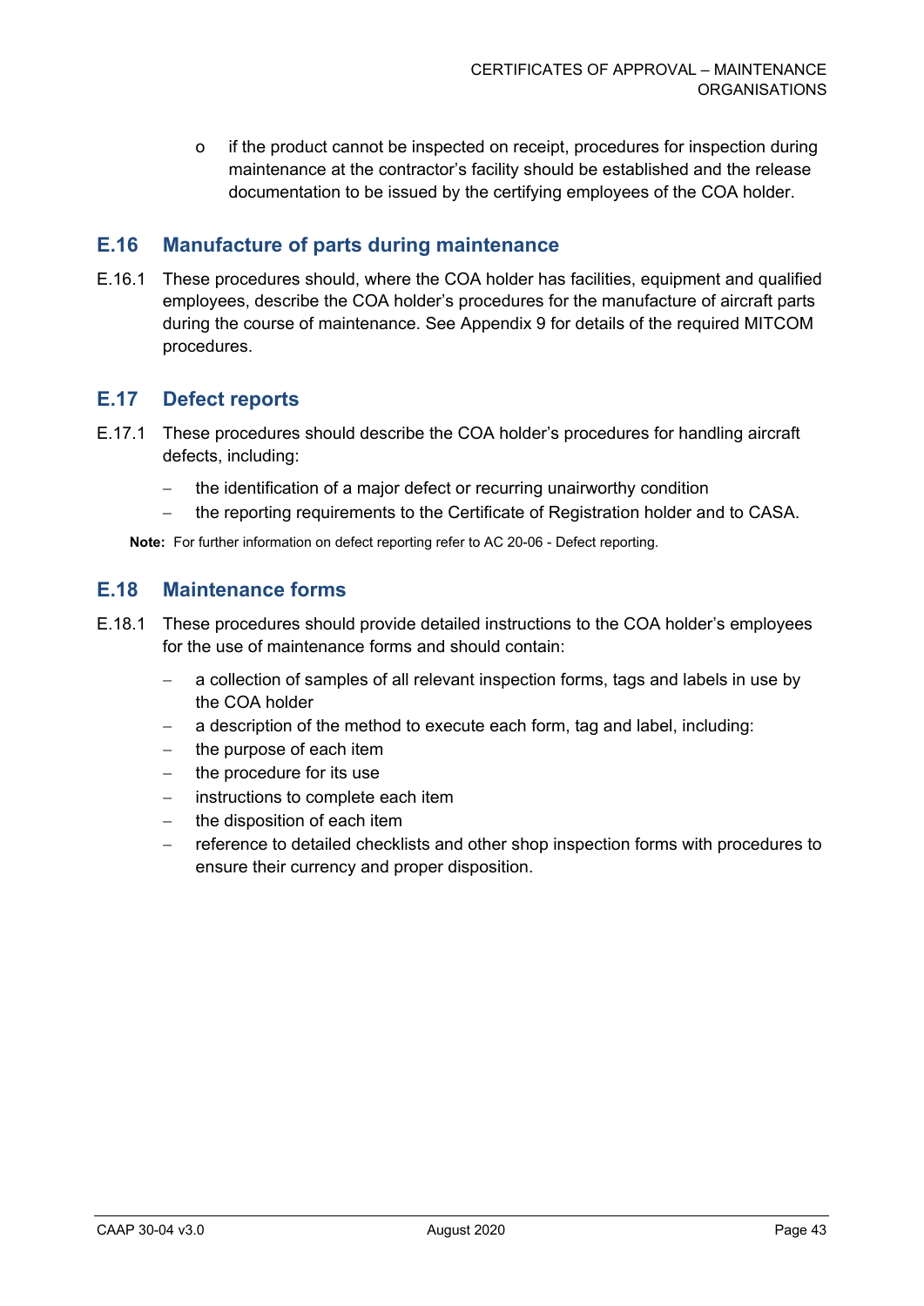- if the product cannot be inspected on receipt, procedures for inspection during maintenance at the contractor's facility should be established and the release documentation to be issued by the certifying employees of the COA holder.

## E.16 Manufacture of parts during maintenance

E.16.1 These procedures should, where the COA holder has facilities, equipment and qualified employees, describe the COA holder's procedures for the manufacture of aircraft parts during the course of maintenance. See Appendix 9 for details of the required MITCOM procedures.

## E.17 Defect reports

E.17.1 These procedures should describe the COA holder's procedures for handling aircraft defects, including:

- the identification of a major defect or recurring unairworthy condition
- the reporting requirements to the Certificate of Registration holder and to CASA.

**Note:** For further information on defect reporting refer to AC 20-06 - Defect reporting.

## E.18 Maintenance forms

E.18.1 These procedures should provide detailed instructions to the COA holder's employees for the use of maintenance forms and should contain:

- a collection of samples of all relevant inspection forms, tags and labels in use by the COA holder
- a description of the method to execute each form, tag and label, including:
- the purpose of each item
- the procedure for its use
- instructions to complete each item
- the disposition of each item
- reference to detailed checklists and other shop inspection forms with procedures to ensure their currency and proper disposition.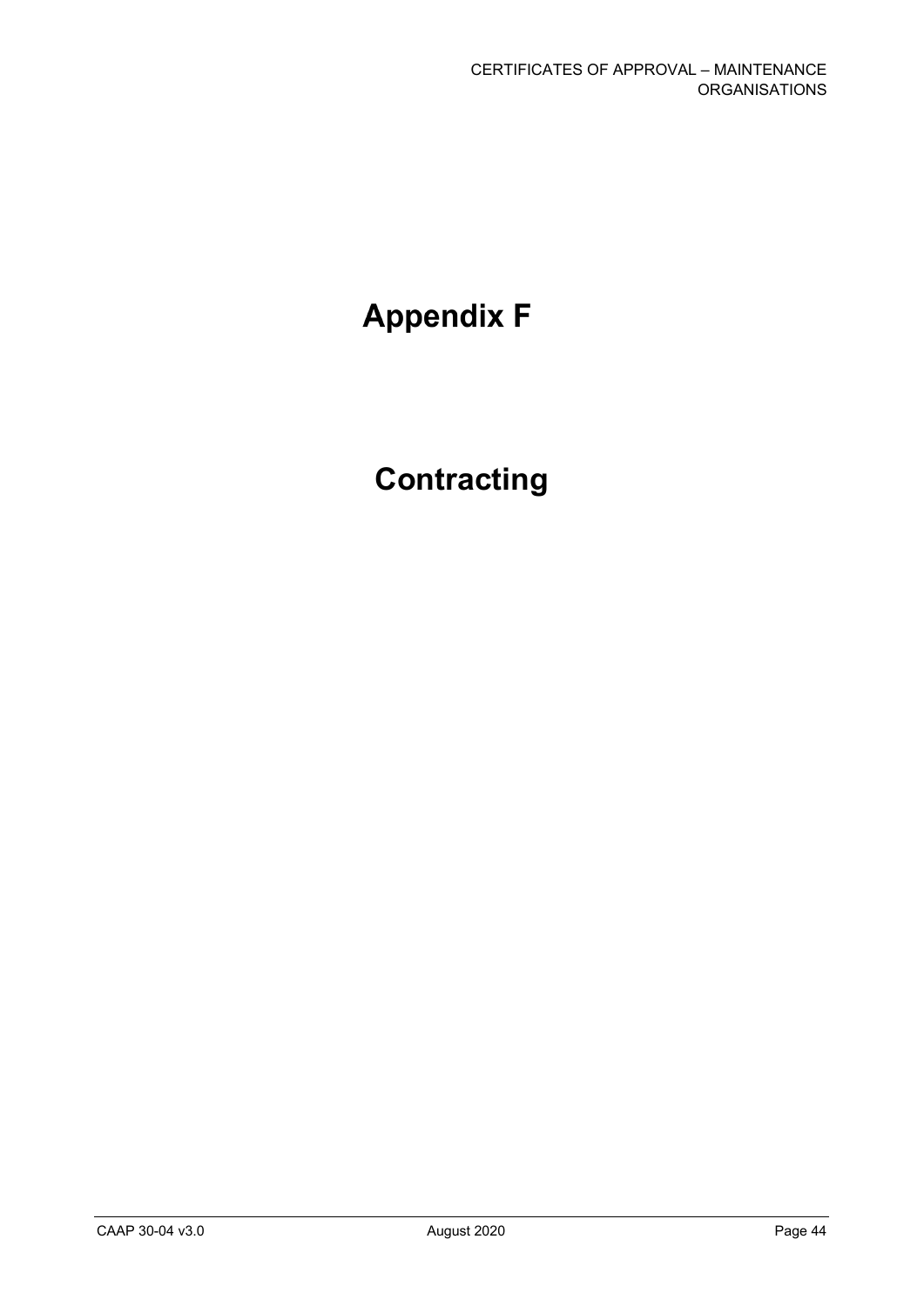# Appendix F

# Contracting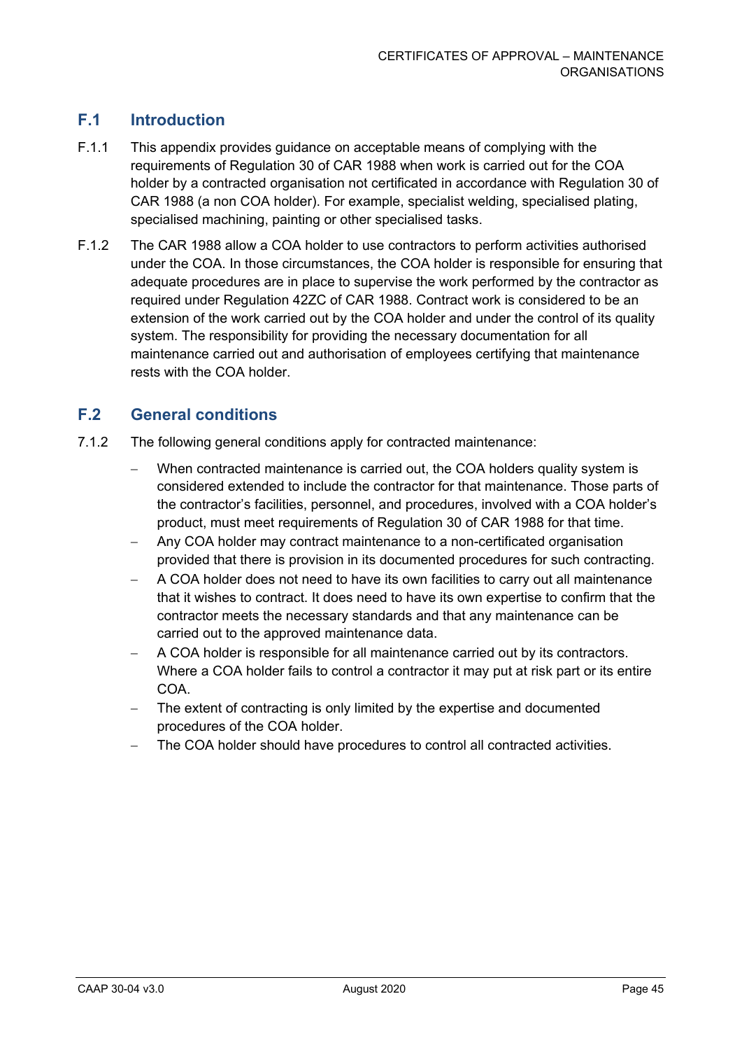## F.1 Introduction

F.1.1 This appendix provides guidance on acceptable means of complying with the requirements of Regulation 30 of CAR 1988 when work is carried out for the COA holder by a contracted organisation not certificated in accordance with Regulation 30 of CAR 1988 (a non COA holder). For example, specialist welding, specialised plating, specialised machining, painting or other specialised tasks.

F.1.2 The CAR 1988 allow a COA holder to use contractors to perform activities authorised under the COA. In those circumstances, the COA holder is responsible for ensuring that adequate procedures are in place to supervise the work performed by the contractor as required under Regulation 42ZC of CAR 1988. Contract work is considered to be an extension of the work carried out by the COA holder and under the control of its quality system. The responsibility for providing the necessary documentation for all maintenance carried out and authorisation of employees certifying that maintenance rests with the COA holder.

## F.2 General conditions

7.1.2 The following general conditions apply for contracted maintenance:

- When contracted maintenance is carried out, the COA holders quality system is considered extended to include the contractor for that maintenance. Those parts of the contractor's facilities, personnel, and procedures, involved with a COA holder's product, must meet requirements of Regulation 30 of CAR 1988 for that time.
- Any COA holder may contract maintenance to a non-certificated organisation provided that there is provision in its documented procedures for such contracting.
- A COA holder does not need to have its own facilities to carry out all maintenance that it wishes to contract. It does need to have its own expertise to confirm that the contractor meets the necessary standards and that any maintenance can be carried out to the approved maintenance data.
- A COA holder is responsible for all maintenance carried out by its contractors. Where a COA holder fails to control a contractor it may put at risk part or its entire COA.
- The extent of contracting is only limited by the expertise and documented procedures of the COA holder.
- The COA holder should have procedures to control all contracted activities.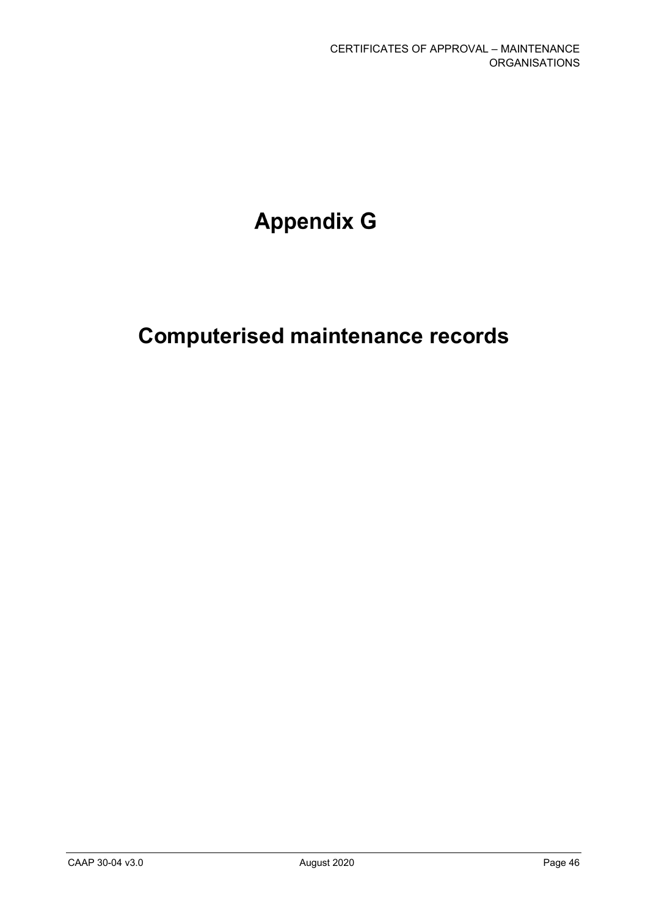# Appendix G

# Computerised maintenance records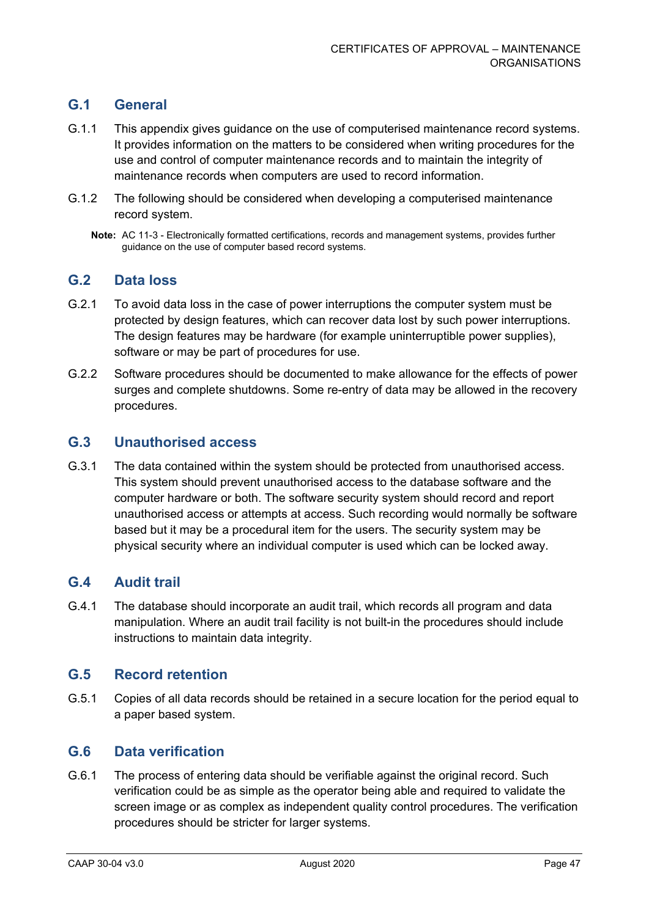## G.1 General

G.1.1 This appendix gives guidance on the use of computerised maintenance record systems. It provides information on the matters to be considered when writing procedures for the use and control of computer maintenance records and to maintain the integrity of maintenance records when computers are used to record information.

G.1.2 The following should be considered when developing a computerised maintenance record system.

**Note:** AC 11-3 - Electronically formatted certifications, records and management systems, provides further guidance on the use of computer based record systems.

## G.2 Data loss

G.2.1 To avoid data loss in the case of power interruptions the computer system must be protected by design features, which can recover data lost by such power interruptions. The design features may be hardware (for example uninterruptible power supplies), software or may be part of procedures for use.

G.2.2 Software procedures should be documented to make allowance for the effects of power surges and complete shutdowns. Some re-entry of data may be allowed in the recovery procedures.

## G.3 Unauthorised access

G.3.1 The data contained within the system should be protected from unauthorised access. This system should prevent unauthorised access to the database software and the computer hardware or both. The software security system should record and report unauthorised access or attempts at access. Such recording would normally be software based but it may be a procedural item for the users. The security system may be physical security where an individual computer is used which can be locked away.

## G.4 Audit trail

G.4.1 The database should incorporate an audit trail, which records all program and data manipulation. Where an audit trail facility is not built-in the procedures should include instructions to maintain data integrity.

## G.5 Record retention

G.5.1 Copies of all data records should be retained in a secure location for the period equal to a paper based system.

## G.6 Data verification

G.6.1 The process of entering data should be verifiable against the original record. Such verification could be as simple as the operator being able and required to validate the screen image or as complex as independent quality control procedures. The verification procedures should be stricter for larger systems.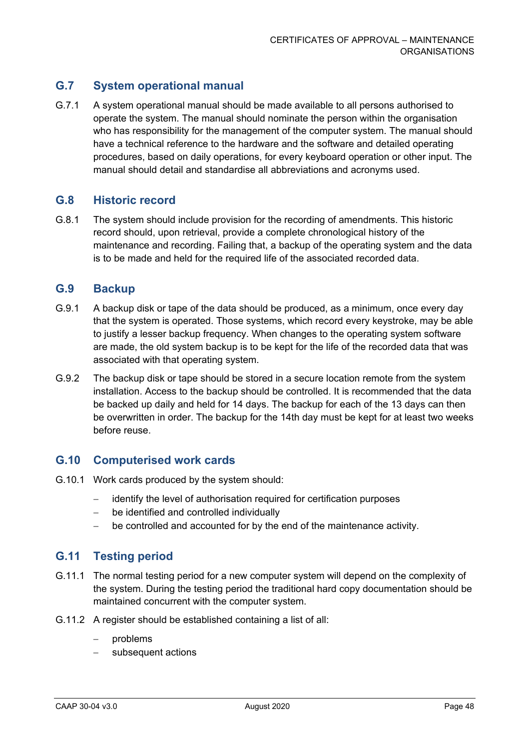## G.7 System operational manual

G.7.1 A system operational manual should be made available to all persons authorised to operate the system. The manual should nominate the person within the organisation who has responsibility for the management of the computer system. The manual should have a technical reference to the hardware and the software and detailed operating procedures, based on daily operations, for every keyboard operation or other input. The manual should detail and standardise all abbreviations and acronyms used.

## G.8 Historic record

G.8.1 The system should include provision for the recording of amendments. This historic record should, upon retrieval, provide a complete chronological history of the maintenance and recording. Failing that, a backup of the operating system and the data is to be made and held for the required life of the associated recorded data.

## G.9 Backup

G.9.1 A backup disk or tape of the data should be produced, as a minimum, once every day that the system is operated. Those systems, which record every keystroke, may be able to justify a lesser backup frequency. When changes to the operating system software are made, the old system backup is to be kept for the life of the recorded data that was associated with that operating system.

G.9.2 The backup disk or tape should be stored in a secure location remote from the system installation. Access to the backup should be controlled. It is recommended that the data be backed up daily and held for 14 days. The backup for each of the 13 days can then be overwritten in order. The backup for the 14th day must be kept for at least two weeks before reuse.

## G.10 Computerised work cards

G.10.1 Work cards produced by the system should:

- identify the level of authorisation required for certification purposes
- be identified and controlled individually
- be controlled and accounted for by the end of the maintenance activity.

## G.11 Testing period

G.11.1 The normal testing period for a new computer system will depend on the complexity of the system. During the testing period the traditional hard copy documentation should be maintained concurrent with the computer system.

G.11.2 A register should be established containing a list of all:

- problems
- subsequent actions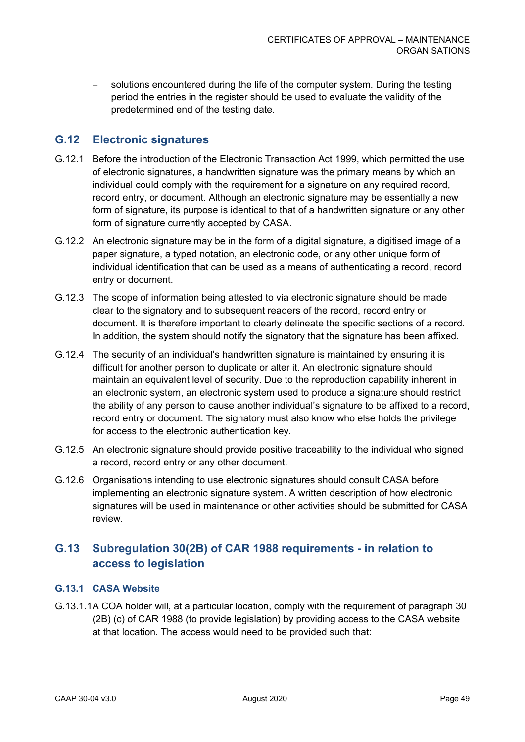- solutions encountered during the life of the computer system. During the testing period the entries in the register should be used to evaluate the validity of the predetermined end of the testing date.

## G.12 Electronic signatures

G.12.1 Before the introduction of the Electronic Transaction Act 1999, which permitted the use of electronic signatures, a handwritten signature was the primary means by which an individual could comply with the requirement for a signature on any required record, record entry, or document. Although an electronic signature may be essentially a new form of signature, its purpose is identical to that of a handwritten signature or any other form of signature currently accepted by CASA.

G.12.2 An electronic signature may be in the form of a digital signature, a digitised image of a paper signature, a typed notation, an electronic code, or any other unique form of individual identification that can be used as a means of authenticating a record, record entry or document.

G.12.3 The scope of information being attested to via electronic signature should be made clear to the signatory and to subsequent readers of the record, record entry or document. It is therefore important to clearly delineate the specific sections of a record. In addition, the system should notify the signatory that the signature has been affixed.

G.12.4 The security of an individual's handwritten signature is maintained by ensuring it is difficult for another person to duplicate or alter it. An electronic signature should maintain an equivalent level of security. Due to the reproduction capability inherent in an electronic system, an electronic system used to produce a signature should restrict the ability of any person to cause another individual's signature to be affixed to a record, record entry or document. The signatory must also know who else holds the privilege for access to the electronic authentication key.

G.12.5 An electronic signature should provide positive traceability to the individual who signed a record, record entry or any other document.

G.12.6 Organisations intending to use electronic signatures should consult CASA before implementing an electronic signature system. A written description of how electronic signatures will be used in maintenance or other activities should be submitted for CASA review.

## G.13 Subregulation 30(2B) of CAR 1988 requirements - in relation to access to legislation

### G.13.1 CASA Website

G.13.1.1 A COA holder will, at a particular location, comply with the requirement of paragraph 30 (2B) (c) of CAR 1988 (to provide legislation) by providing access to the CASA website at that location. The access would need to be provided such that: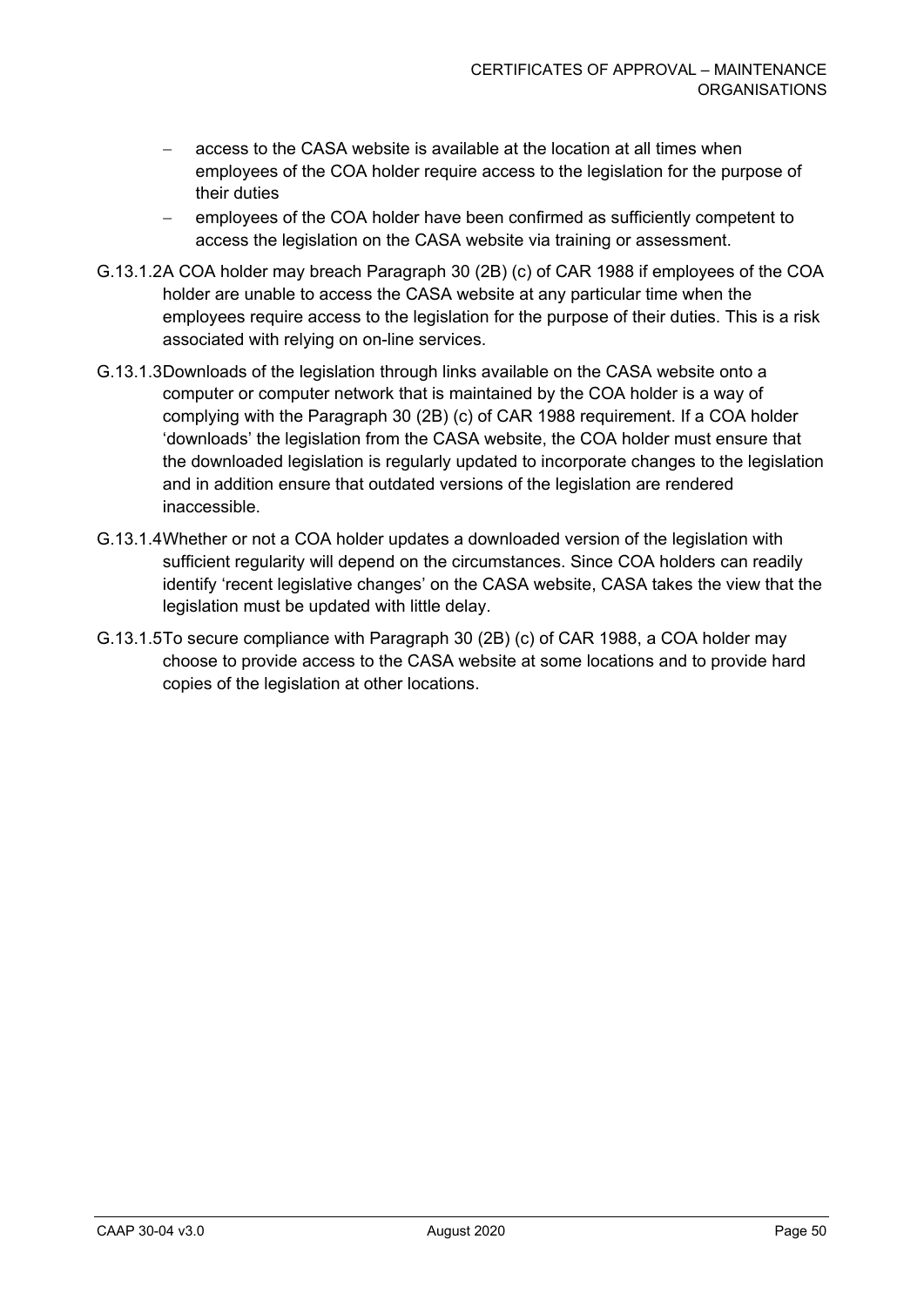- access to the CASA website is available at the location at all times when employees of the COA holder require access to the legislation for the purpose of their duties
- employees of the COA holder have been confirmed as sufficiently competent to access the legislation on the CASA website via training or assessment.

G.13.1.2 A COA holder may breach Paragraph 30 (2B) (c) of CAR 1988 if employees of the COA holder are unable to access the CASA website at any particular time when the employees require access to the legislation for the purpose of their duties. This is a risk associated with relying on on-line services.

G.13.1.3 Downloads of the legislation through links available on the CASA website onto a computer or computer network that is maintained by the COA holder is a way of complying with the Paragraph 30 (2B) (c) of CAR 1988 requirement. If a COA holder 'downloads' the legislation from the CASA website, the COA holder must ensure that the downloaded legislation is regularly updated to incorporate changes to the legislation and in addition ensure that outdated versions of the legislation are rendered inaccessible.

G.13.1.4 Whether or not a COA holder updates a downloaded version of the legislation with sufficient regularity will depend on the circumstances. Since COA holders can readily identify 'recent legislative changes' on the CASA website, CASA takes the view that the legislation must be updated with little delay.

G.13.1.5 To secure compliance with Paragraph 30 (2B) (c) of CAR 1988, a COA holder may choose to provide access to the CASA website at some locations and to provide hard copies of the legislation at other locations.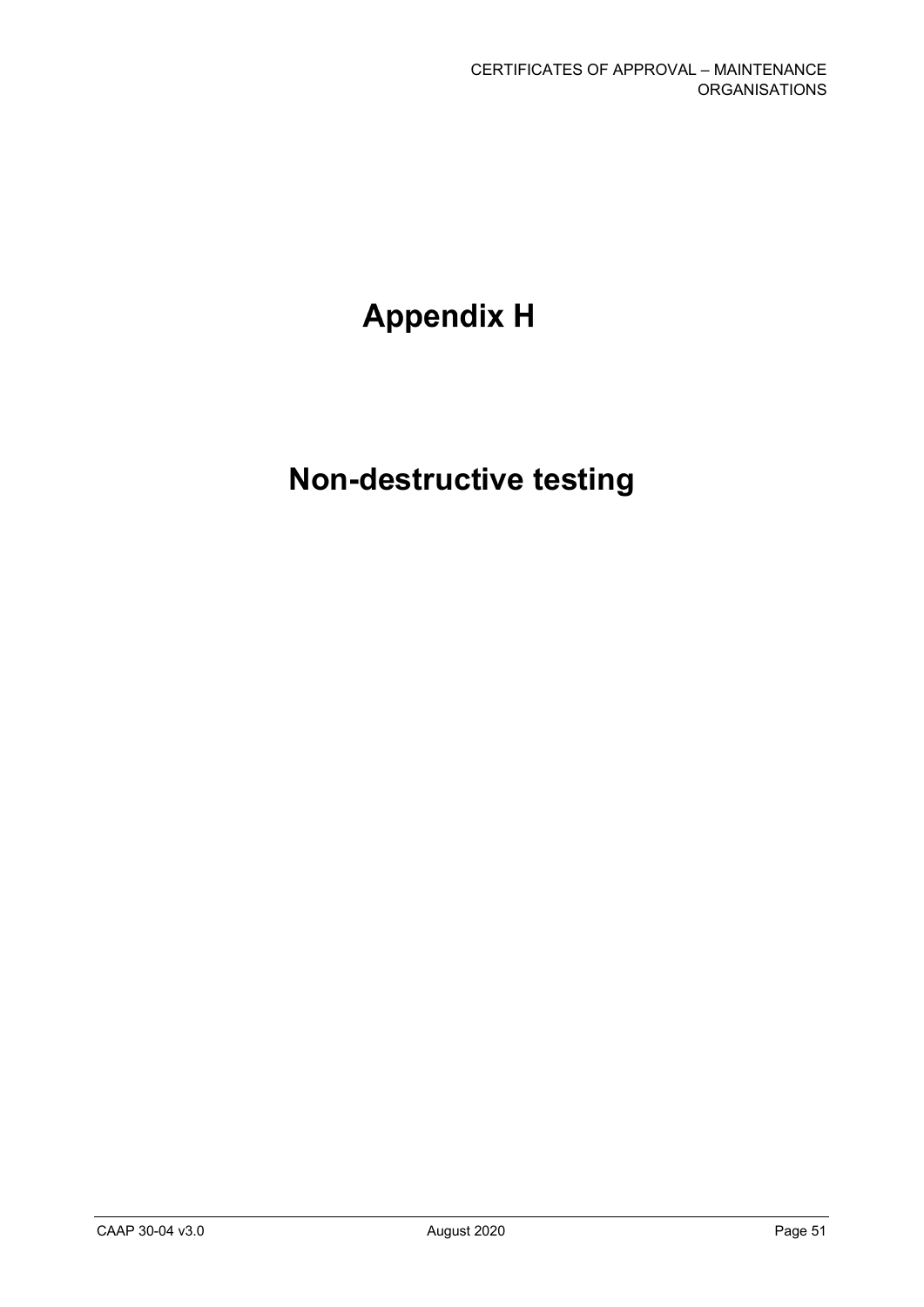# Appendix H

# Non-destructive testing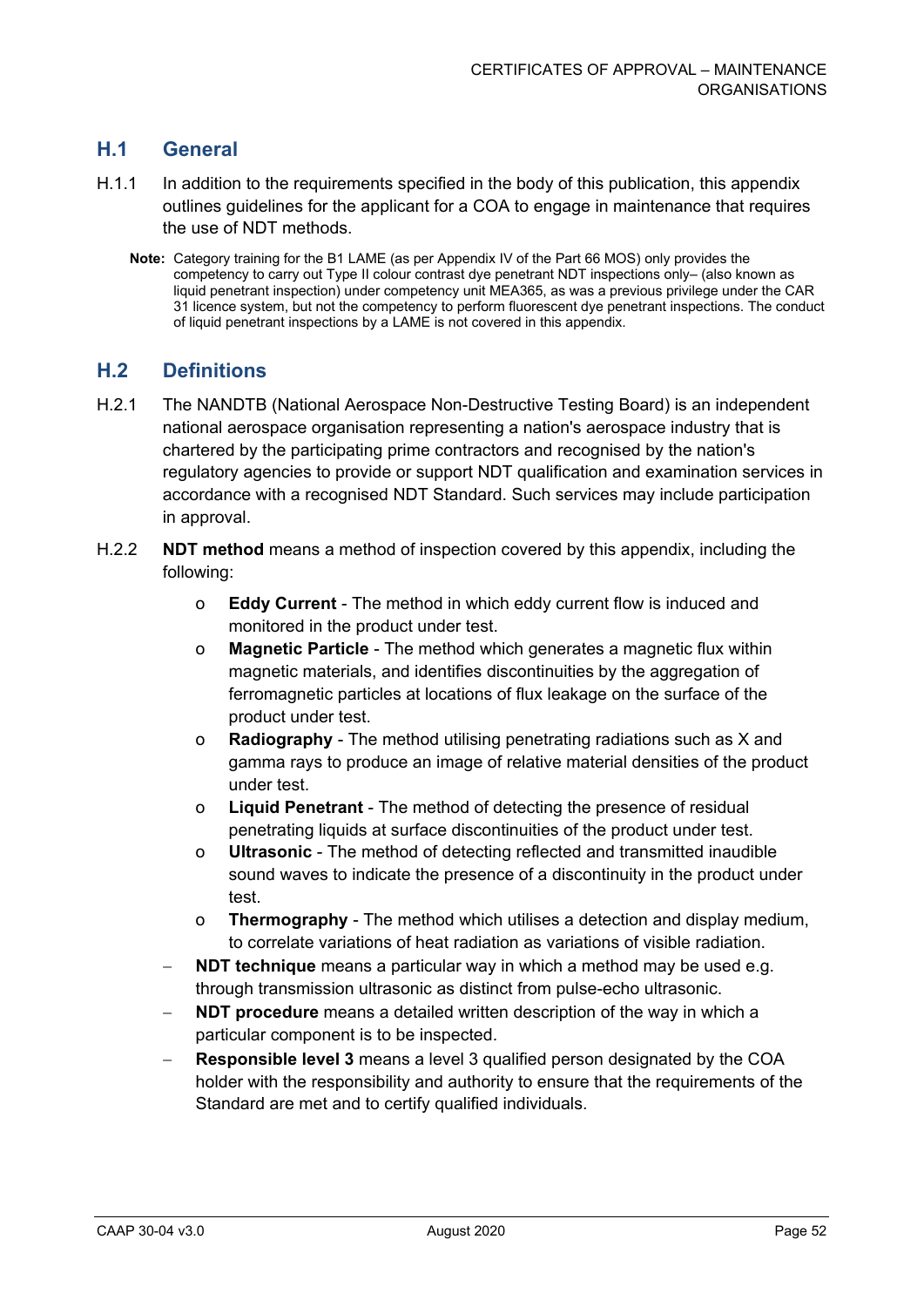## H.1 General

H.1.1 In addition to the requirements specified in the body of this publication, this appendix outlines guidelines for the applicant for a COA to engage in maintenance that requires the use of NDT methods.

**Note:** Category training for the B1 LAME (as per Appendix IV of the Part 66 MOS) only provides the competency to carry out Type II colour contrast dye penetrant NDT inspections only– (also known as liquid penetrant inspection) under competency unit MEA365, as was a previous privilege under the CAR 31 licence system, but not the competency to perform fluorescent dye penetrant inspections. The conduct of liquid penetrant inspections by a LAME is not covered in this appendix.

## H.2 Definitions

H.2.1 The NANDTB (National Aerospace Non-Destructive Testing Board) is an independent national aerospace organisation representing a nation's aerospace industry that is chartered by the participating prime contractors and recognised by the nation's regulatory agencies to provide or support NDT qualification and examination services in accordance with a recognised NDT Standard. Such services may include participation in approval.

H.2.2 **NDT method** means a method of inspection covered by this appendix, including the following:

- **Eddy Current** - The method in which eddy current flow is induced and monitored in the product under test.
- **Magnetic Particle** - The method which generates a magnetic flux within magnetic materials, and identifies discontinuities by the aggregation of ferromagnetic particles at locations of flux leakage on the surface of the product under test.
- **Radiography** - The method utilising penetrating radiations such as X and gamma rays to produce an image of relative material densities of the product under test.
- **Liquid Penetrant** - The method of detecting the presence of residual penetrating liquids at surface discontinuities of the product under test.
- **Ultrasonic** - The method of detecting reflected and transmitted inaudible sound waves to indicate the presence of a discontinuity in the product under test.
- **Thermography** - The method which utilises a detection and display medium, to correlate variations of heat radiation as variations of visible radiation.

– **NDT technique** means a particular way in which a method may be used e.g. through transmission ultrasonic as distinct from pulse-echo ultrasonic.

– **NDT procedure** means a detailed written description of the way in which a particular component is to be inspected.

– **Responsible level 3** means a level 3 qualified person designated by the COA holder with the responsibility and authority to ensure that the requirements of the Standard are met and to certify qualified individuals.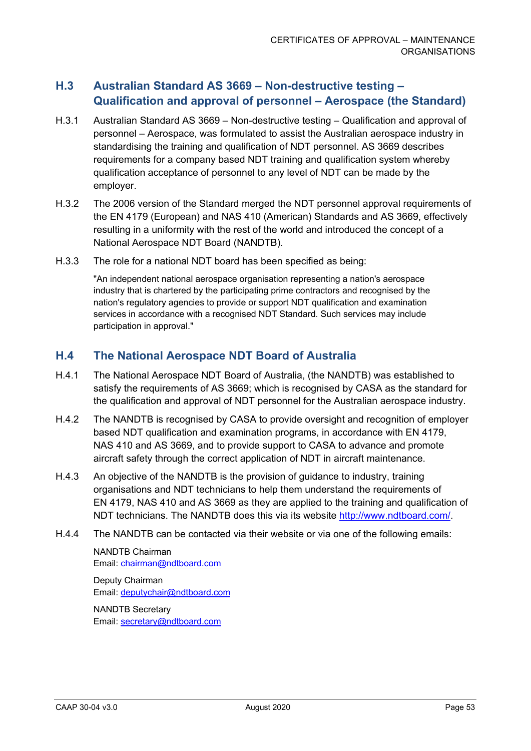## H.3 Australian Standard AS 3669 – Non-destructive testing – Qualification and approval of personnel – Aerospace (the Standard)

H.3.1 Australian Standard AS 3669 – Non-destructive testing – Qualification and approval of personnel – Aerospace, was formulated to assist the Australian aerospace industry in standardising the training and qualification of NDT personnel. AS 3669 describes requirements for a company based NDT training and qualification system whereby qualification acceptance of personnel to any level of NDT can be made by the employer.

H.3.2 The 2006 version of the Standard merged the NDT personnel approval requirements of the EN 4179 (European) and NAS 410 (American) Standards and AS 3669, effectively resulting in a uniformity with the rest of the world and introduced the concept of a National Aerospace NDT Board (NANDTB).

H.3.3 The role for a national NDT board has been specified as being:

> "An independent national aerospace organisation representing a nation's aerospace industry that is chartered by the participating prime contractors and recognised by the nation's regulatory agencies to provide or support NDT qualification and examination services in accordance with a recognised NDT Standard. Such services may include participation in approval."

## H.4 The National Aerospace NDT Board of Australia

H.4.1 The National Aerospace NDT Board of Australia, (the NANDTB) was established to satisfy the requirements of AS 3669; which is recognised by CASA as the standard for the qualification and approval of NDT personnel for the Australian aerospace industry.

H.4.2 The NANDTB is recognised by CASA to provide oversight and recognition of employer based NDT qualification and examination programs, in accordance with EN 4179, NAS 410 and AS 3669, and to provide support to CASA to advance and promote aircraft safety through the correct application of NDT in aircraft maintenance.

H.4.3 An objective of the NANDTB is the provision of guidance to industry, training organisations and NDT technicians to help them understand the requirements of EN 4179, NAS 410 and AS 3669 as they are applied to the training and qualification of NDT technicians. The NANDTB does this via its website http://www.ndtboard.com/.

H.4.4 The NANDTB can be contacted via their website or via one of the following emails:

NANDTB Chairman
Email: chairman@ndtboard.com

Deputy Chairman
Email: deputychair@ndtboard.com

NANDTB Secretary
Email: secretary@ndtboard.com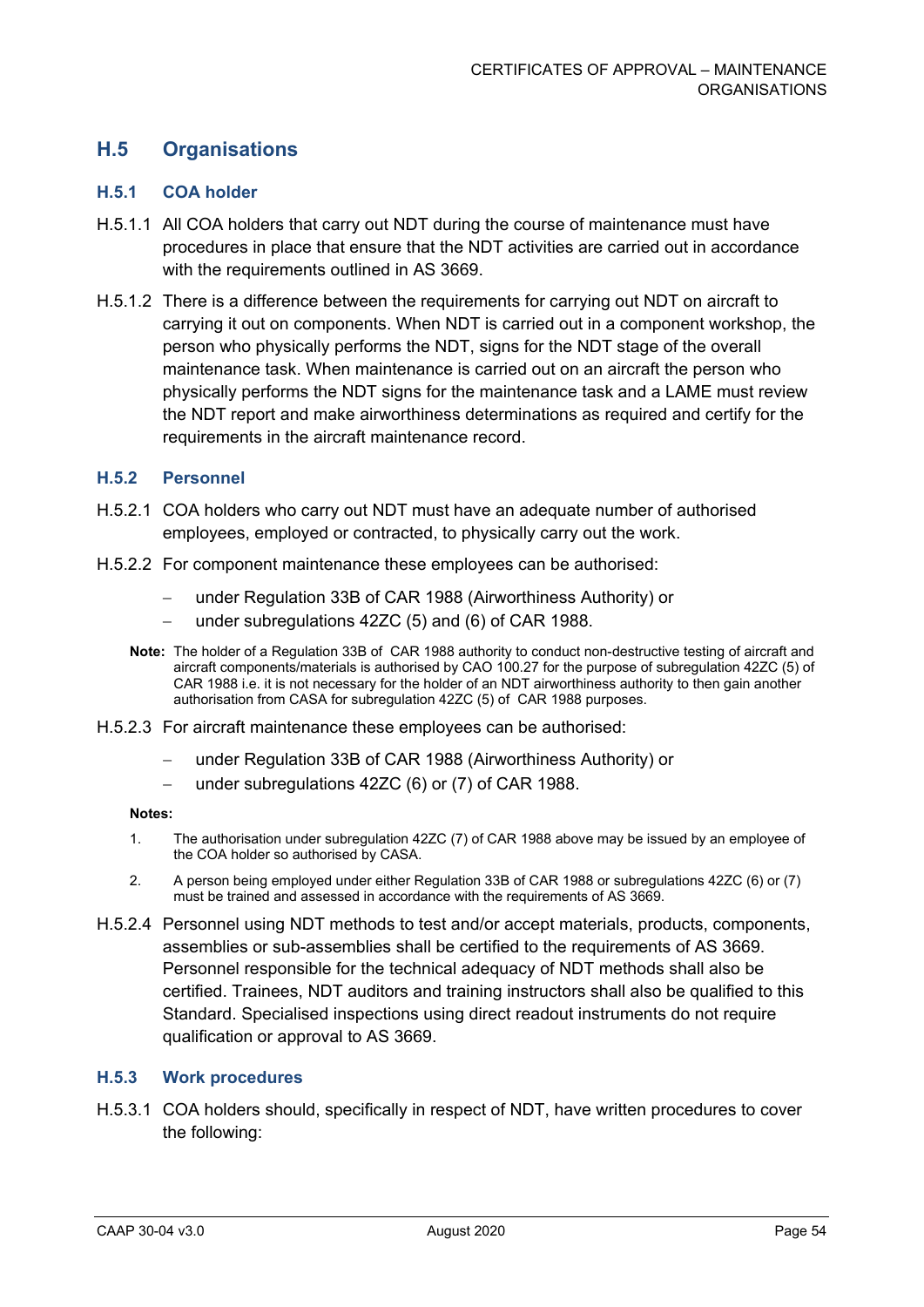## H.5 Organisations

### H.5.1 COA holder

H.5.1.1 All COA holders that carry out NDT during the course of maintenance must have procedures in place that ensure that the NDT activities are carried out in accordance with the requirements outlined in AS 3669.

H.5.1.2 There is a difference between the requirements for carrying out NDT on aircraft to carrying it out on components. When NDT is carried out in a component workshop, the person who physically performs the NDT, signs for the NDT stage of the overall maintenance task. When maintenance is carried out on an aircraft the person who physically performs the NDT signs for the maintenance task and a LAME must review the NDT report and make airworthiness determinations as required and certify for the requirements in the aircraft maintenance record.

### H.5.2 Personnel

H.5.2.1 COA holders who carry out NDT must have an adequate number of authorised employees, employed or contracted, to physically carry out the work.

H.5.2.2 For component maintenance these employees can be authorised:

- under Regulation 33B of CAR 1988 (Airworthiness Authority) or
- under subregulations 42ZC (5) and (6) of CAR 1988.

**Note:** The holder of a Regulation 33B of CAR 1988 authority to conduct non-destructive testing of aircraft and aircraft components/materials is authorised by CAO 100.27 for the purpose of subregulation 42ZC (5) of CAR 1988 i.e. it is not necessary for the holder of an NDT airworthiness authority to then gain another authorisation from CASA for subregulation 42ZC (5) of CAR 1988 purposes.

H.5.2.3 For aircraft maintenance these employees can be authorised:

- under Regulation 33B of CAR 1988 (Airworthiness Authority) or
- under subregulations 42ZC (6) or (7) of CAR 1988.

**Notes:**

1. The authorisation under subregulation 42ZC (7) of CAR 1988 above may be issued by an employee of the COA holder so authorised by CASA.
2. A person being employed under either Regulation 33B of CAR 1988 or subregulations 42ZC (6) or (7) must be trained and assessed in accordance with the requirements of AS 3669.

H.5.2.4 Personnel using NDT methods to test and/or accept materials, products, components, assemblies or sub-assemblies shall be certified to the requirements of AS 3669. Personnel responsible for the technical adequacy of NDT methods shall also be certified. Trainees, NDT auditors and training instructors shall also be qualified to this Standard. Specialised inspections using direct readout instruments do not require qualification or approval to AS 3669.

### H.5.3 Work procedures

H.5.3.1 COA holders should, specifically in respect of NDT, have written procedures to cover the following: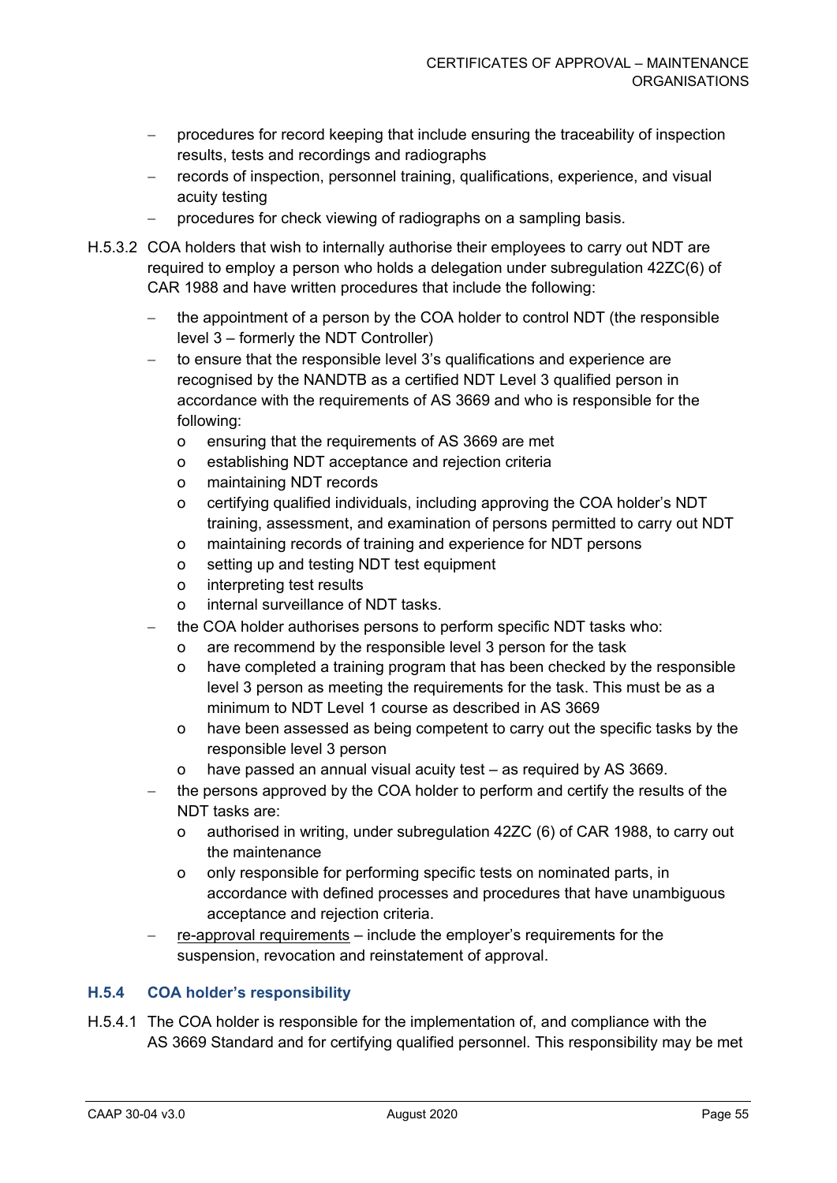- procedures for record keeping that include ensuring the traceability of inspection results, tests and recordings and radiographs
- records of inspection, personnel training, qualifications, experience, and visual acuity testing
- procedures for check viewing of radiographs on a sampling basis.

H.5.3.2 COA holders that wish to internally authorise their employees to carry out NDT are required to employ a person who holds a delegation under subregulation 42ZC(6) of CAR 1988 and have written procedures that include the following:

- the appointment of a person by the COA holder to control NDT (the responsible level 3 – formerly the NDT Controller)
- to ensure that the responsible level 3's qualifications and experience are recognised by the NANDTB as a certified NDT Level 3 qualified person in accordance with the requirements of AS 3669 and who is responsible for the following:
  - ensuring that the requirements of AS 3669 are met
  - establishing NDT acceptance and rejection criteria
  - maintaining NDT records
  - certifying qualified individuals, including approving the COA holder's NDT training, assessment, and examination of persons permitted to carry out NDT
  - maintaining records of training and experience for NDT persons
  - setting up and testing NDT test equipment
  - interpreting test results
  - internal surveillance of NDT tasks.
- the COA holder authorises persons to perform specific NDT tasks who:
  - are recommend by the responsible level 3 person for the task
  - have completed a training program that has been checked by the responsible level 3 person as meeting the requirements for the task. This must be as a minimum to NDT Level 1 course as described in AS 3669
  - have been assessed as being competent to carry out the specific tasks by the responsible level 3 person
  - have passed an annual visual acuity test – as required by AS 3669.
- the persons approved by the COA holder to perform and certify the results of the NDT tasks are:
  - authorised in writing, under subregulation 42ZC (6) of CAR 1988, to carry out the maintenance
  - only responsible for performing specific tests on nominated parts, in accordance with defined processes and procedures that have unambiguous acceptance and rejection criteria.
- <u>re-approval requirements</u> – include the employer's requirements for the suspension, revocation and reinstatement of approval.

### H.5.4 COA holder's responsibility

H.5.4.1 The COA holder is responsible for the implementation of, and compliance with the AS 3669 Standard and for certifying qualified personnel. This responsibility may be met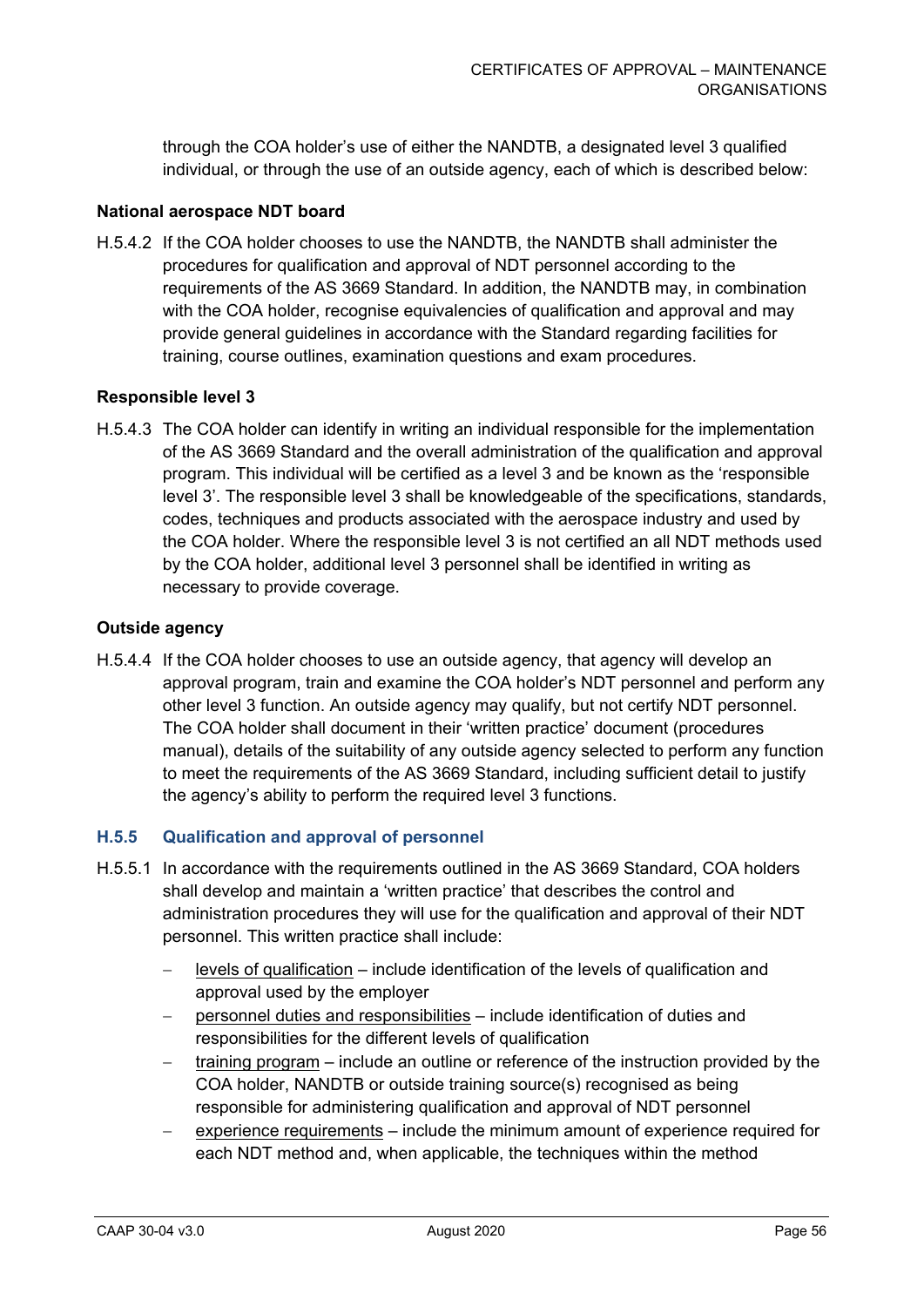through the COA holder's use of either the NANDTB, a designated level 3 qualified individual, or through the use of an outside agency, each of which is described below:

**National aerospace NDT board**

H.5.4.2 If the COA holder chooses to use the NANDTB, the NANDTB shall administer the procedures for qualification and approval of NDT personnel according to the requirements of the AS 3669 Standard. In addition, the NANDTB may, in combination with the COA holder, recognise equivalencies of qualification and approval and may provide general guidelines in accordance with the Standard regarding facilities for training, course outlines, examination questions and exam procedures.

**Responsible level 3**

H.5.4.3 The COA holder can identify in writing an individual responsible for the implementation of the AS 3669 Standard and the overall administration of the qualification and approval program. This individual will be certified as a level 3 and be known as the 'responsible level 3'. The responsible level 3 shall be knowledgeable of the specifications, standards, codes, techniques and products associated with the aerospace industry and used by the COA holder. Where the responsible level 3 is not certified an all NDT methods used by the COA holder, additional level 3 personnel shall be identified in writing as necessary to provide coverage.

**Outside agency**

H.5.4.4 If the COA holder chooses to use an outside agency, that agency will develop an approval program, train and examine the COA holder's NDT personnel and perform any other level 3 function. An outside agency may qualify, but not certify NDT personnel. The COA holder shall document in their 'written practice' document (procedures manual), details of the suitability of any outside agency selected to perform any function to meet the requirements of the AS 3669 Standard, including sufficient detail to justify the agency's ability to perform the required level 3 functions.

### H.5.5 Qualification and approval of personnel

H.5.5.1 In accordance with the requirements outlined in the AS 3669 Standard, COA holders shall develop and maintain a 'written practice' that describes the control and administration procedures they will use for the qualification and approval of their NDT personnel. This written practice shall include:

- levels of qualification – include identification of the levels of qualification and approval used by the employer
- personnel duties and responsibilities – include identification of duties and responsibilities for the different levels of qualification
- training program – include an outline or reference of the instruction provided by the COA holder, NANDTB or outside training source(s) recognised as being responsible for administering qualification and approval of NDT personnel
- experience requirements – include the minimum amount of experience required for each NDT method and, when applicable, the techniques within the method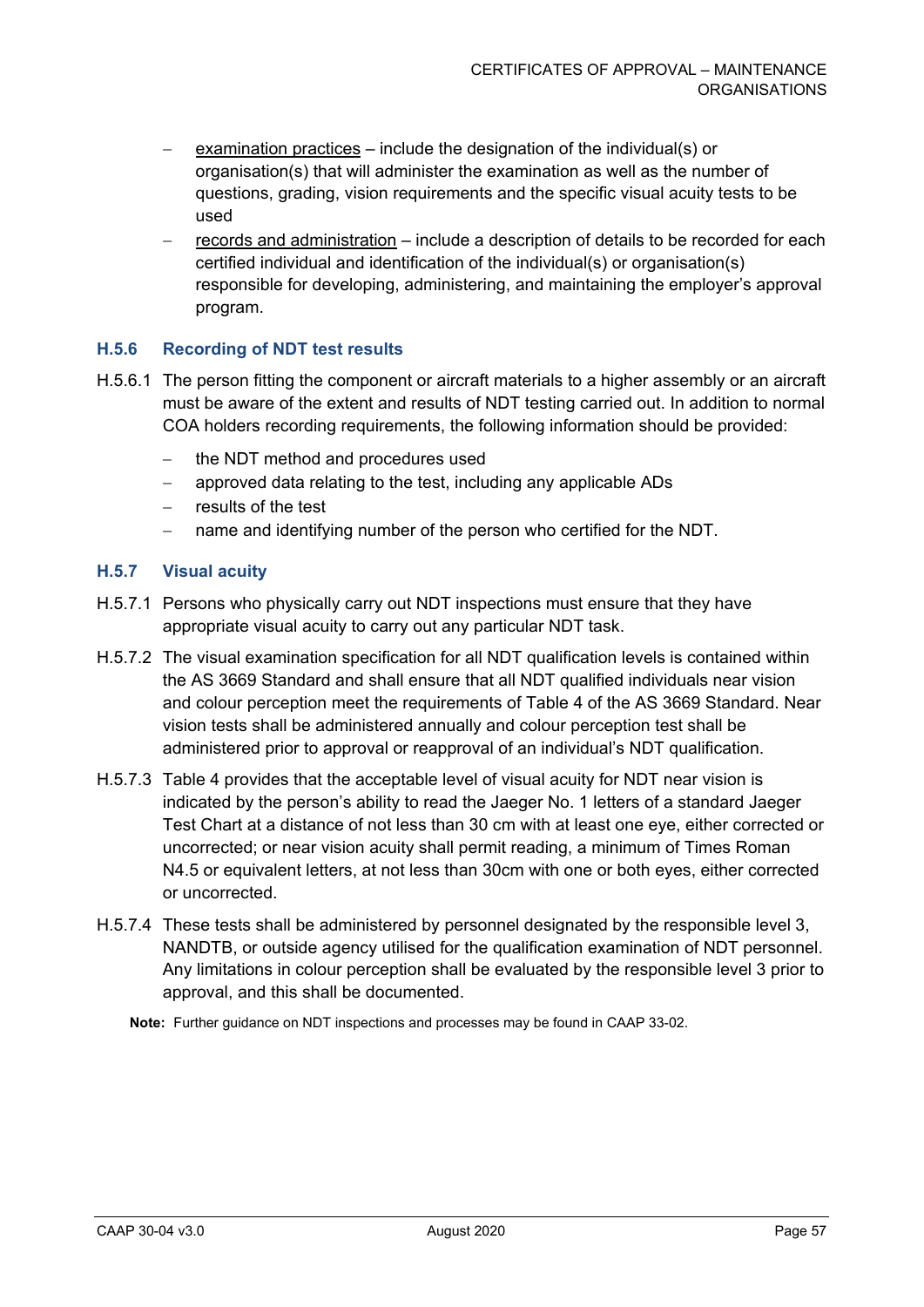- <u>examination practices</u> – include the designation of the individual(s) or organisation(s) that will administer the examination as well as the number of questions, grading, vision requirements and the specific visual acuity tests to be used
- <u>records and administration</u> – include a description of details to be recorded for each certified individual and identification of the individual(s) or organisation(s) responsible for developing, administering, and maintaining the employer's approval program.

### H.5.6 Recording of NDT test results

H.5.6.1 The person fitting the component or aircraft materials to a higher assembly or an aircraft must be aware of the extent and results of NDT testing carried out. In addition to normal COA holders recording requirements, the following information should be provided:

- the NDT method and procedures used
- approved data relating to the test, including any applicable ADs
- results of the test
- name and identifying number of the person who certified for the NDT.

### H.5.7 Visual acuity

H.5.7.1 Persons who physically carry out NDT inspections must ensure that they have appropriate visual acuity to carry out any particular NDT task.

H.5.7.2 The visual examination specification for all NDT qualification levels is contained within the AS 3669 Standard and shall ensure that all NDT qualified individuals near vision and colour perception meet the requirements of Table 4 of the AS 3669 Standard. Near vision tests shall be administered annually and colour perception test shall be administered prior to approval or reapproval of an individual's NDT qualification.

H.5.7.3 Table 4 provides that the acceptable level of visual acuity for NDT near vision is indicated by the person's ability to read the Jaeger No. 1 letters of a standard Jaeger Test Chart at a distance of not less than 30 cm with at least one eye, either corrected or uncorrected; or near vision acuity shall permit reading, a minimum of Times Roman N4.5 or equivalent letters, at not less than 30cm with one or both eyes, either corrected or uncorrected.

H.5.7.4 These tests shall be administered by personnel designated by the responsible level 3, NANDTB, or outside agency utilised for the qualification examination of NDT personnel. Any limitations in colour perception shall be evaluated by the responsible level 3 prior to approval, and this shall be documented.

**Note:** Further guidance on NDT inspections and processes may be found in CAAP 33-02.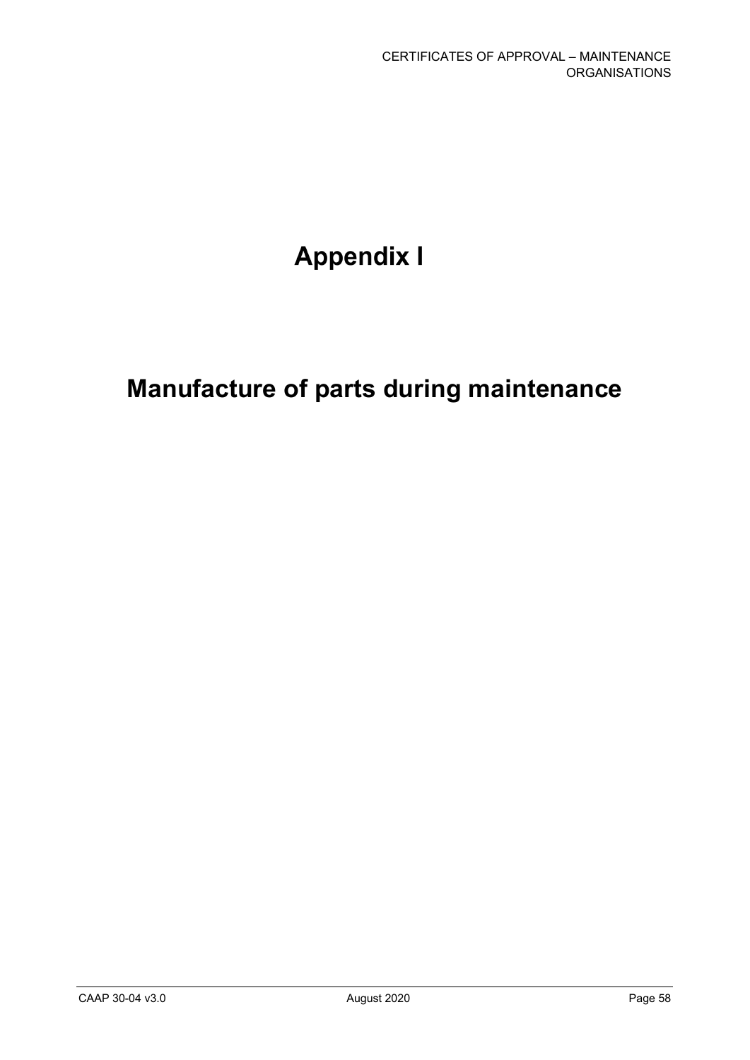# Appendix I

# Manufacture of parts during maintenance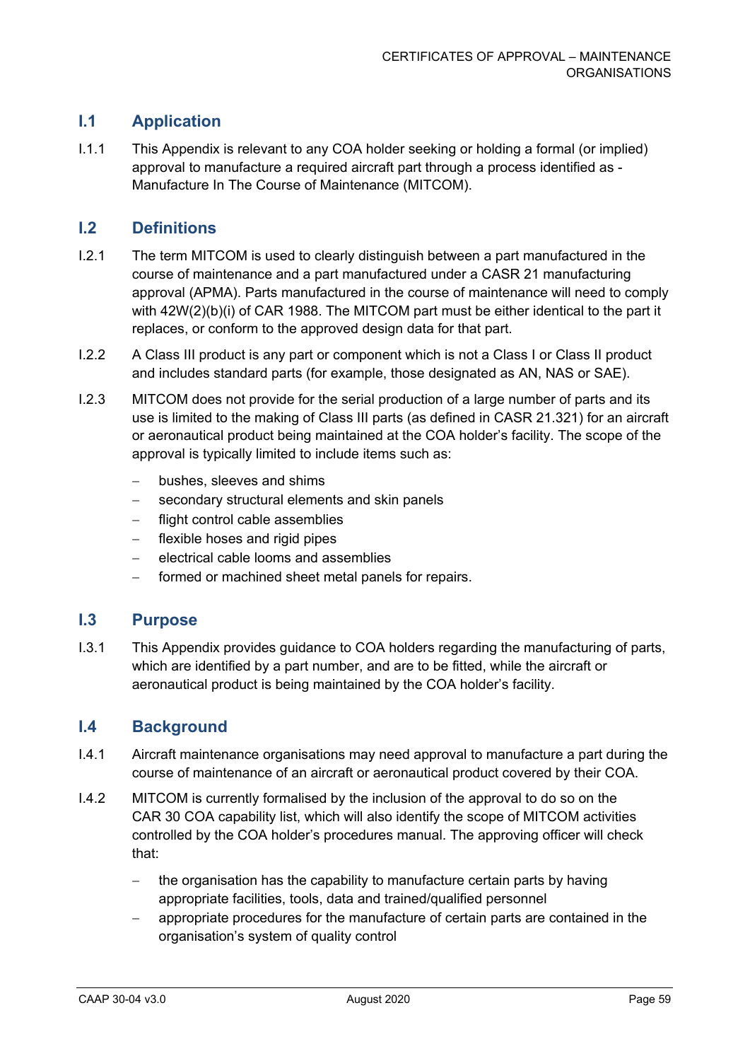## I.1 Application

I.1.1 This Appendix is relevant to any COA holder seeking or holding a formal (or implied) approval to manufacture a required aircraft part through a process identified as - Manufacture In The Course of Maintenance (MITCOM).

## I.2 Definitions

I.2.1 The term MITCOM is used to clearly distinguish between a part manufactured in the course of maintenance and a part manufactured under a CASR 21 manufacturing approval (APMA). Parts manufactured in the course of maintenance will need to comply with 42W(2)(b)(i) of CAR 1988. The MITCOM part must be either identical to the part it replaces, or conform to the approved design data for that part.

I.2.2 A Class III product is any part or component which is not a Class I or Class II product and includes standard parts (for example, those designated as AN, NAS or SAE).

I.2.3 MITCOM does not provide for the serial production of a large number of parts and its use is limited to the making of Class III parts (as defined in CASR 21.321) for an aircraft or aeronautical product being maintained at the COA holder's facility. The scope of the approval is typically limited to include items such as:

- bushes, sleeves and shims
- secondary structural elements and skin panels
- flight control cable assemblies
- flexible hoses and rigid pipes
- electrical cable looms and assemblies
- formed or machined sheet metal panels for repairs.

## I.3 Purpose

I.3.1 This Appendix provides guidance to COA holders regarding the manufacturing of parts, which are identified by a part number, and are to be fitted, while the aircraft or aeronautical product is being maintained by the COA holder's facility.

## I.4 Background

I.4.1 Aircraft maintenance organisations may need approval to manufacture a part during the course of maintenance of an aircraft or aeronautical product covered by their COA.

I.4.2 MITCOM is currently formalised by the inclusion of the approval to do so on the CAR 30 COA capability list, which will also identify the scope of MITCOM activities controlled by the COA holder's procedures manual. The approving officer will check that:

- the organisation has the capability to manufacture certain parts by having appropriate facilities, tools, data and trained/qualified personnel
- appropriate procedures for the manufacture of certain parts are contained in the organisation's system of quality control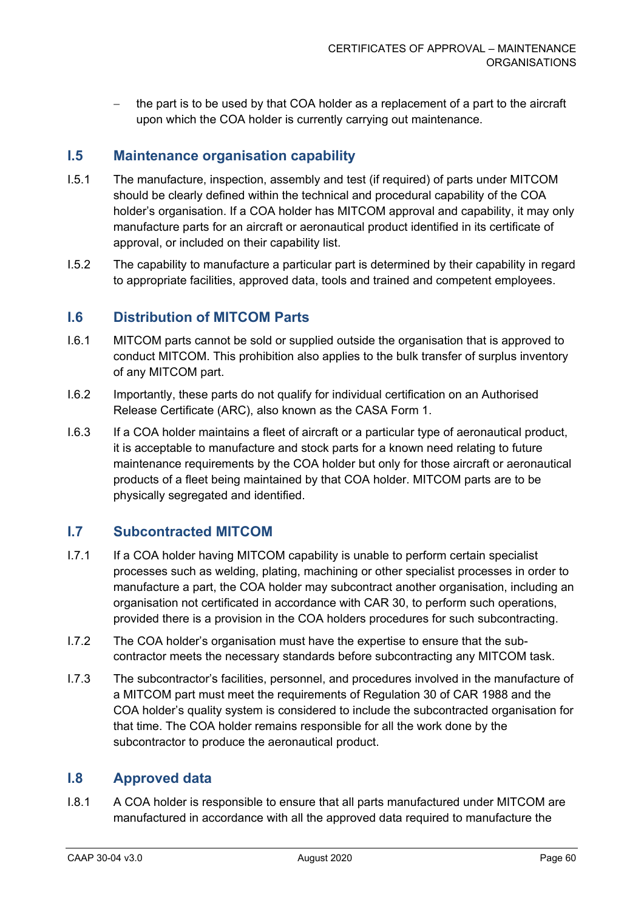– the part is to be used by that COA holder as a replacement of a part to the aircraft upon which the COA holder is currently carrying out maintenance.

## I.5 Maintenance organisation capability

I.5.1 The manufacture, inspection, assembly and test (if required) of parts under MITCOM should be clearly defined within the technical and procedural capability of the COA holder's organisation. If a COA holder has MITCOM approval and capability, it may only manufacture parts for an aircraft or aeronautical product identified in its certificate of approval, or included on their capability list.

I.5.2 The capability to manufacture a particular part is determined by their capability in regard to appropriate facilities, approved data, tools and trained and competent employees.

## I.6 Distribution of MITCOM Parts

I.6.1 MITCOM parts cannot be sold or supplied outside the organisation that is approved to conduct MITCOM. This prohibition also applies to the bulk transfer of surplus inventory of any MITCOM part.

I.6.2 Importantly, these parts do not qualify for individual certification on an Authorised Release Certificate (ARC), also known as the CASA Form 1.

I.6.3 If a COA holder maintains a fleet of aircraft or a particular type of aeronautical product, it is acceptable to manufacture and stock parts for a known need relating to future maintenance requirements by the COA holder but only for those aircraft or aeronautical products of a fleet being maintained by that COA holder. MITCOM parts are to be physically segregated and identified.

## I.7 Subcontracted MITCOM

I.7.1 If a COA holder having MITCOM capability is unable to perform certain specialist processes such as welding, plating, machining or other specialist processes in order to manufacture a part, the COA holder may subcontract another organisation, including an organisation not certificated in accordance with CAR 30, to perform such operations, provided there is a provision in the COA holders procedures for such subcontracting.

I.7.2 The COA holder's organisation must have the expertise to ensure that the sub-contractor meets the necessary standards before subcontracting any MITCOM task.

I.7.3 The subcontractor's facilities, personnel, and procedures involved in the manufacture of a MITCOM part must meet the requirements of Regulation 30 of CAR 1988 and the COA holder's quality system is considered to include the subcontracted organisation for that time. The COA holder remains responsible for all the work done by the subcontractor to produce the aeronautical product.

## I.8 Approved data

I.8.1 A COA holder is responsible to ensure that all parts manufactured under MITCOM are manufactured in accordance with all the approved data required to manufacture the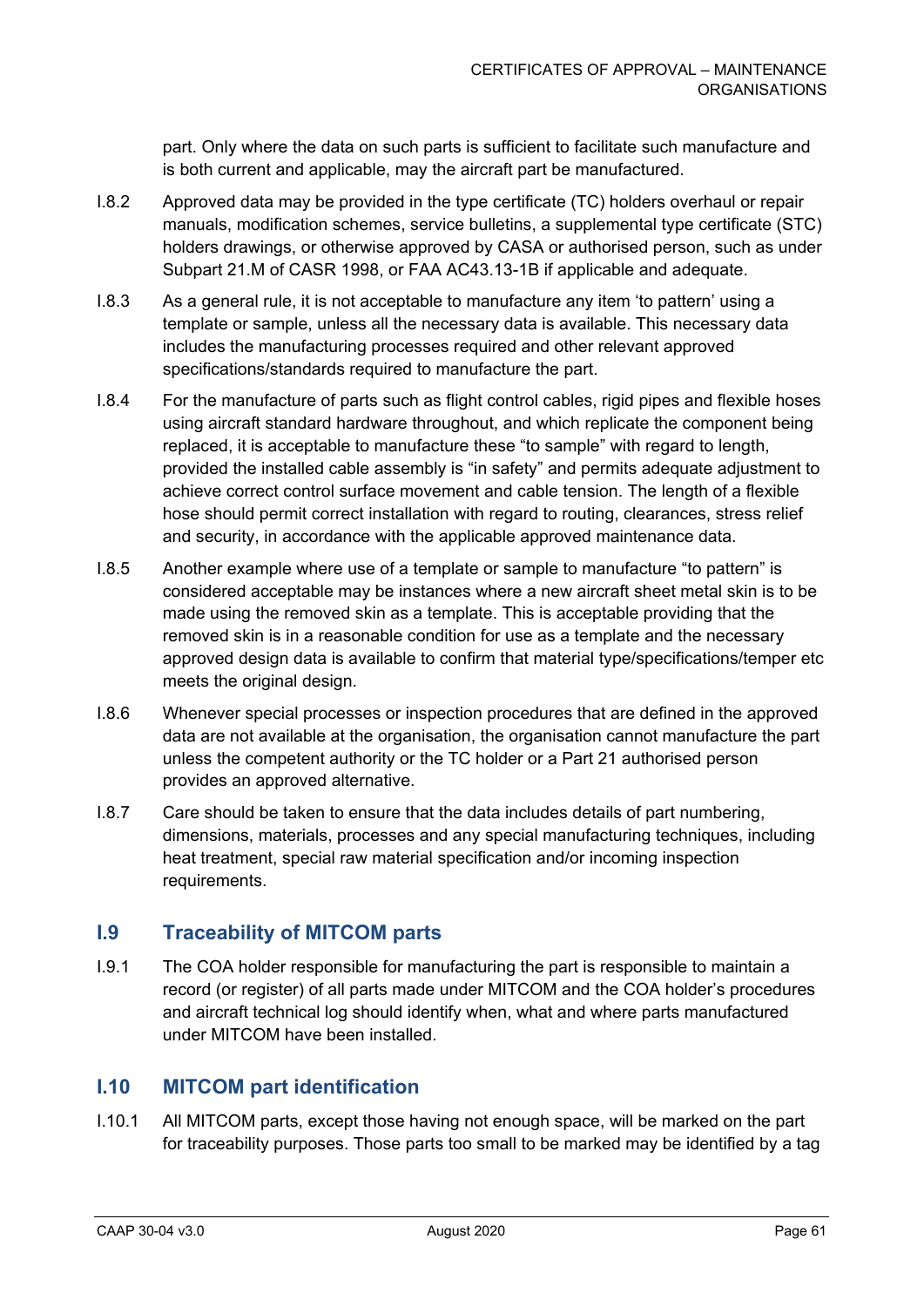part. Only where the data on such parts is sufficient to facilitate such manufacture and is both current and applicable, may the aircraft part be manufactured.

I.8.2 Approved data may be provided in the type certificate (TC) holders overhaul or repair manuals, modification schemes, service bulletins, a supplemental type certificate (STC) holders drawings, or otherwise approved by CASA or authorised person, such as under Subpart 21.M of CASR 1998, or FAA AC43.13-1B if applicable and adequate.

I.8.3 As a general rule, it is not acceptable to manufacture any item 'to pattern' using a template or sample, unless all the necessary data is available. This necessary data includes the manufacturing processes required and other relevant approved specifications/standards required to manufacture the part.

I.8.4 For the manufacture of parts such as flight control cables, rigid pipes and flexible hoses using aircraft standard hardware throughout, and which replicate the component being replaced, it is acceptable to manufacture these "to sample" with regard to length, provided the installed cable assembly is "in safety" and permits adequate adjustment to achieve correct control surface movement and cable tension. The length of a flexible hose should permit correct installation with regard to routing, clearances, stress relief and security, in accordance with the applicable approved maintenance data.

I.8.5 Another example where use of a template or sample to manufacture "to pattern" is considered acceptable may be instances where a new aircraft sheet metal skin is to be made using the removed skin as a template. This is acceptable providing that the removed skin is in a reasonable condition for use as a template and the necessary approved design data is available to confirm that material type/specifications/temper etc meets the original design.

I.8.6 Whenever special processes or inspection procedures that are defined in the approved data are not available at the organisation, the organisation cannot manufacture the part unless the competent authority or the TC holder or a Part 21 authorised person provides an approved alternative.

I.8.7 Care should be taken to ensure that the data includes details of part numbering, dimensions, materials, processes and any special manufacturing techniques, including heat treatment, special raw material specification and/or incoming inspection requirements.

## I.9 Traceability of MITCOM parts

I.9.1 The COA holder responsible for manufacturing the part is responsible to maintain a record (or register) of all parts made under MITCOM and the COA holder's procedures and aircraft technical log should identify when, what and where parts manufactured under MITCOM have been installed.

## I.10 MITCOM part identification

I.10.1 All MITCOM parts, except those having not enough space, will be marked on the part for traceability purposes. Those parts too small to be marked may be identified by a tag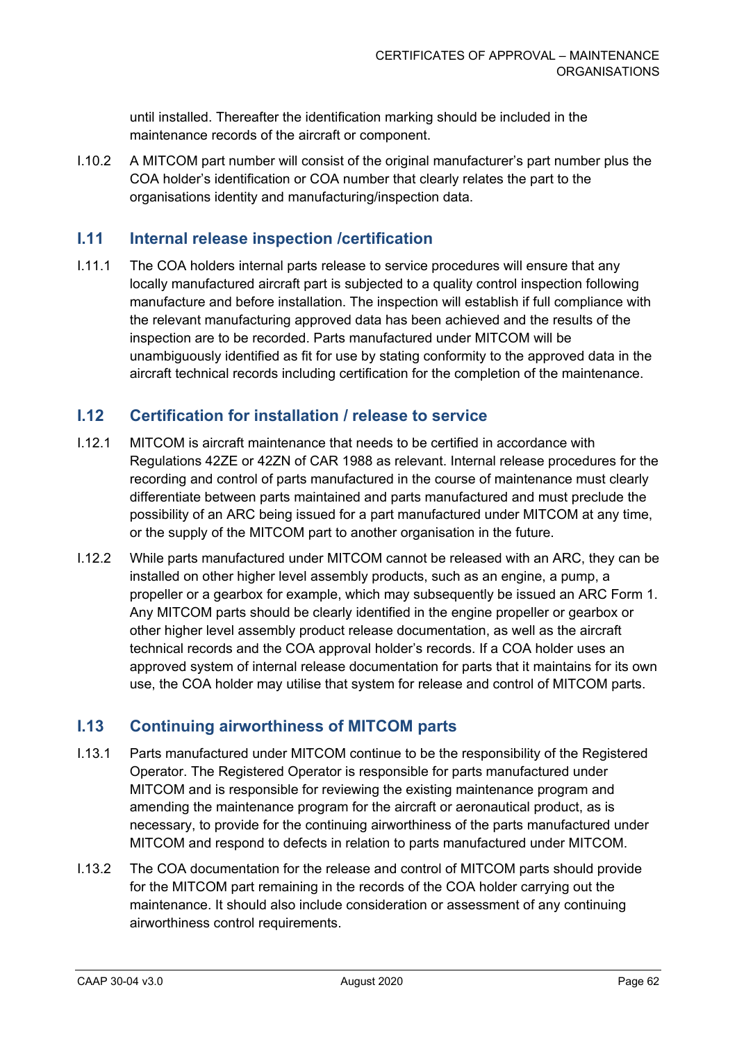until installed. Thereafter the identification marking should be included in the maintenance records of the aircraft or component.

I.10.2 A MITCOM part number will consist of the original manufacturer's part number plus the COA holder's identification or COA number that clearly relates the part to the organisations identity and manufacturing/inspection data.

## I.11 Internal release inspection /certification

I.11.1 The COA holders internal parts release to service procedures will ensure that any locally manufactured aircraft part is subjected to a quality control inspection following manufacture and before installation. The inspection will establish if full compliance with the relevant manufacturing approved data has been achieved and the results of the inspection are to be recorded. Parts manufactured under MITCOM will be unambiguously identified as fit for use by stating conformity to the approved data in the aircraft technical records including certification for the completion of the maintenance.

## I.12 Certification for installation / release to service

I.12.1 MITCOM is aircraft maintenance that needs to be certified in accordance with Regulations 42ZE or 42ZN of CAR 1988 as relevant. Internal release procedures for the recording and control of parts manufactured in the course of maintenance must clearly differentiate between parts maintained and parts manufactured and must preclude the possibility of an ARC being issued for a part manufactured under MITCOM at any time, or the supply of the MITCOM part to another organisation in the future.

I.12.2 While parts manufactured under MITCOM cannot be released with an ARC, they can be installed on other higher level assembly products, such as an engine, a pump, a propeller or a gearbox for example, which may subsequently be issued an ARC Form 1. Any MITCOM parts should be clearly identified in the engine propeller or gearbox or other higher level assembly product release documentation, as well as the aircraft technical records and the COA approval holder's records. If a COA holder uses an approved system of internal release documentation for parts that it maintains for its own use, the COA holder may utilise that system for release and control of MITCOM parts.

## I.13 Continuing airworthiness of MITCOM parts

I.13.1 Parts manufactured under MITCOM continue to be the responsibility of the Registered Operator. The Registered Operator is responsible for parts manufactured under MITCOM and is responsible for reviewing the existing maintenance program and amending the maintenance program for the aircraft or aeronautical product, as is necessary, to provide for the continuing airworthiness of the parts manufactured under MITCOM and respond to defects in relation to parts manufactured under MITCOM.

I.13.2 The COA documentation for the release and control of MITCOM parts should provide for the MITCOM part remaining in the records of the COA holder carrying out the maintenance. It should also include consideration or assessment of any continuing airworthiness control requirements.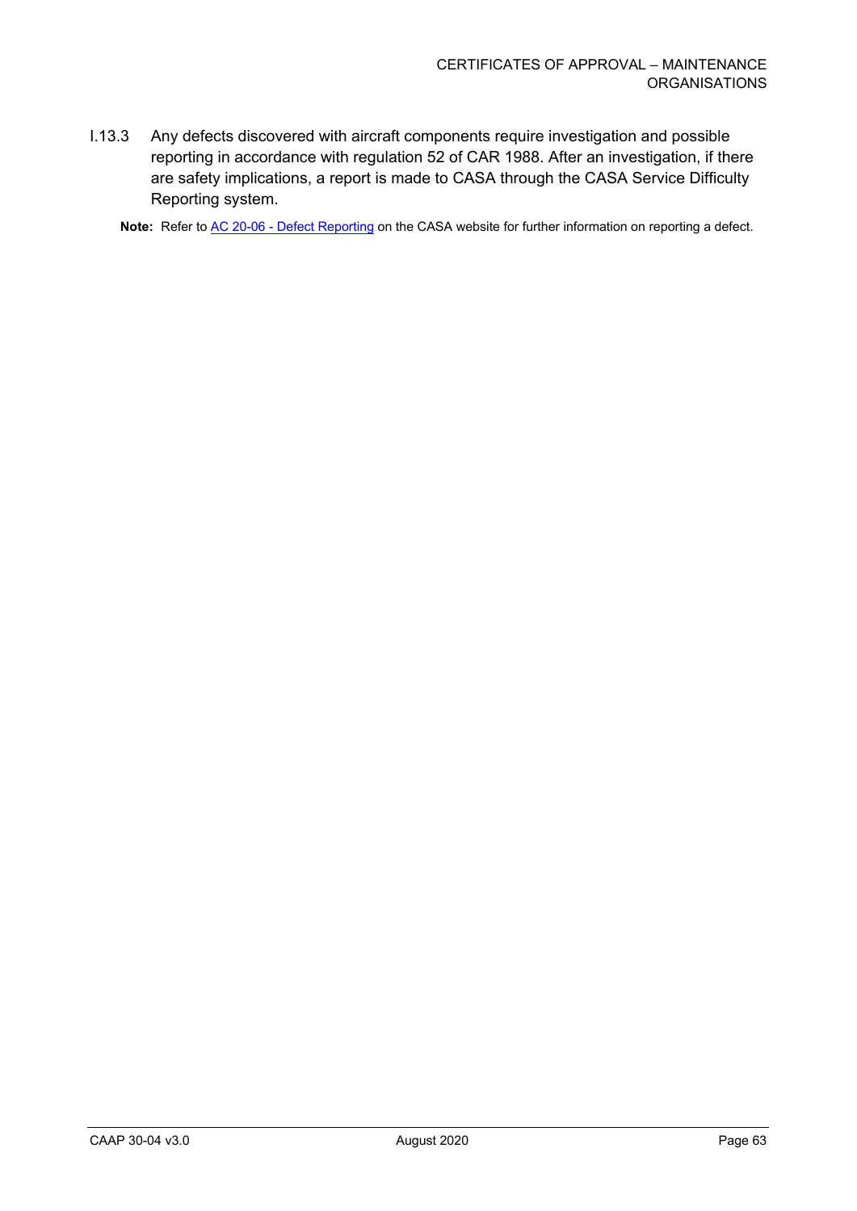I.13.3 Any defects discovered with aircraft components require investigation and possible reporting in accordance with regulation 52 of CAR 1988. After an investigation, if there are safety implications, a report is made to CASA through the CASA Service Difficulty Reporting system.

**Note:** Refer to AC 20-06 - Defect Reporting on the CASA website for further information on reporting a defect.